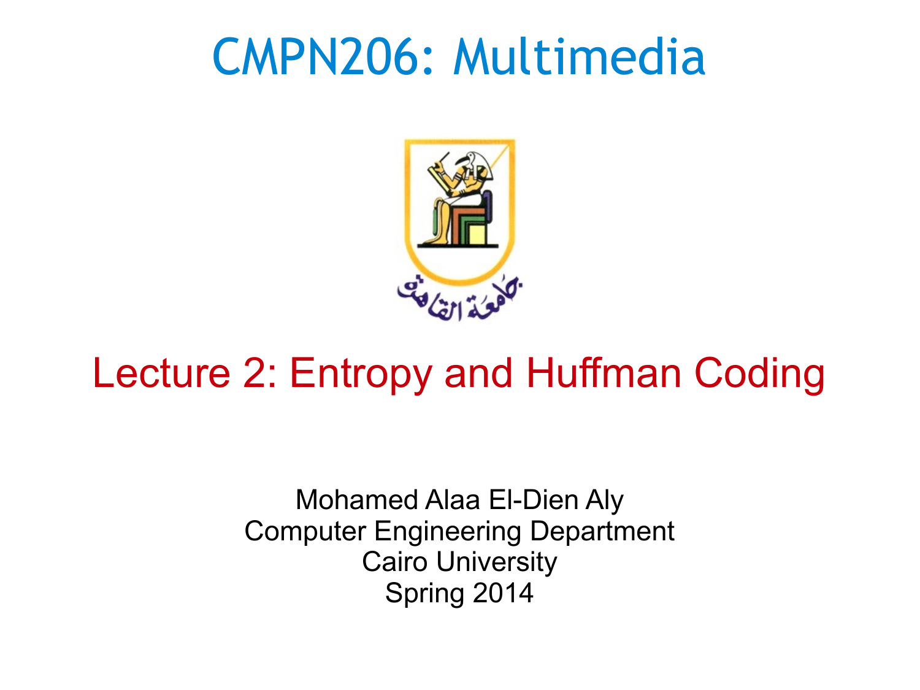# CMPN206: Multimedia

## Lecture 2: Entropy and Huffman Coding

Mohamed Alaa El-Dien Aly
Computer Engineering Department
Cairo University
Spring 2014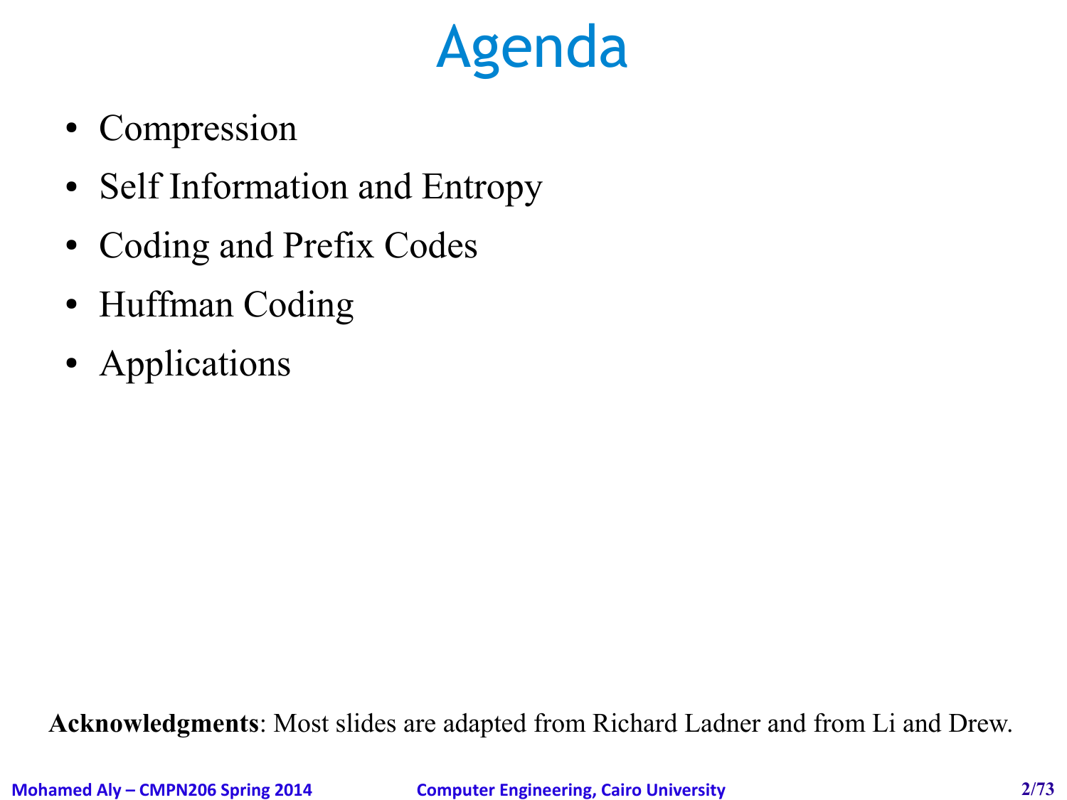# Agenda

- Compression
- Self Information and Entropy
- Coding and Prefix Codes
- Huffman Coding
- Applications

**Acknowledgments**: Most slides are adapted from Richard Ladner and from Li and Drew.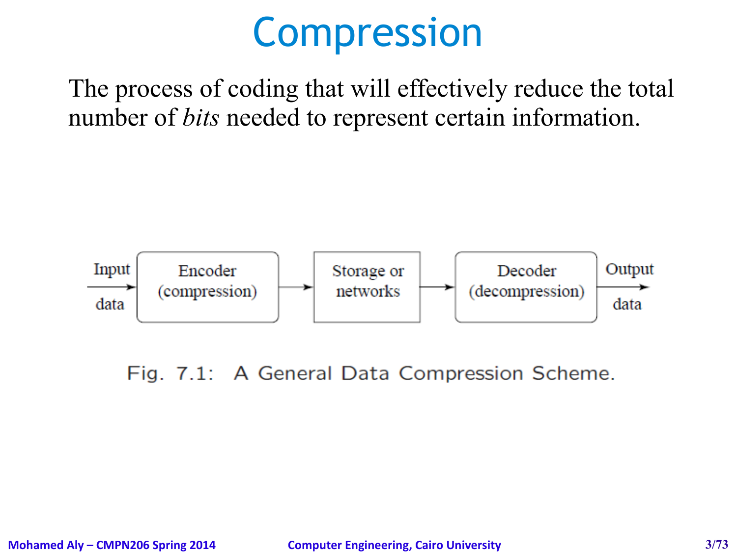# Compression

The process of coding that will effectively reduce the total number of *bits* needed to represent certain information.

Input data → Encoder (compression) → Storage or networks → Decoder (decompression) → Output data

Fig. 7.1: A General Data Compression Scheme.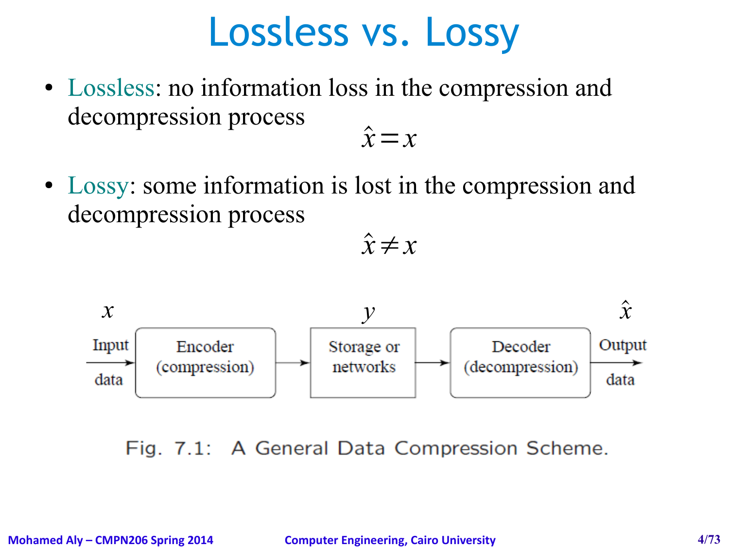# Lossless vs. Lossy

- Lossless: no information loss in the compression and decompression process

$$\hat{x} = x$$

- Lossy: some information is lost in the compression and decompression process

$$\hat{x} \neq x$$

$x$ Input data → Encoder (compression) → $y$ Storage or networks → Decoder (decompression) → $\hat{x}$ Output data

Fig. 7.1: A General Data Compression Scheme.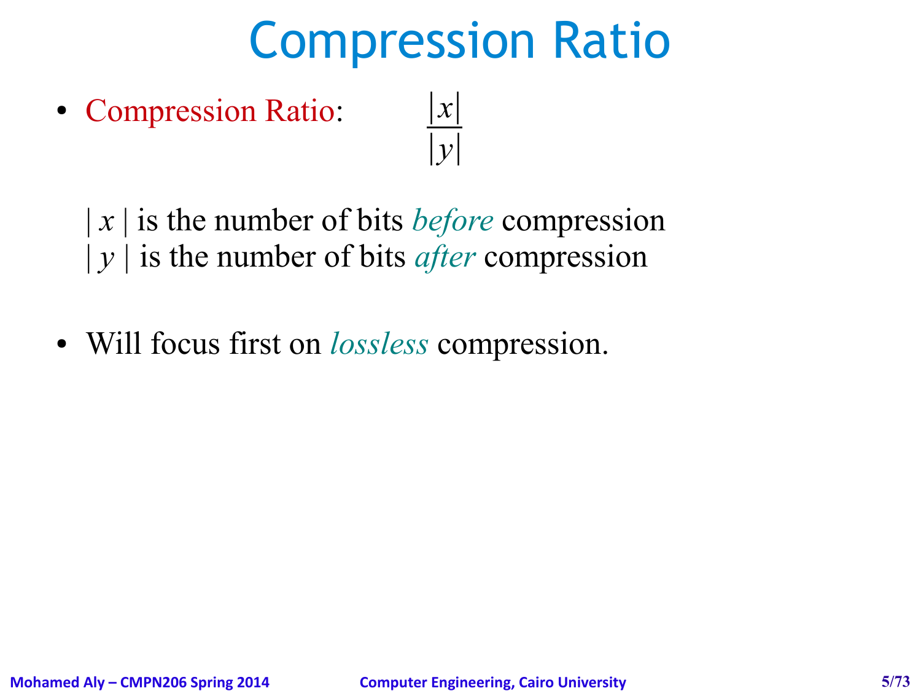# Compression Ratio

- Compression Ratio: $$\frac{|x|}{|y|}$$

  $|x|$ is the number of bits *before* compression
  $|y|$ is the number of bits *after* compression

- Will focus first on *lossless* compression.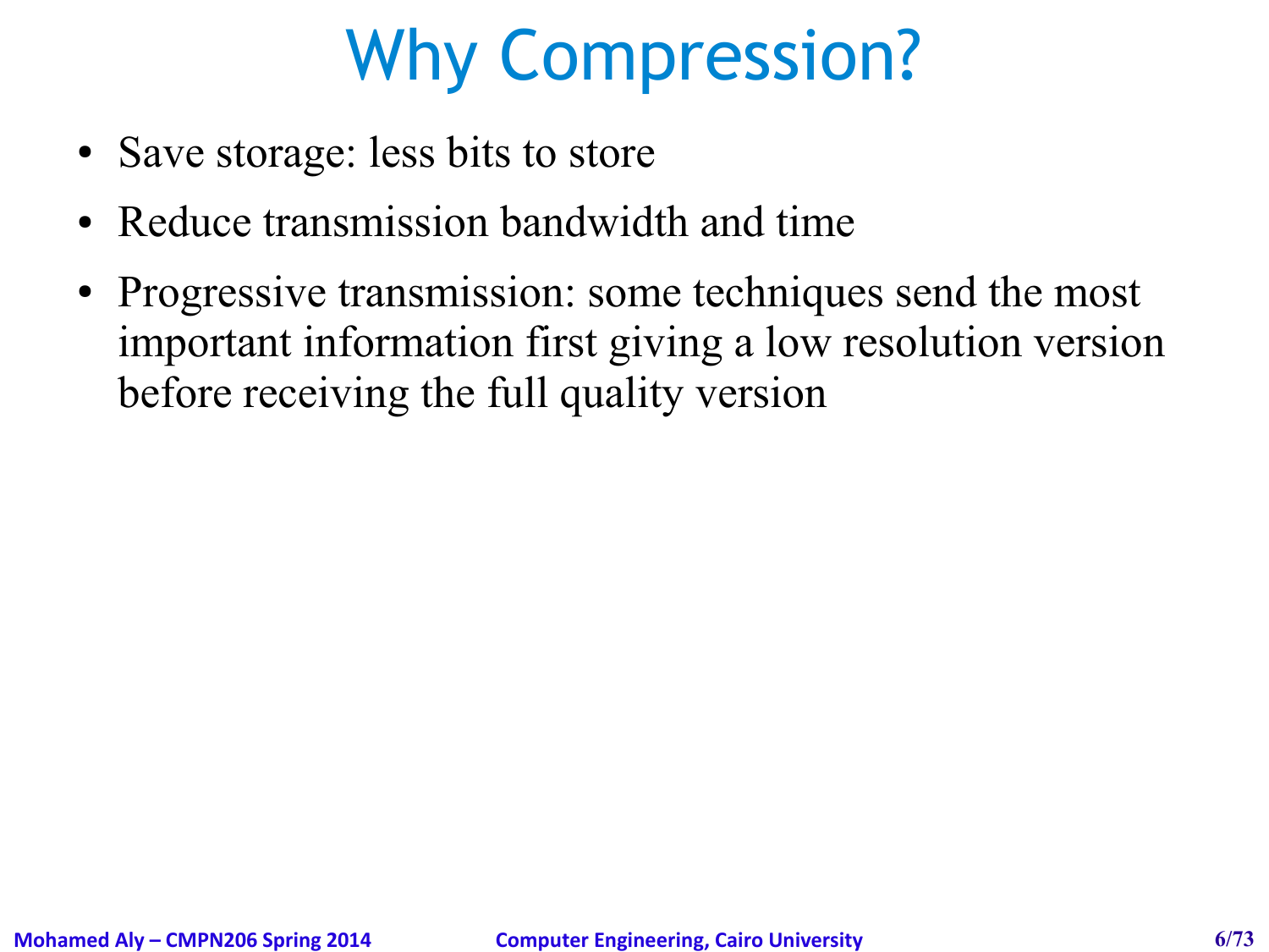# Why Compression?

- Save storage: less bits to store
- Reduce transmission bandwidth and time
- Progressive transmission: some techniques send the most important information first giving a low resolution version before receiving the full quality version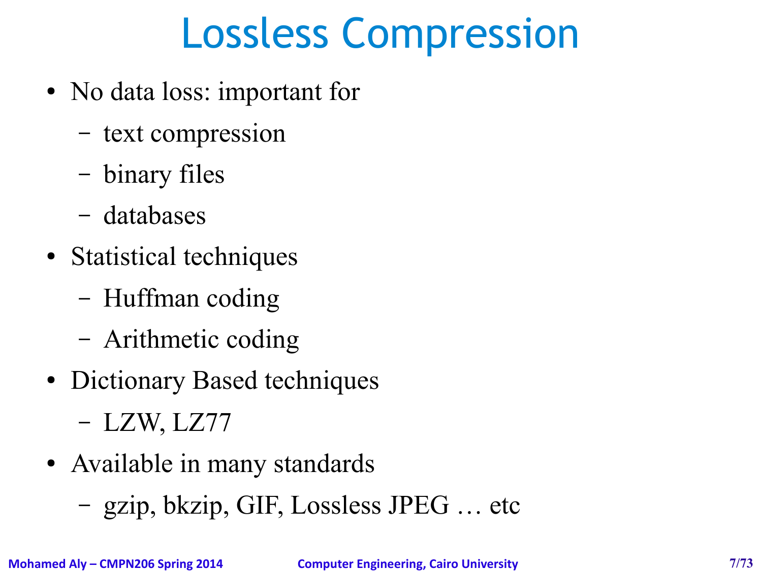# Lossless Compression

- No data loss: important for
  - text compression
  - binary files
  - databases
- Statistical techniques
  - Huffman coding
  - Arithmetic coding
- Dictionary Based techniques
  - LZW, LZ77
- Available in many standards
  - gzip, bkzip, GIF, Lossless JPEG … etc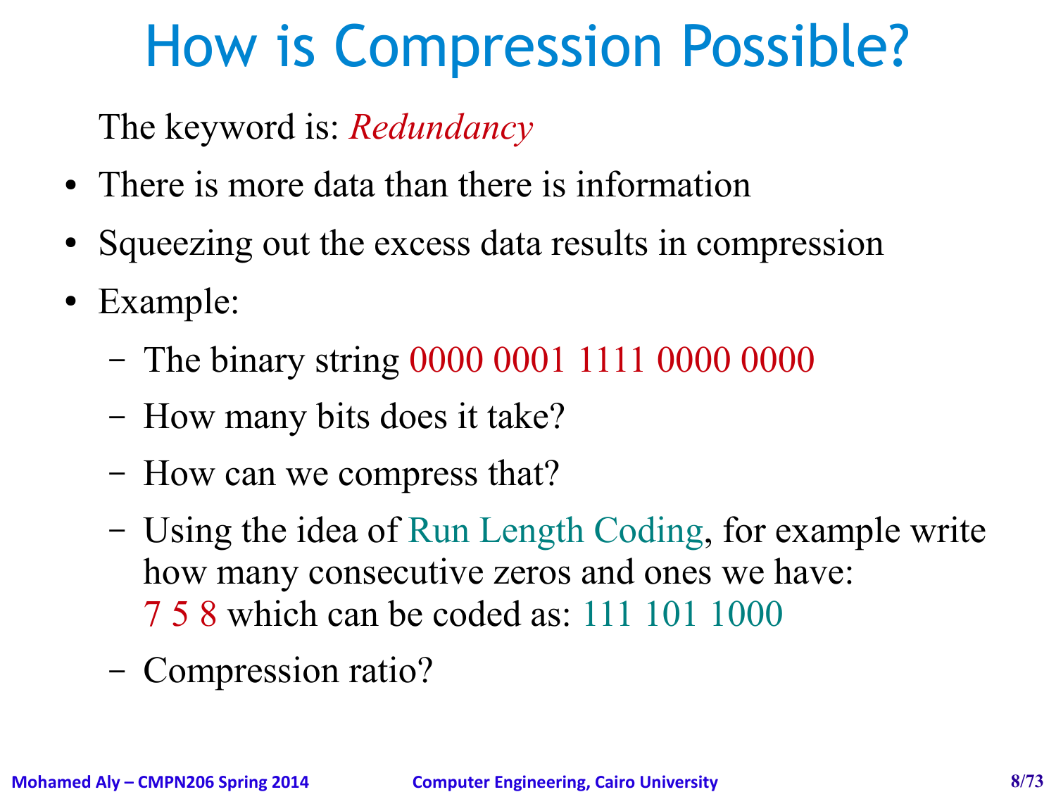# How is Compression Possible?

The keyword is: *Redundancy*

- There is more data than there is information
- Squeezing out the excess data results in compression
- Example:
  - The binary string 0000 0001 1111 0000 0000
  - How many bits does it take?
  - How can we compress that?
  - Using the idea of Run Length Coding, for example write how many consecutive zeros and ones we have: 7 5 8 which can be coded as: 111 101 1000
  - Compression ratio?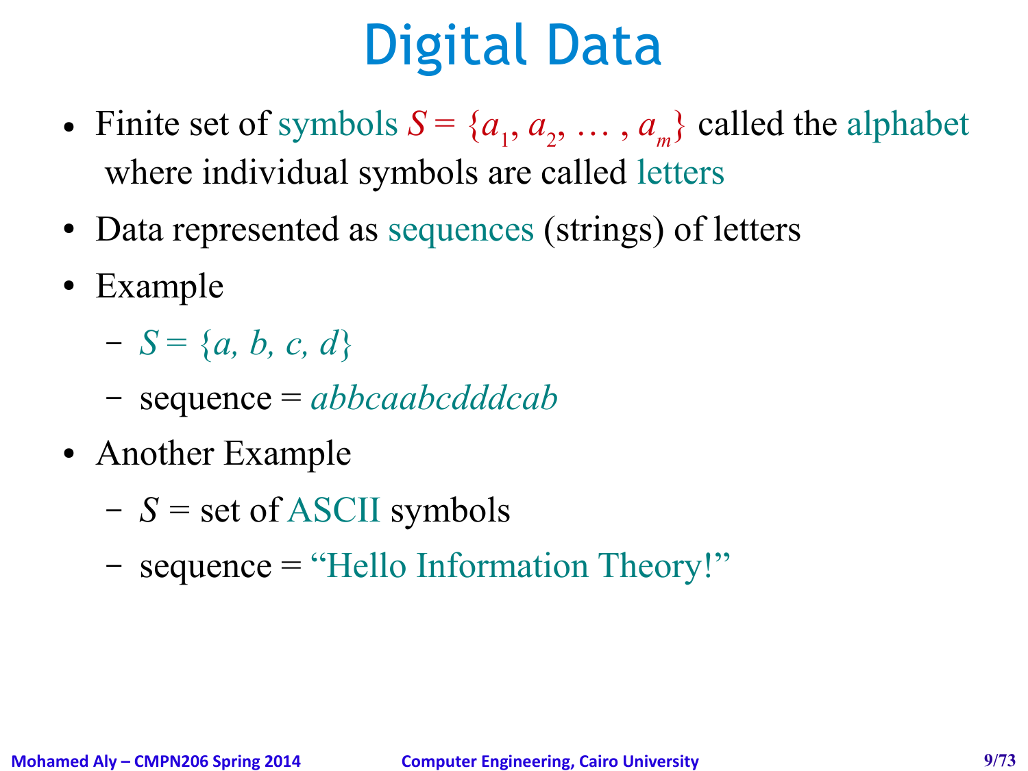# Digital Data

- Finite set of symbols $S = \{a_1, a_2, \ldots, a_m\}$ called the alphabet where individual symbols are called letters
- Data represented as sequences (strings) of letters
- Example
  - $S = \{a, b, c, d\}$
  - sequence = *abbcaabcdddcab*
- Another Example
  - *S* = set of ASCII symbols
  - sequence = "Hello Information Theory!"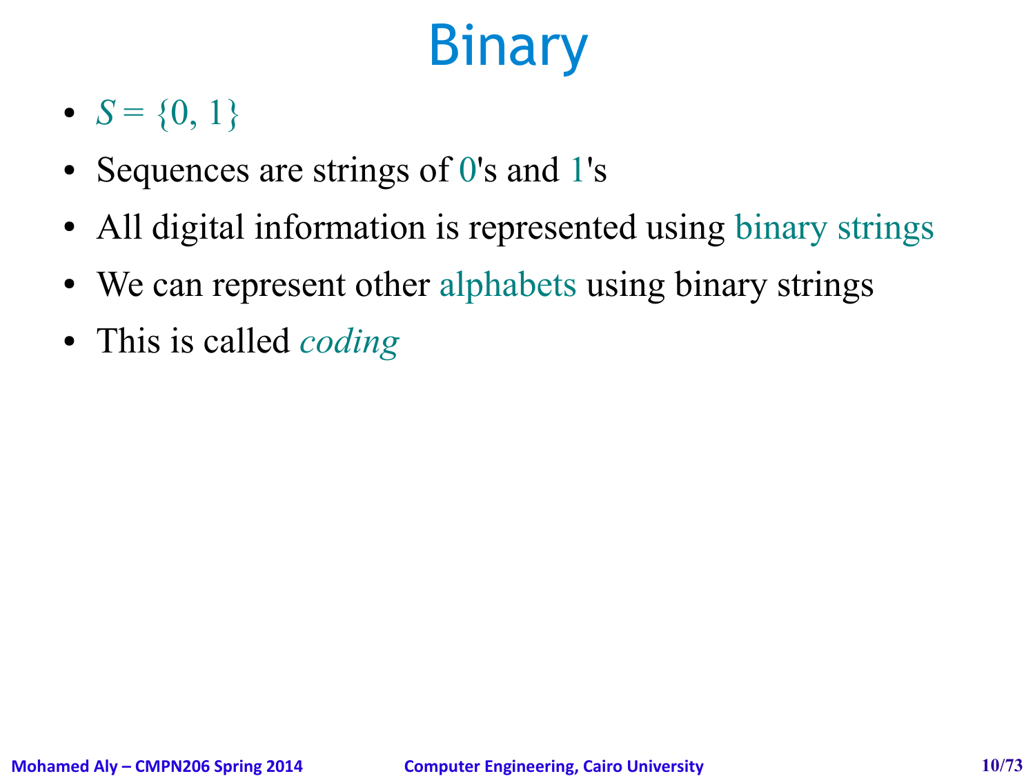# Binary

- $S = \{0, 1\}$
- Sequences are strings of 0's and 1's
- All digital information is represented using binary strings
- We can represent other alphabets using binary strings
- This is called *coding*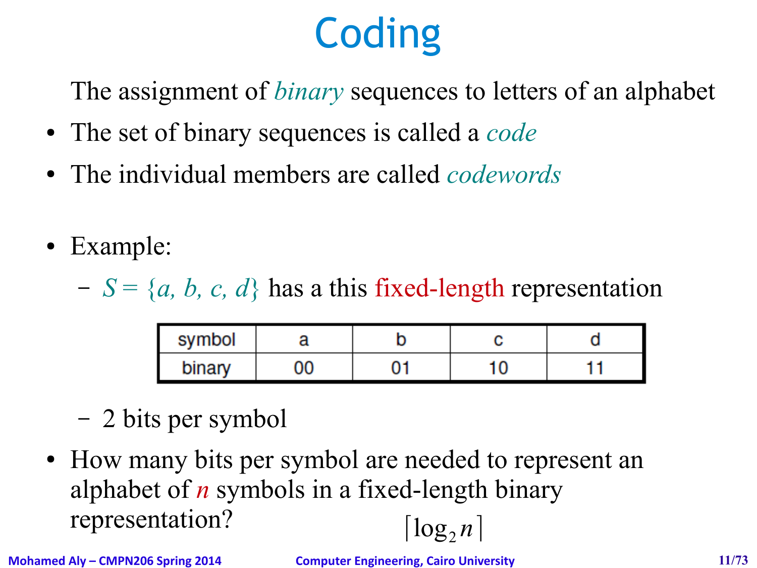# Coding

The assignment of *binary* sequences to letters of an alphabet

- The set of binary sequences is called a *code*
- The individual members are called *codewords*

- Example:
  - $S = \{a, b, c, d\}$ has a this fixed-length representation

| symbol | a | b | c | d |
|---|---|---|---|---|
| binary | 00 | 01 | 10 | 11 |

  - 2 bits per symbol

- How many bits per symbol are needed to represent an alphabet of $n$ symbols in a fixed-length binary representation?

$$\lceil \log_2 n \rceil$$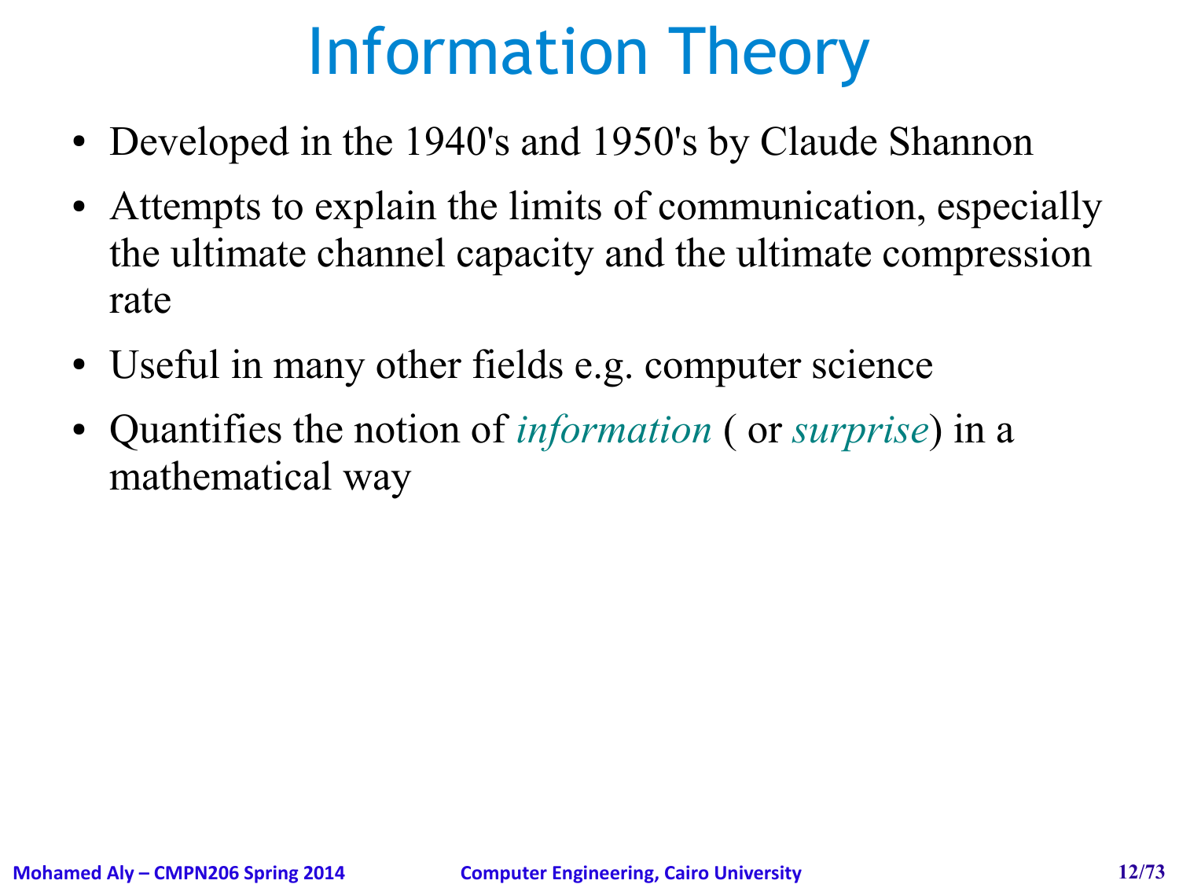# Information Theory

- Developed in the 1940's and 1950's by Claude Shannon
- Attempts to explain the limits of communication, especially the ultimate channel capacity and the ultimate compression rate
- Useful in many other fields e.g. computer science
- Quantifies the notion of *information* ( or *surprise*) in a mathematical way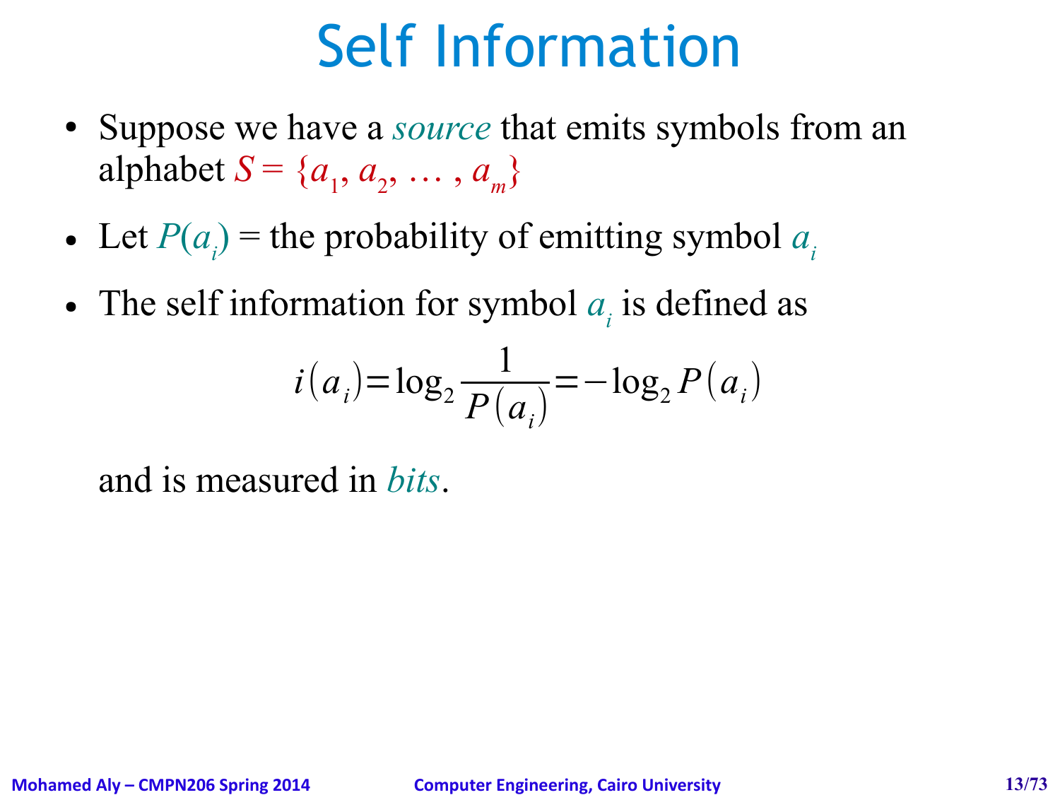# Self Information

- Suppose we have a *source* that emits symbols from an alphabet $S = \{a_1, a_2, \ldots, a_m\}$
- Let $P(a_i)$ = the probability of emitting symbol $a_i$
- The self information for symbol $a_i$ is defined as

$$i(a_i) = \log_2 \frac{1}{P(a_i)} = -\log_2 P(a_i)$$

and is measured in *bits*.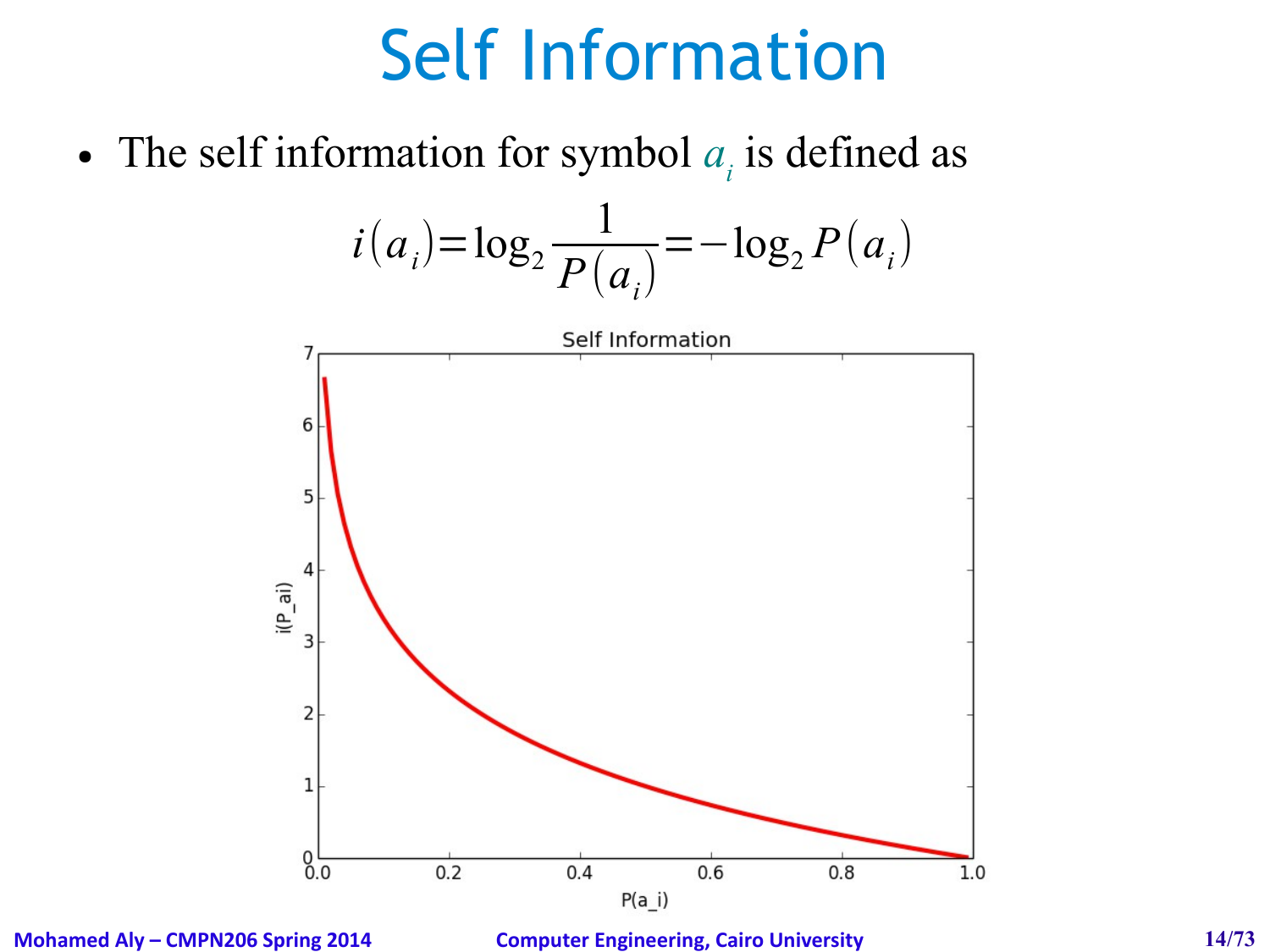# Self Information

- The self information for symbol $a_i$ is defined as

$$i(a_i) = \log_2 \frac{1}{P(a_i)} = -\log_2 P(a_i)$$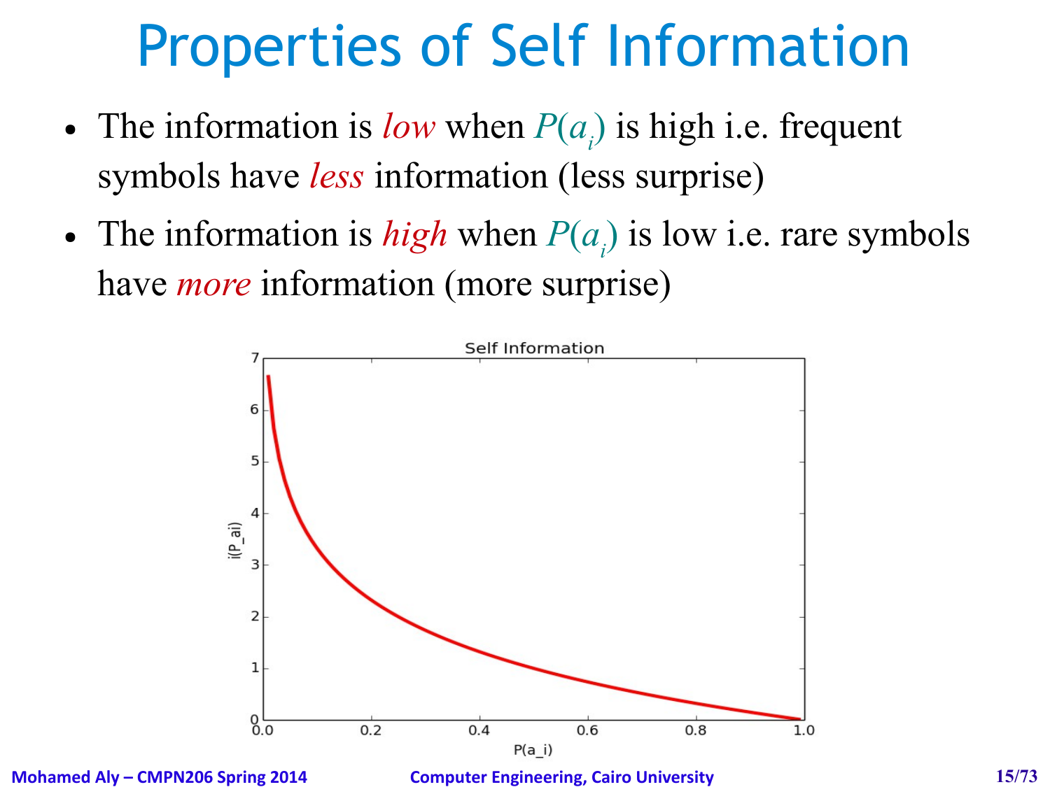# Properties of Self Information

- The information is *low* when $P(a_i)$ is high i.e. frequent symbols have *less* information (less surprise)
- The information is *high* when $P(a_i)$ is low i.e. rare symbols have *more* information (more surprise)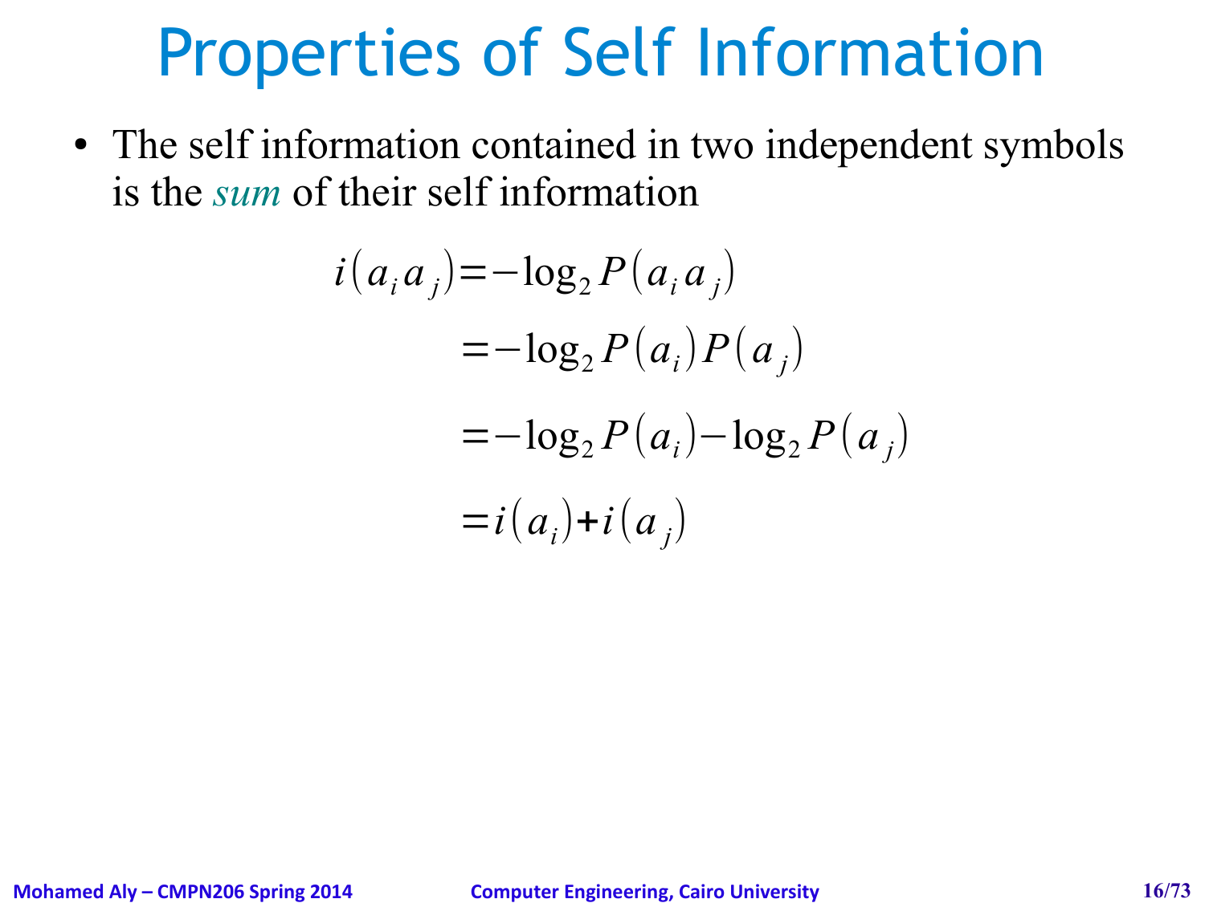# Properties of Self Information

- The self information contained in two independent symbols is the *sum* of their self information

$$
\begin{aligned}
i(a_i a_j) &= -\log_2 P(a_i a_j) \\
&= -\log_2 P(a_i) P(a_j) \\
&= -\log_2 P(a_i) - \log_2 P(a_j) \\
&= i(a_i) + i(a_j)
\end{aligned}
$$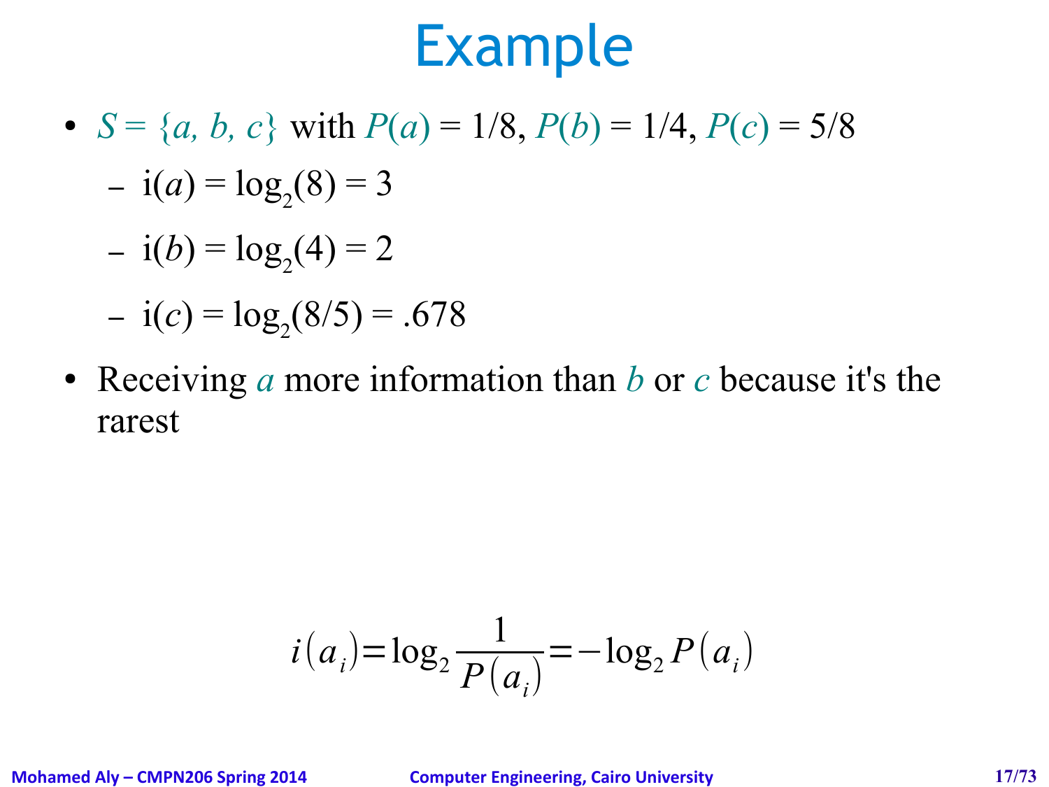# Example

- $S = \{a, b, c\}$ with $P(a) = 1/8$, $P(b) = 1/4$, $P(c) = 5/8$
  - $i(a) = \log_2(8) = 3$
  - $i(b) = \log_2(4) = 2$
  - $i(c) = \log_2(8/5) = .678$
- Receiving $a$ more information than $b$ or $c$ because it's the rarest

$$i(a_i) = \log_2 \frac{1}{P(a_i)} = -\log_2 P(a_i)$$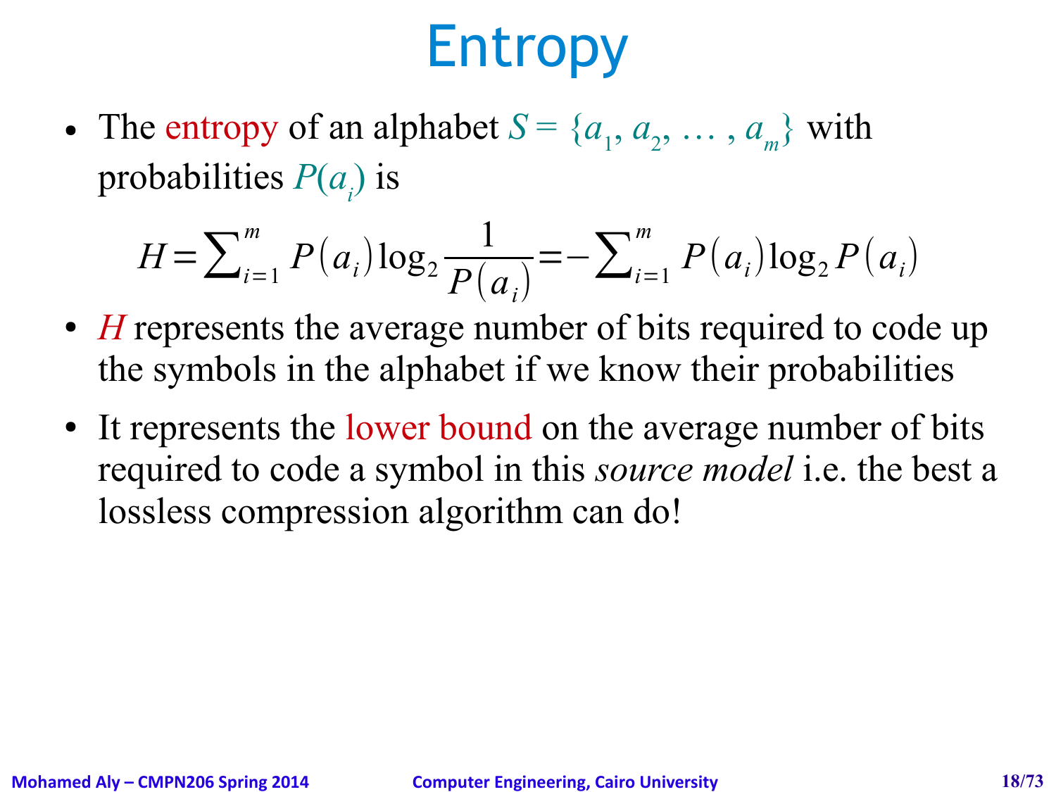# Entropy

- The entropy of an alphabet $S = \{a_1, a_2, \ldots, a_m\}$ with probabilities $P(a_i)$ is

$$H = \sum_{i=1}^{m} P(a_i) \log_2 \frac{1}{P(a_i)} = -\sum_{i=1}^{m} P(a_i) \log_2 P(a_i)$$

- $H$ represents the average number of bits required to code up the symbols in the alphabet if we know their probabilities
- It represents the lower bound on the average number of bits required to code a symbol in this *source model* i.e. the best a lossless compression algorithm can do!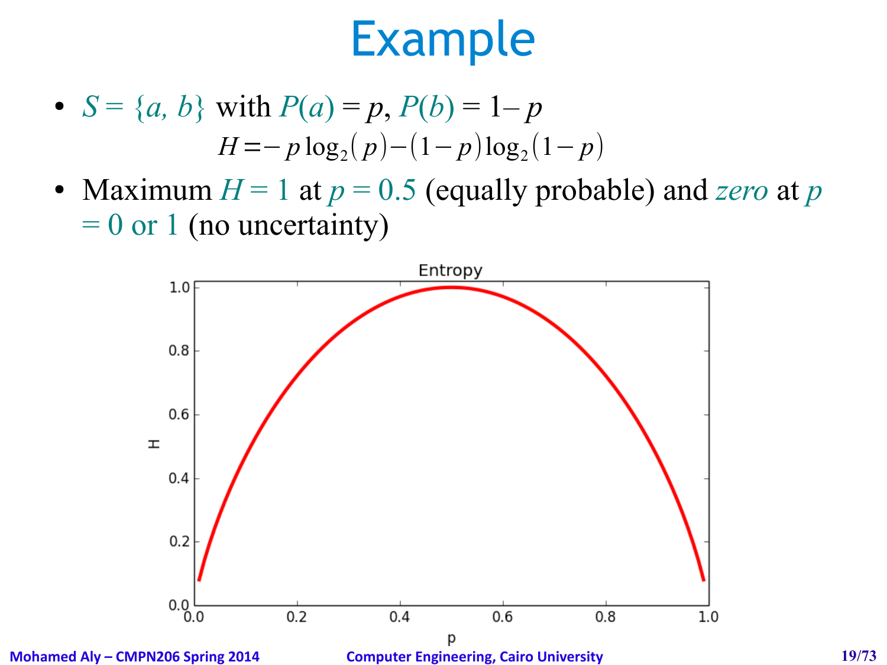# Example

- $S = \{a, b\}$ with $P(a) = p$, $P(b) = 1 - p$

$$H = -p \log_2(p) - (1-p)\log_2(1-p)$$

- Maximum $H = 1$ at $p = 0.5$ (equally probable) and *zero* at $p = 0$ or $1$ (no uncertainty)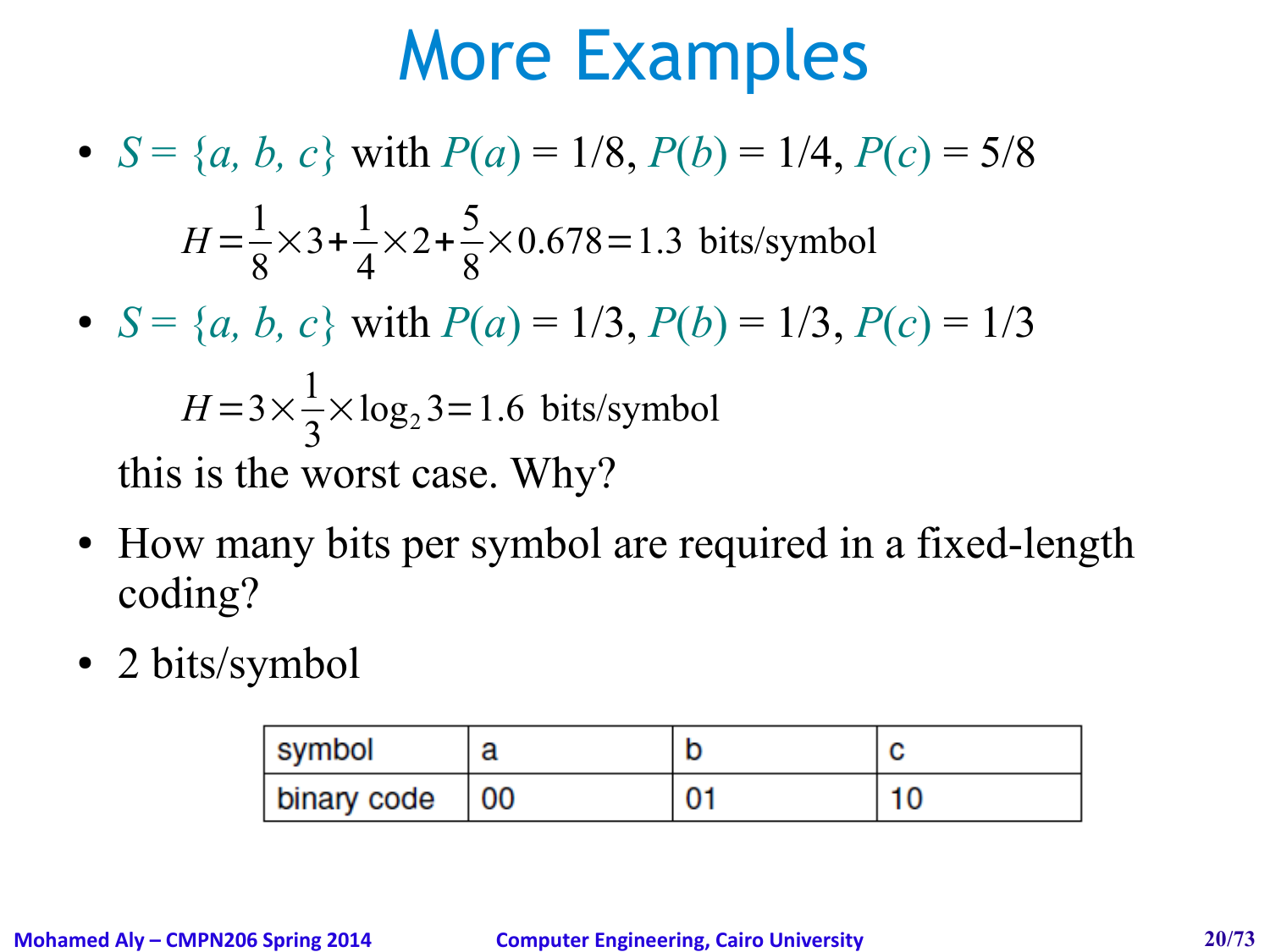# More Examples

- $S = \{a, b, c\}$ with $P(a) = 1/8$, $P(b) = 1/4$, $P(c) = 5/8$

$$H = \frac{1}{8} \times 3 + \frac{1}{4} \times 2 + \frac{5}{8} \times 0.678 = 1.3 \text{ bits/symbol}$$

- $S = \{a, b, c\}$ with $P(a) = 1/3$, $P(b) = 1/3$, $P(c) = 1/3$

$$H = 3 \times \frac{1}{3} \times \log_2 3 = 1.6 \text{ bits/symbol}$$

  this is the worst case. Why?

- How many bits per symbol are required in a fixed-length coding?
- 2 bits/symbol

| symbol | a | b | c |
|---|---|---|---|
| binary code | 00 | 01 | 10 |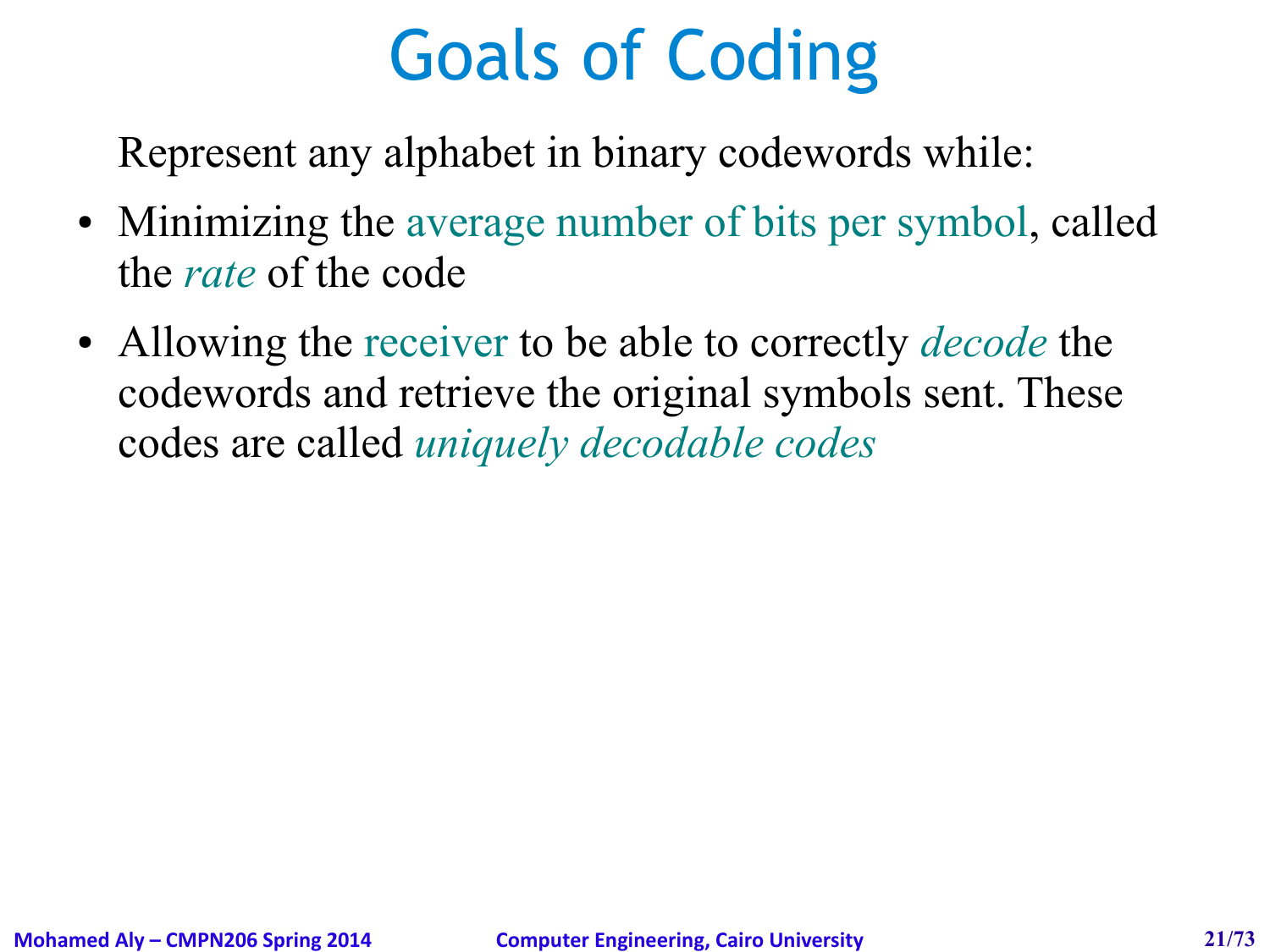# Goals of Coding

Represent any alphabet in binary codewords while:

- Minimizing the average number of bits per symbol, called the *rate* of the code
- Allowing the receiver to be able to correctly *decode* the codewords and retrieve the original symbols sent. These codes are called *uniquely decodable codes*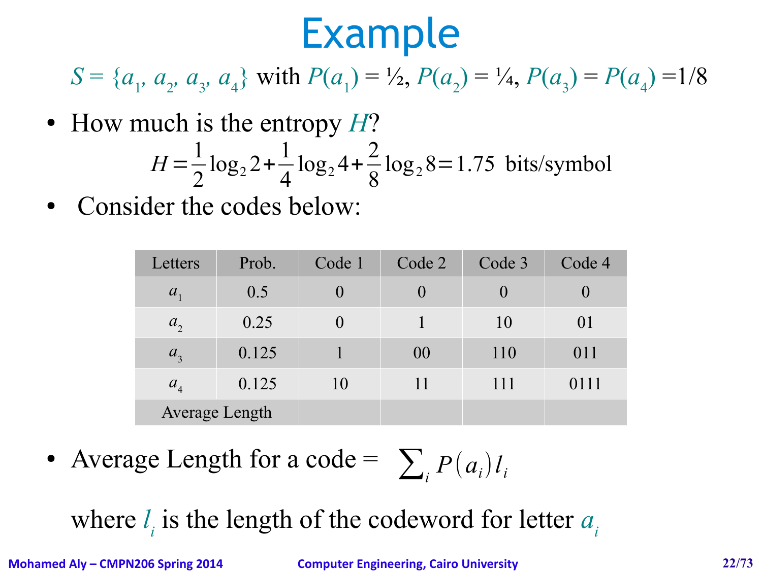# Example

$S = \{a_1, a_2, a_3, a_4\}$ with $P(a_1) = ½$, $P(a_2) = ¼$, $P(a_3) = P(a_4) = 1/8$

- How much is the entropy $H$?

$$H = \frac{1}{2}\log_2 2 + \frac{1}{4}\log_2 4 + \frac{2}{8}\log_2 8 = 1.75 \text{ bits/symbol}$$

- Consider the codes below:

| Letters | Prob. | Code 1 | Code 2 | Code 3 | Code 4 |
|---|---|---|---|---|---|
| $a_1$ | 0.5 | 0 | 0 | 0 | 0 |
| $a_2$ | 0.25 | 0 | 1 | 10 | 01 |
| $a_3$ | 0.125 | 1 | 00 | 110 | 011 |
| $a_4$ | 0.125 | 10 | 11 | 111 | 0111 |
| Average Length | | | | | |

- Average Length for a code = $\sum_i P(a_i) l_i$

  where $l_i$ is the length of the codeword for letter $a_i$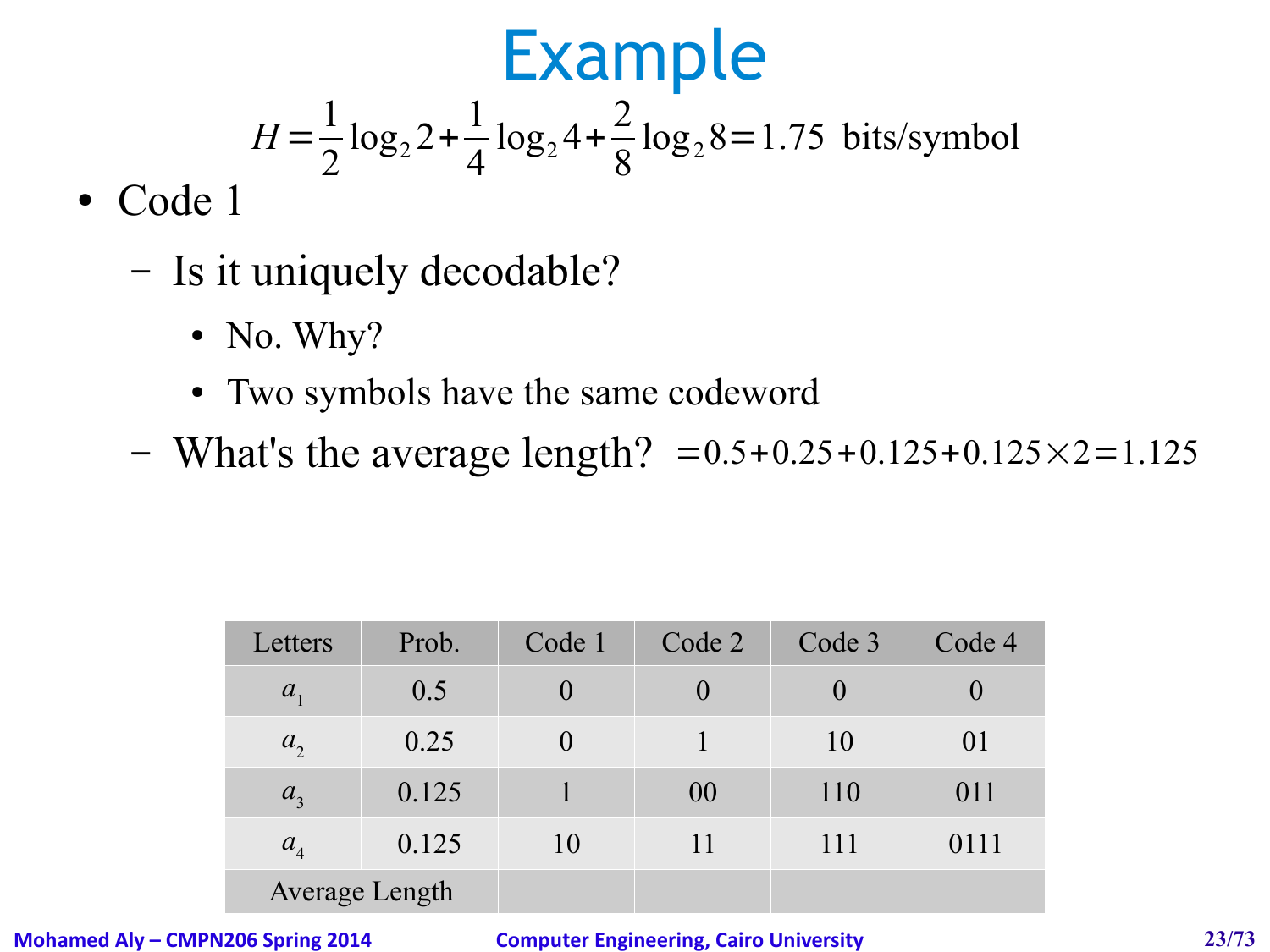# Example

$$H = \frac{1}{2}\log_2 2 + \frac{1}{4}\log_2 4 + \frac{2}{8}\log_2 8 = 1.75 \text{ bits/symbol}$$

- Code 1
  - Is it uniquely decodable?
    - No. Why?
    - Two symbols have the same codeword
  - What's the average length? $= 0.5 + 0.25 + 0.125 + 0.125 \times 2 = 1.125$

| Letters | Prob. | Code 1 | Code 2 | Code 3 | Code 4 |
|---|---|---|---|---|---|
| $a_1$ | 0.5 | 0 | 0 | 0 | 0 |
| $a_2$ | 0.25 | 0 | 1 | 10 | 01 |
| $a_3$ | 0.125 | 1 | 00 | 110 | 011 |
| $a_4$ | 0.125 | 10 | 11 | 111 | 0111 |
| Average Length | | | | | |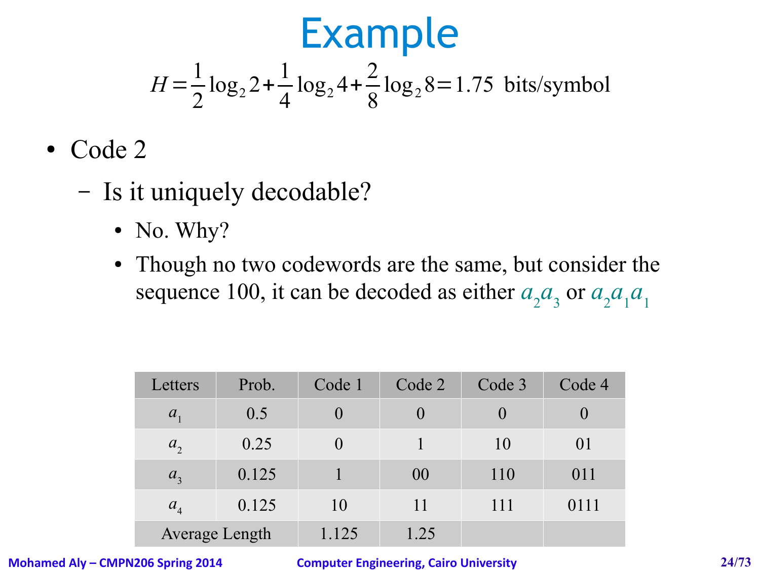# Example

$$H = \frac{1}{2}\log_2 2 + \frac{1}{4}\log_2 4 + \frac{2}{8}\log_2 8 = 1.75 \text{ bits/symbol}$$

- Code 2
  - Is it uniquely decodable?
    - No. Why?
    - Though no two codewords are the same, but consider the sequence 100, it can be decoded as either $a_2 a_3$ or $a_2 a_1 a_1$

| Letters | Prob. | Code 1 | Code 2 | Code 3 | Code 4 |
|---|---|---|---|---|---|
| $a_1$ | 0.5 | 0 | 0 | 0 | 0 |
| $a_2$ | 0.25 | 0 | 1 | 10 | 01 |
| $a_3$ | 0.125 | 1 | 00 | 110 | 011 |
| $a_4$ | 0.125 | 10 | 11 | 111 | 0111 |
| Average Length | | 1.125 | 1.25 | | |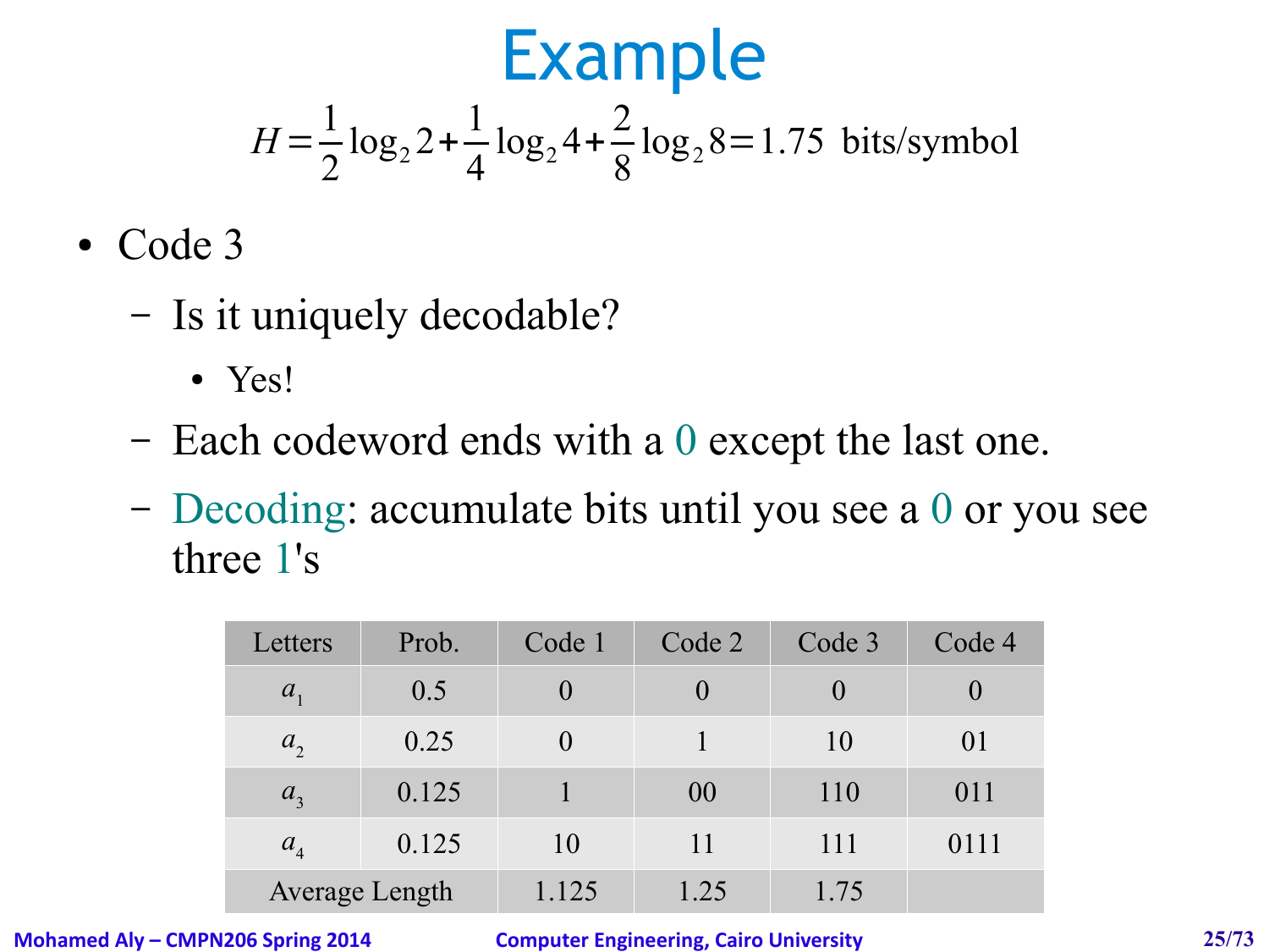# Example

$$H = \frac{1}{2}\log_2 2 + \frac{1}{4}\log_2 4 + \frac{2}{8}\log_2 8 = 1.75 \text{ bits/symbol}$$

- Code 3
  - Is it uniquely decodable?
    - Yes!
  - Each codeword ends with a 0 except the last one.
  - Decoding: accumulate bits until you see a 0 or you see three 1's

| Letters | Prob. | Code 1 | Code 2 | Code 3 | Code 4 |
|---|---|---|---|---|---|
| $a_1$ | 0.5 | 0 | 0 | 0 | 0 |
| $a_2$ | 0.25 | 0 | 1 | 10 | 01 |
| $a_3$ | 0.125 | 1 | 00 | 110 | 011 |
| $a_4$ | 0.125 | 10 | 11 | 111 | 0111 |
| Average Length | | 1.125 | 1.25 | 1.75 | |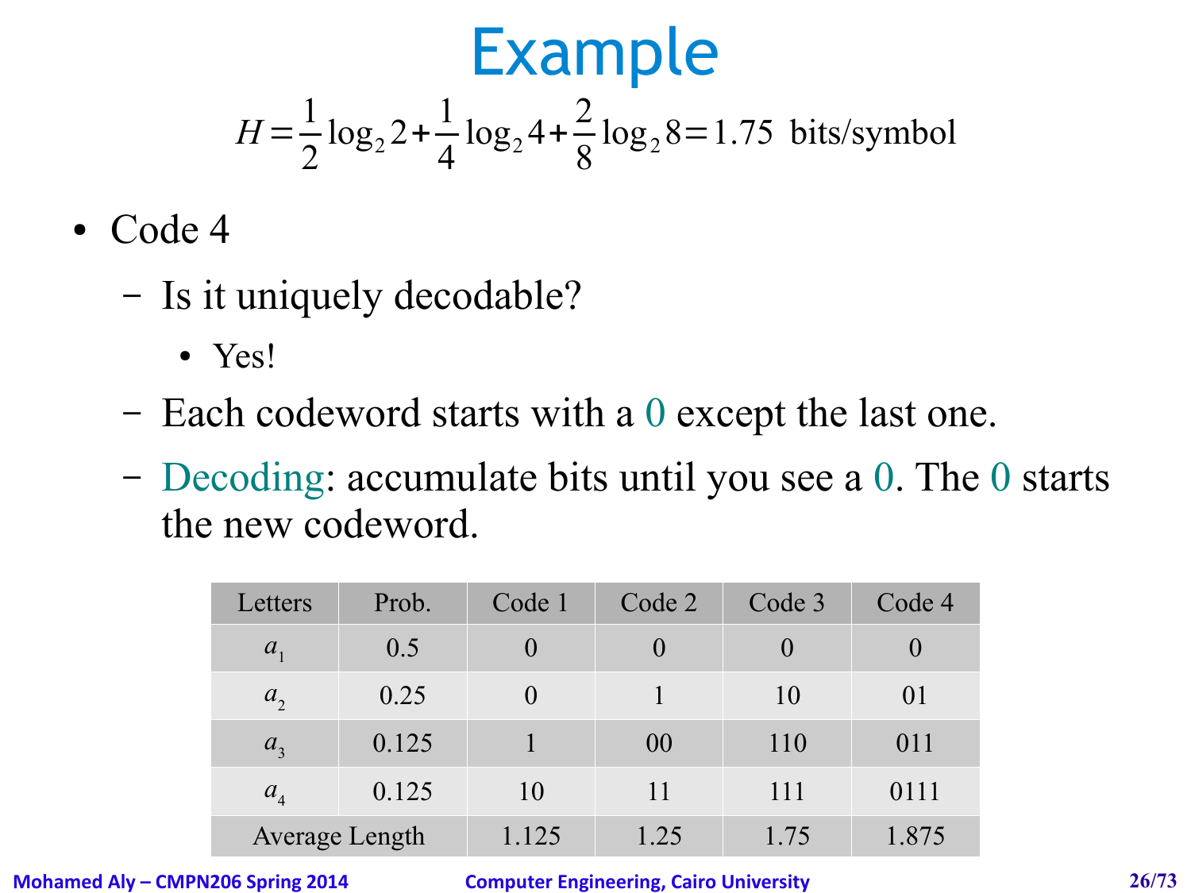# Example

$$H = \frac{1}{2}\log_2 2 + \frac{1}{4}\log_2 4 + \frac{2}{8}\log_2 8 = 1.75 \text{ bits/symbol}$$

- Code 4
  - Is it uniquely decodable?
    - Yes!
  - Each codeword starts with a 0 except the last one.
  - Decoding: accumulate bits until you see a 0. The 0 starts the new codeword.

| Letters | Prob. | Code 1 | Code 2 | Code 3 | Code 4 |
|---|---|---|---|---|---|
| $a_1$ | 0.5 | 0 | 0 | 0 | 0 |
| $a_2$ | 0.25 | 0 | 1 | 10 | 01 |
| $a_3$ | 0.125 | 1 | 00 | 110 | 011 |
| $a_4$ | 0.125 | 10 | 11 | 111 | 0111 |
| Average Length | | 1.125 | 1.25 | 1.75 | 1.875 |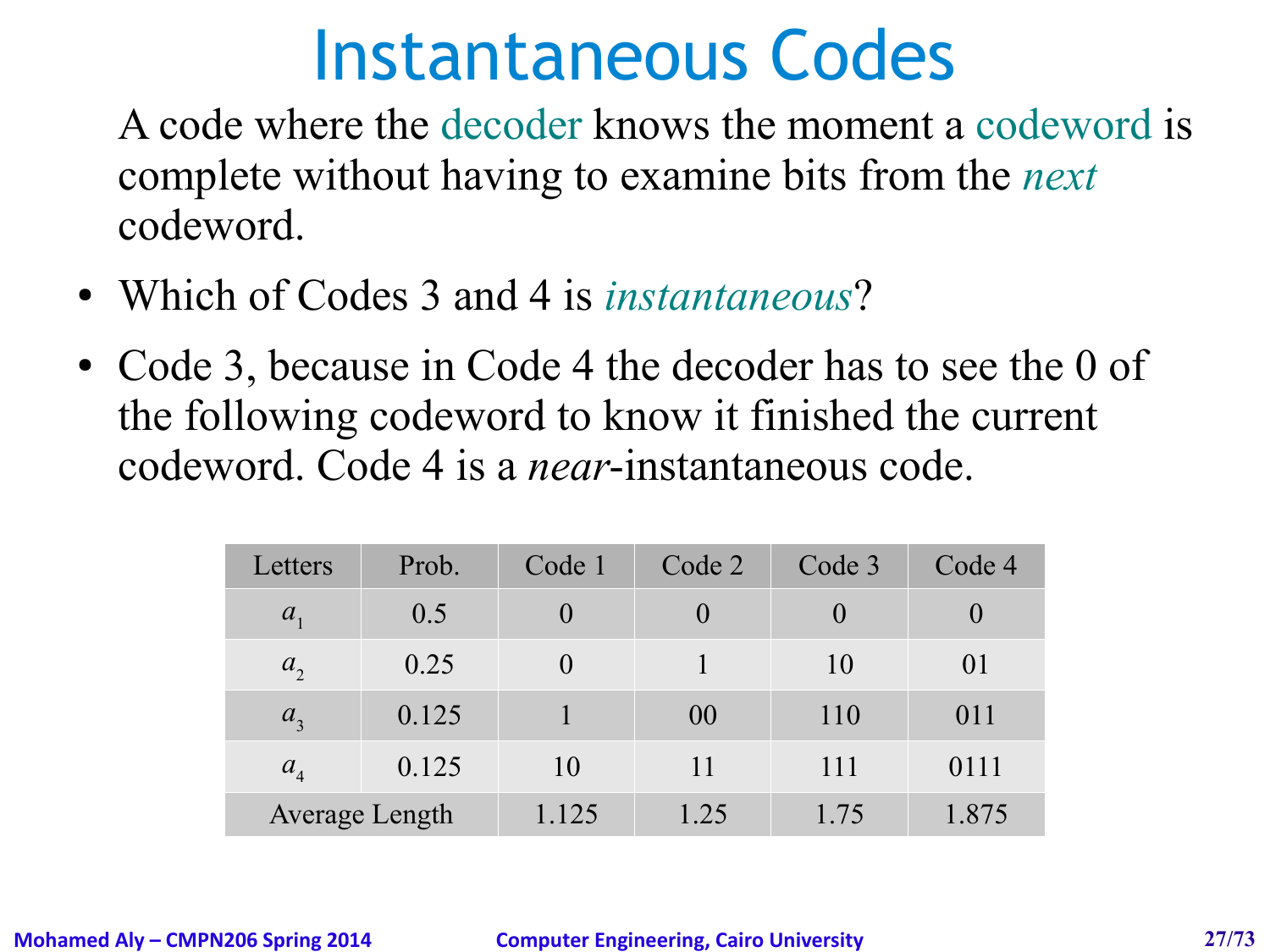# Instantaneous Codes

A code where the decoder knows the moment a codeword is complete without having to examine bits from the *next* codeword.

- Which of Codes 3 and 4 is *instantaneous*?
- Code 3, because in Code 4 the decoder has to see the 0 of the following codeword to know it finished the current codeword. Code 4 is a *near*-instantaneous code.

| Letters | Prob. | Code 1 | Code 2 | Code 3 | Code 4 |
|---|---|---|---|---|---|
| $a_1$ | 0.5 | 0 | 0 | 0 | 0 |
| $a_2$ | 0.25 | 0 | 1 | 10 | 01 |
| $a_3$ | 0.125 | 1 | 00 | 110 | 011 |
| $a_4$ | 0.125 | 10 | 11 | 111 | 0111 |
| Average Length | | 1.125 | 1.25 | 1.75 | 1.875 |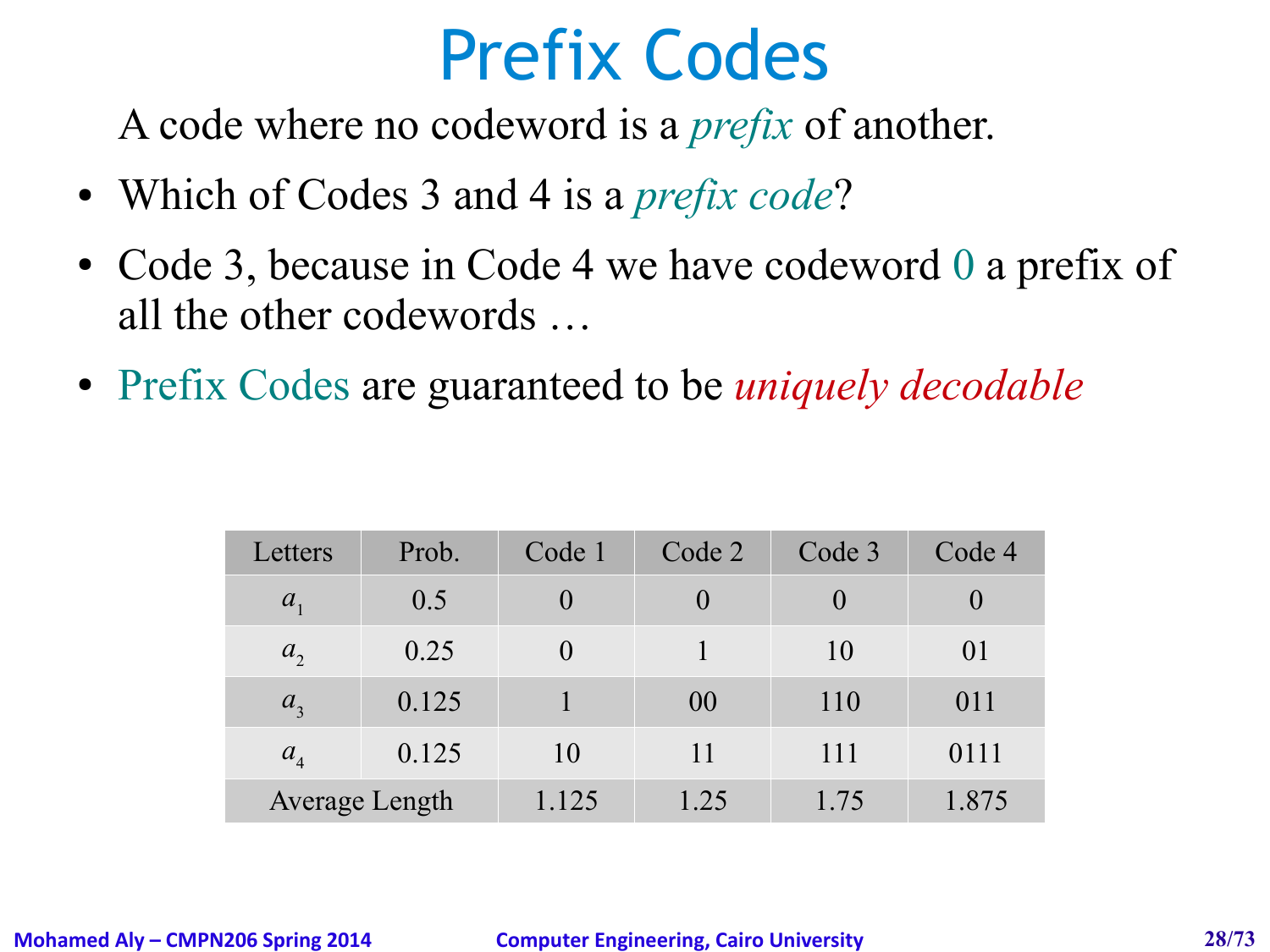# Prefix Codes

A code where no codeword is a *prefix* of another.

- Which of Codes 3 and 4 is a *prefix code*?
- Code 3, because in Code 4 we have codeword 0 a prefix of all the other codewords …
- Prefix Codes are guaranteed to be *uniquely decodable*

| Letters | Prob. | Code 1 | Code 2 | Code 3 | Code 4 |
|---|---|---|---|---|---|
| $a_1$ | 0.5 | 0 | 0 | 0 | 0 |
| $a_2$ | 0.25 | 0 | 1 | 10 | 01 |
| $a_3$ | 0.125 | 1 | 00 | 110 | 011 |
| $a_4$ | 0.125 | 10 | 11 | 111 | 0111 |
| Average Length | | 1.125 | 1.25 | 1.75 | 1.875 |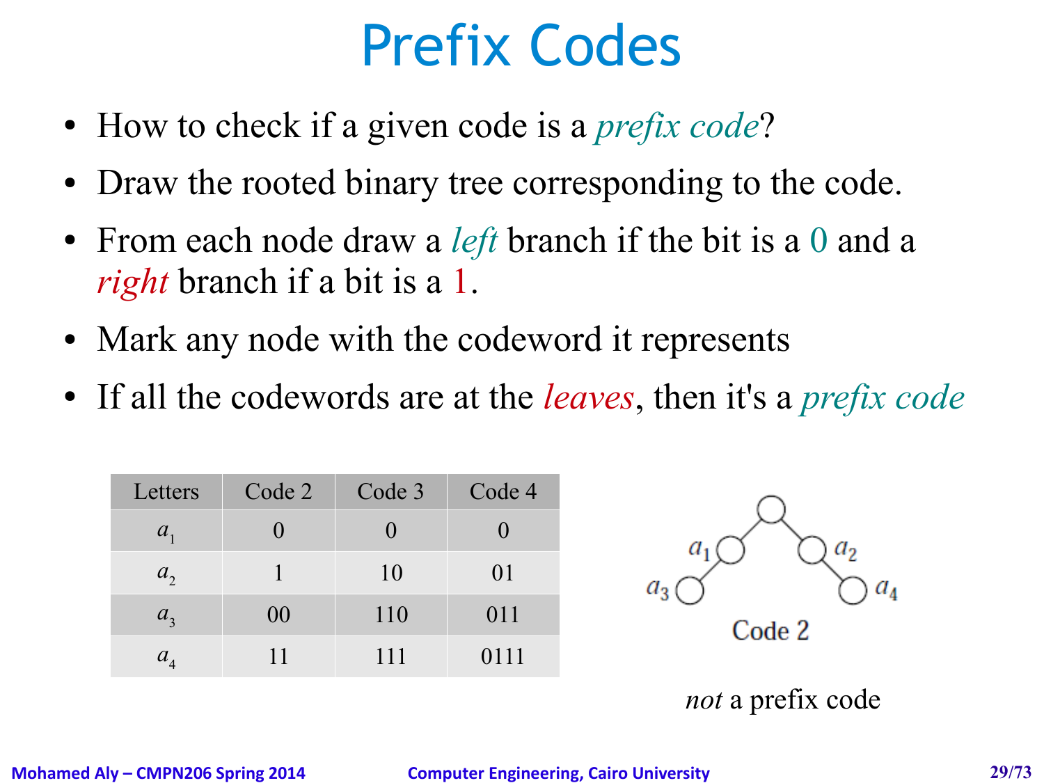# Prefix Codes

- How to check if a given code is a *prefix code*?
- Draw the rooted binary tree corresponding to the code.
- From each node draw a *left* branch if the bit is a 0 and a *right* branch if a bit is a 1.
- Mark any node with the codeword it represents
- If all the codewords are at the *leaves*, then it's a *prefix code*

| Letters | Code 2 | Code 3 | Code 4 |
|---|---|---|---|
| $a_1$ | 0 | 0 | 0 |
| $a_2$ | 1 | 10 | 01 |
| $a_3$ | 00 | 110 | 011 |
| $a_4$ | 11 | 111 | 0111 |

Code 2

*not* a prefix code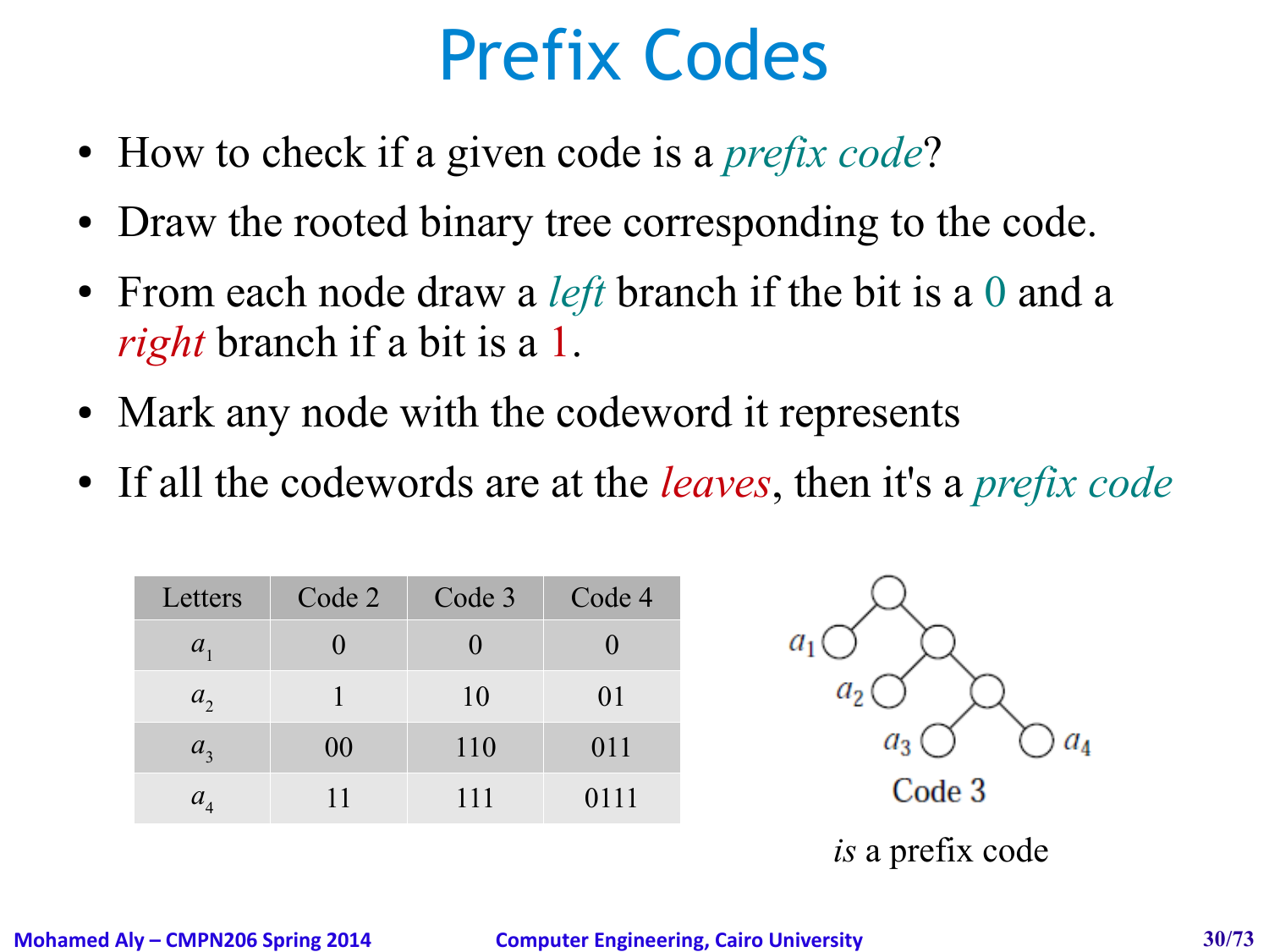# Prefix Codes

- How to check if a given code is a *prefix code*?
- Draw the rooted binary tree corresponding to the code.
- From each node draw a *left* branch if the bit is a 0 and a *right* branch if a bit is a 1.
- Mark any node with the codeword it represents
- If all the codewords are at the *leaves*, then it's a *prefix code*

| Letters | Code 2 | Code 3 | Code 4 |
| --- | --- | --- | --- |
| $a_1$ | 0 | 0 | 0 |
| $a_2$ | 1 | 10 | 01 |
| $a_3$ | 00 | 110 | 011 |
| $a_4$ | 11 | 111 | 0111 |

$a_1$ $a_2$ $a_3$ $a_4$

Code 3

*is* a prefix code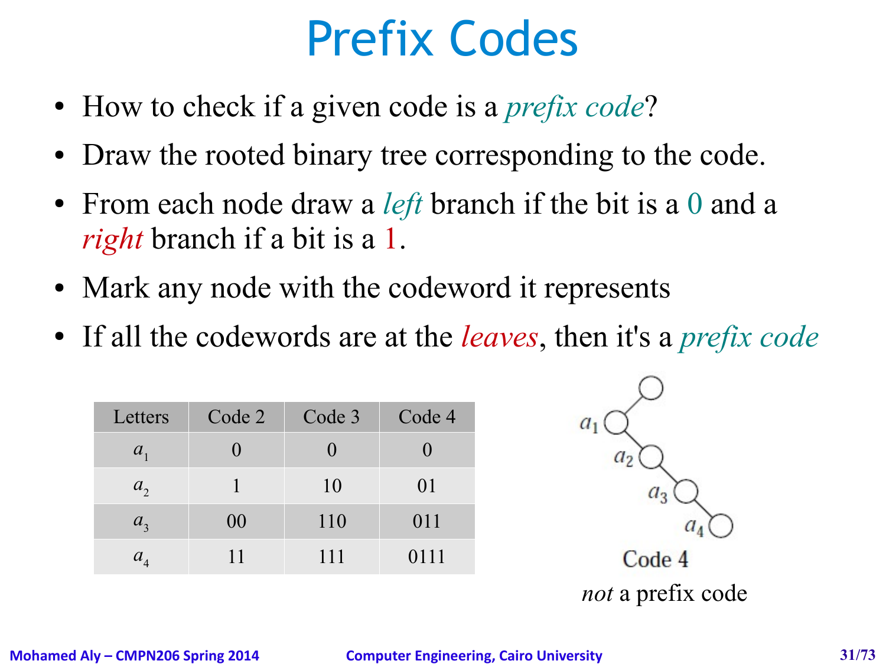# Prefix Codes

- How to check if a given code is a *prefix code*?
- Draw the rooted binary tree corresponding to the code.
- From each node draw a *left* branch if the bit is a 0 and a *right* branch if a bit is a 1.
- Mark any node with the codeword it represents
- If all the codewords are at the *leaves*, then it's a *prefix code*

| Letters | Code 2 | Code 3 | Code 4 |
|---|---|---|---|
| $a_1$ | 0 | 0 | 0 |
| $a_2$ | 1 | 10 | 01 |
| $a_3$ | 00 | 110 | 011 |
| $a_4$ | 11 | 111 | 0111 |

$a_1$ $a_2$ $a_3$ $a_4$

Code 4

*not* a prefix code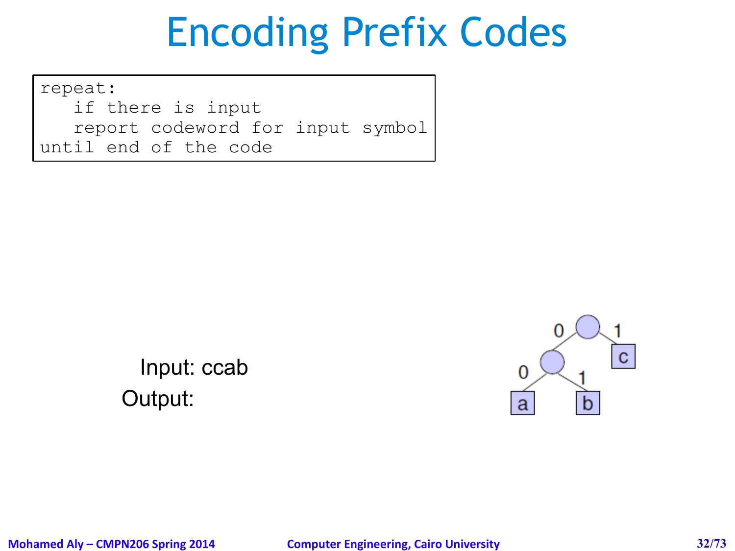# Encoding Prefix Codes

```
repeat:
   if there is input
   report codeword for input symbol
until end of the code
```

Input: ccab

Output: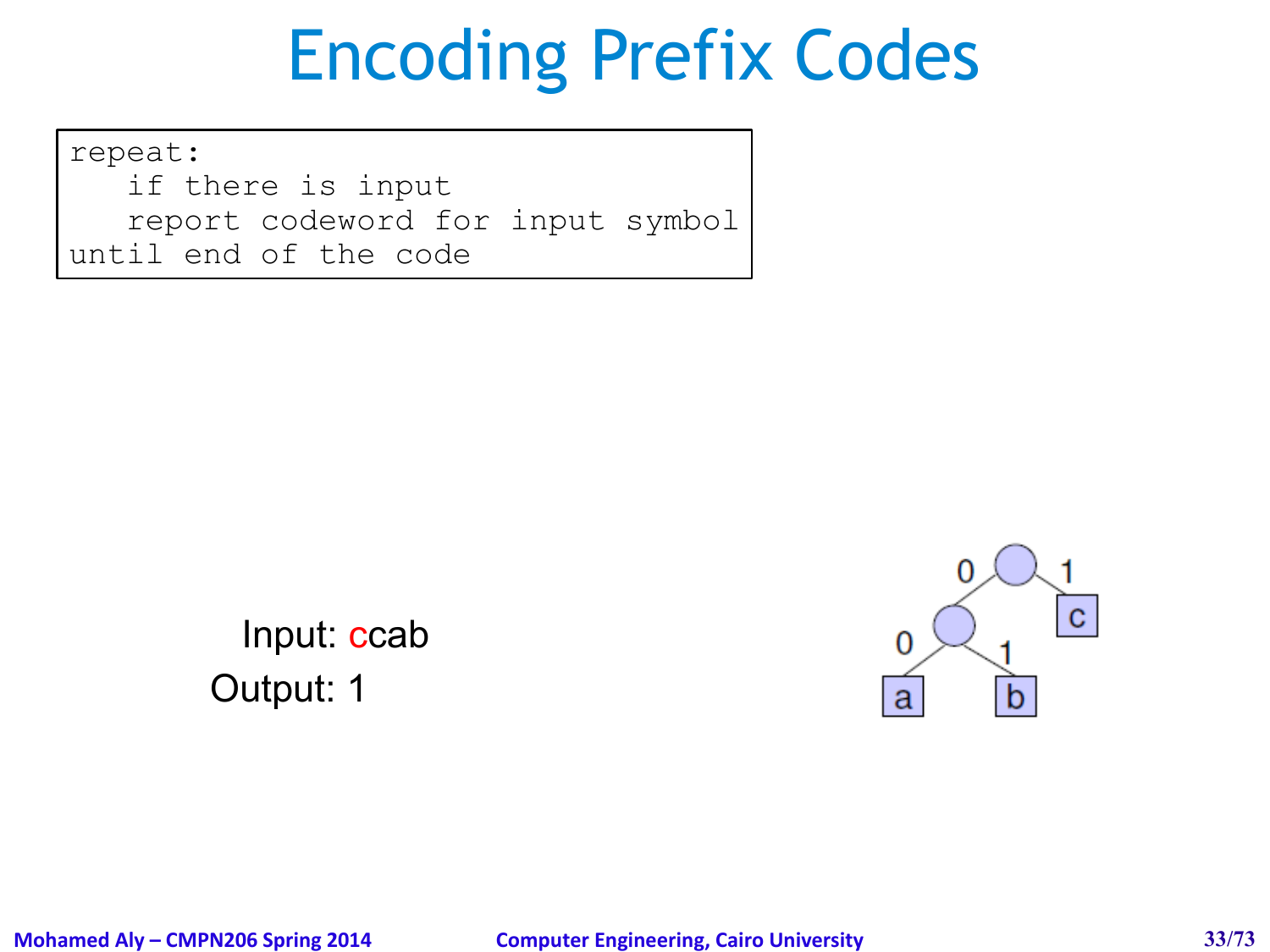# Encoding Prefix Codes

```
repeat:
   if there is input
   report codeword for input symbol
until end of the code
```

Input: ccab

Output: 1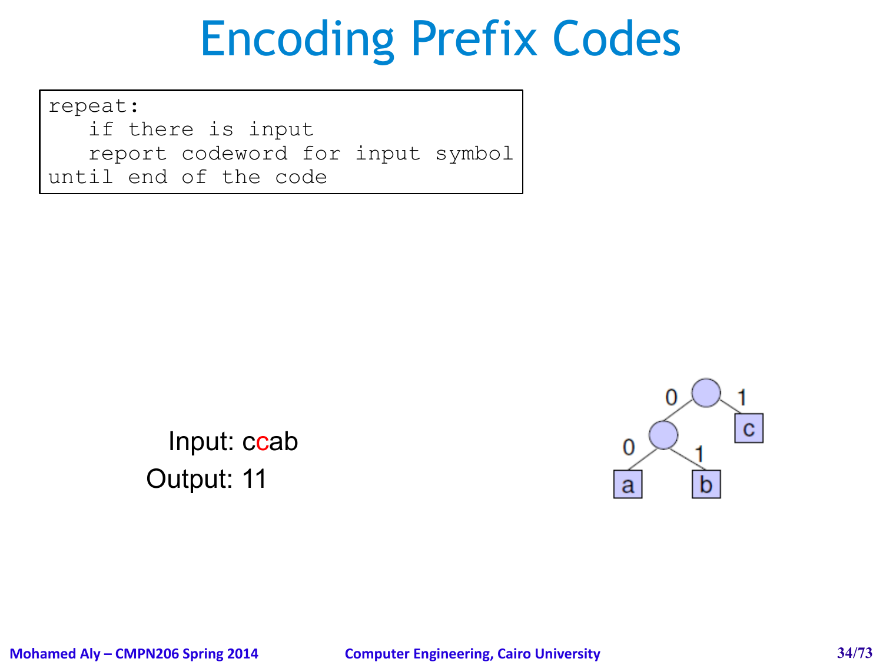# Encoding Prefix Codes

```
repeat:
   if there is input
   report codeword for input symbol
until end of the code
```

Input: ccab

Output: 11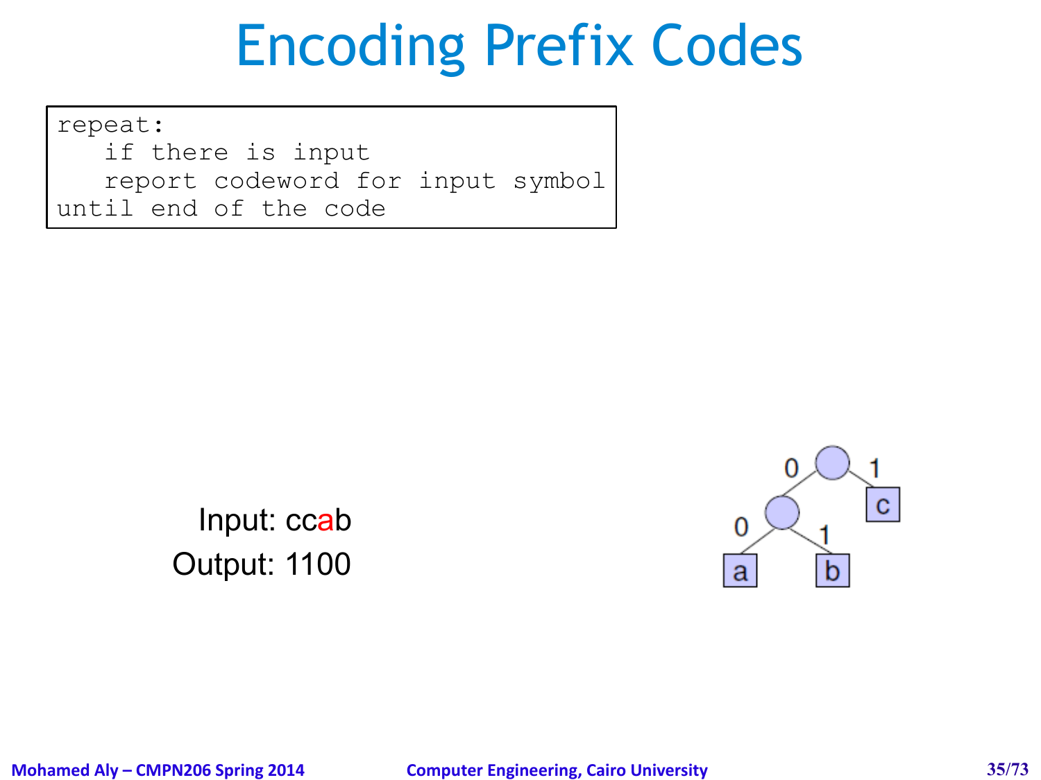# Encoding Prefix Codes

```
repeat:
   if there is input
   report codeword for input symbol
until end of the code
```

Input: ccab

Output: 1100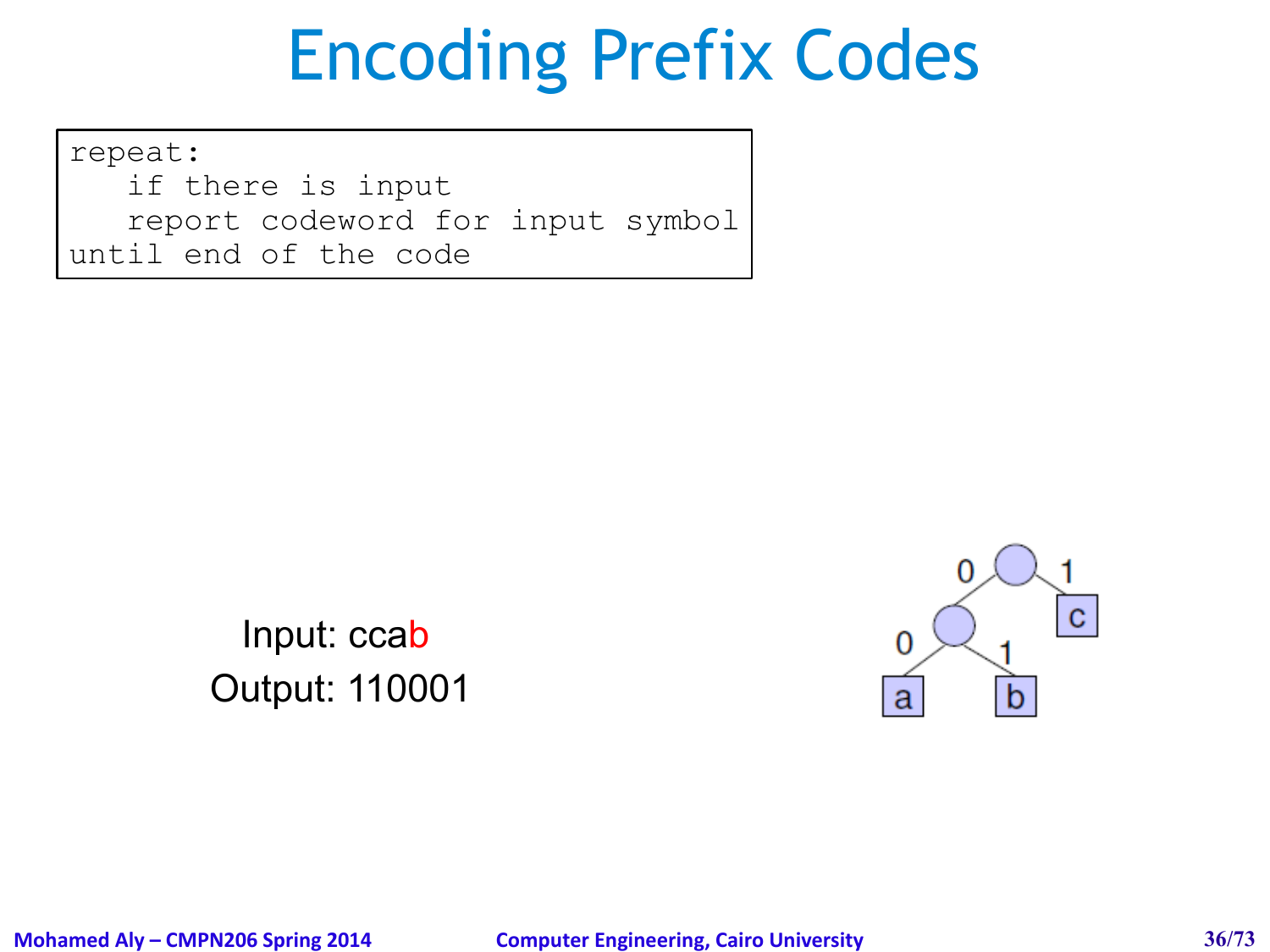# Encoding Prefix Codes

```
repeat:
   if there is input
   report codeword for input symbol
until end of the code
```

Input: ccab

Output: 110001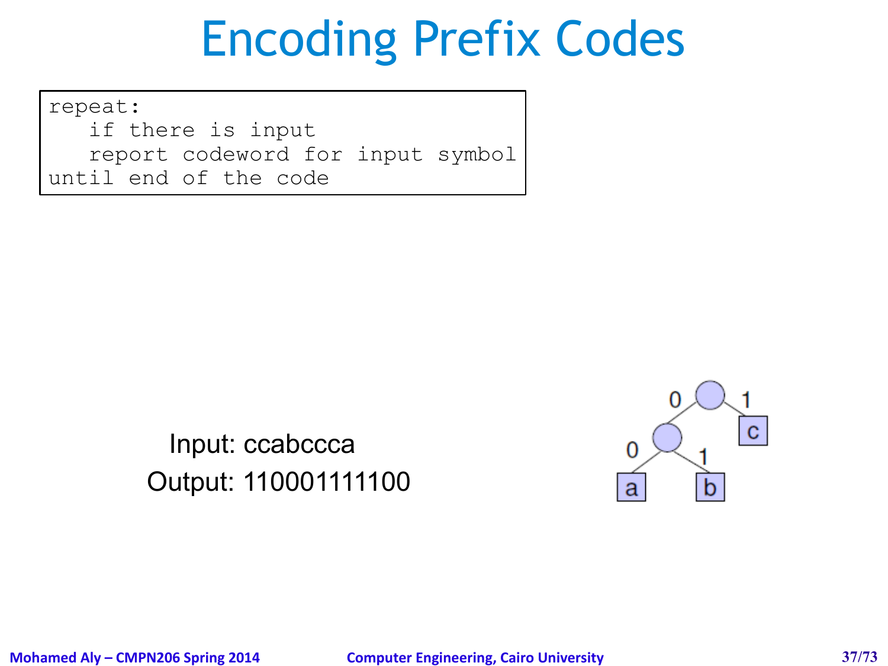# Encoding Prefix Codes

```
repeat:
   if there is input
   report codeword for input symbol
until end of the code
```

Input: ccabccca

Output: 110001111100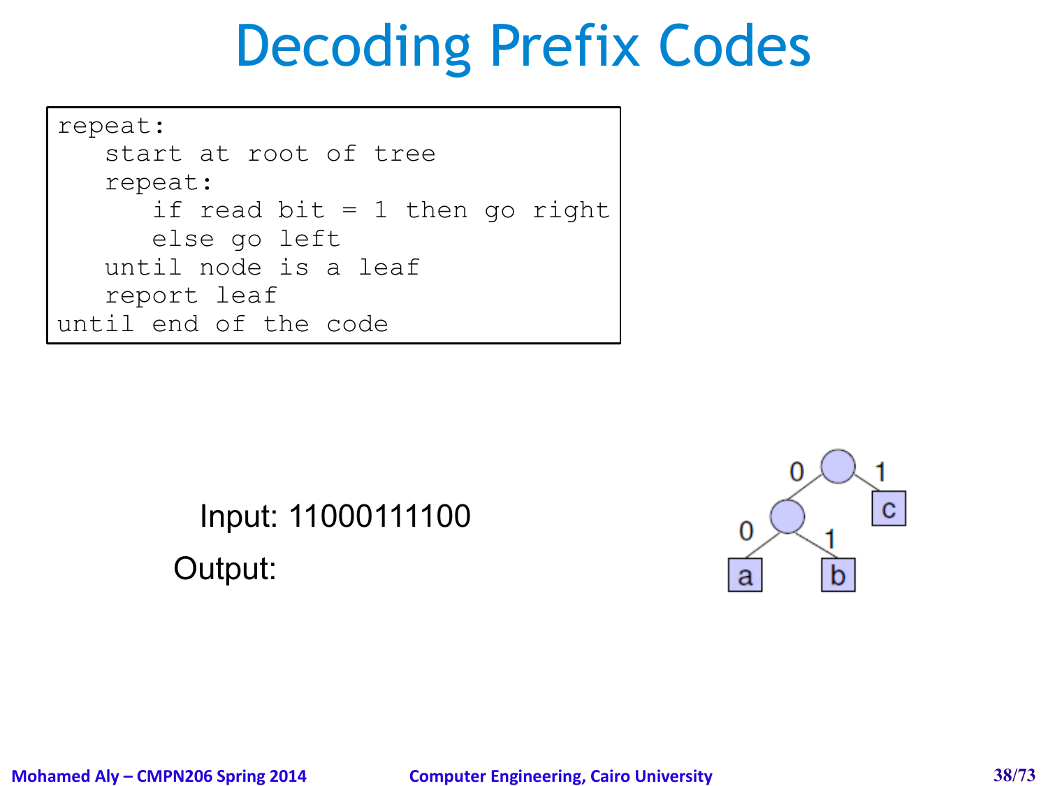# Decoding Prefix Codes

```
repeat:
   start at root of tree
   repeat:
      if read bit = 1 then go right
      else go left
   until node is a leaf
   report leaf
until end of the code
```

Input: 11000111100

Output: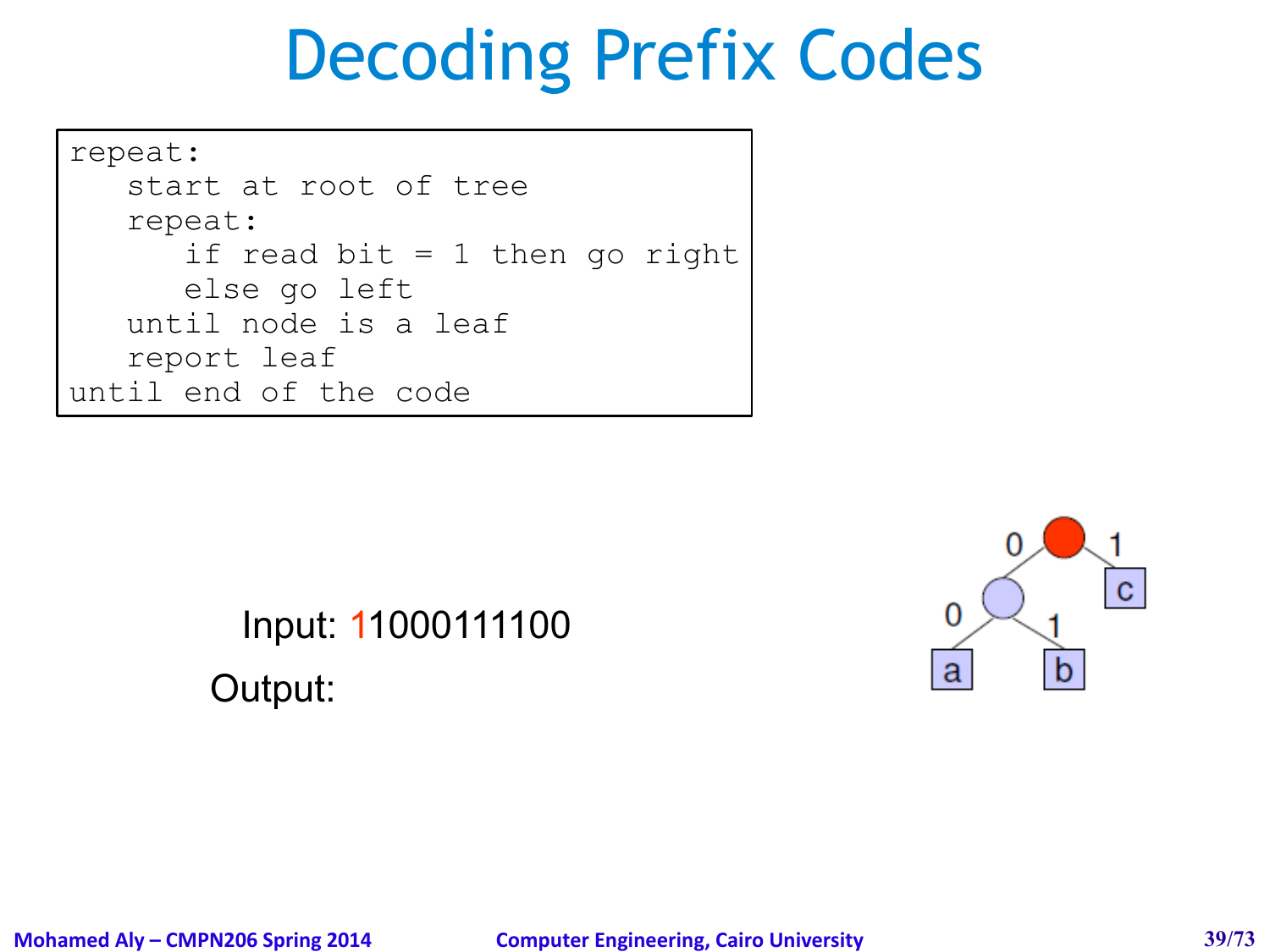# Decoding Prefix Codes

```
repeat:
   start at root of tree
   repeat:
      if read bit = 1 then go right
      else go left
   until node is a leaf
   report leaf
until end of the code
```

Input: 11000111100

Output:

0 1 c 0 1 a b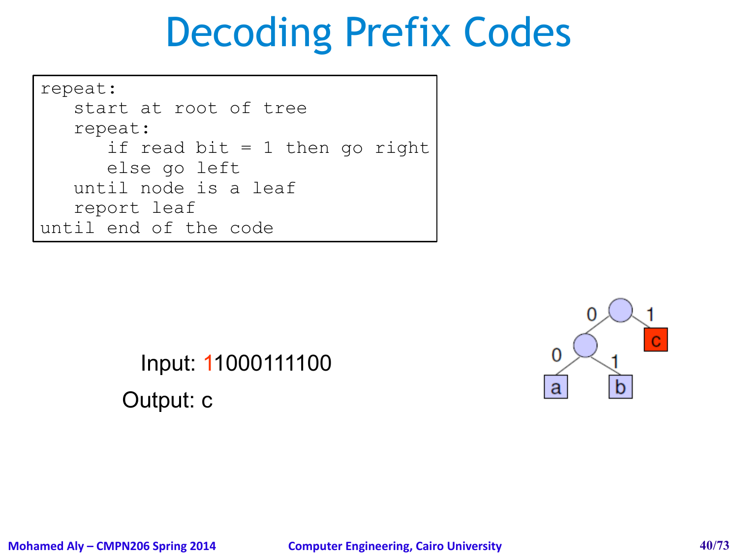# Decoding Prefix Codes

```
repeat:
   start at root of tree
   repeat:
      if read bit = 1 then go right
      else go left
   until node is a leaf
   report leaf
until end of the code
```

Input: 11000111100

Output: c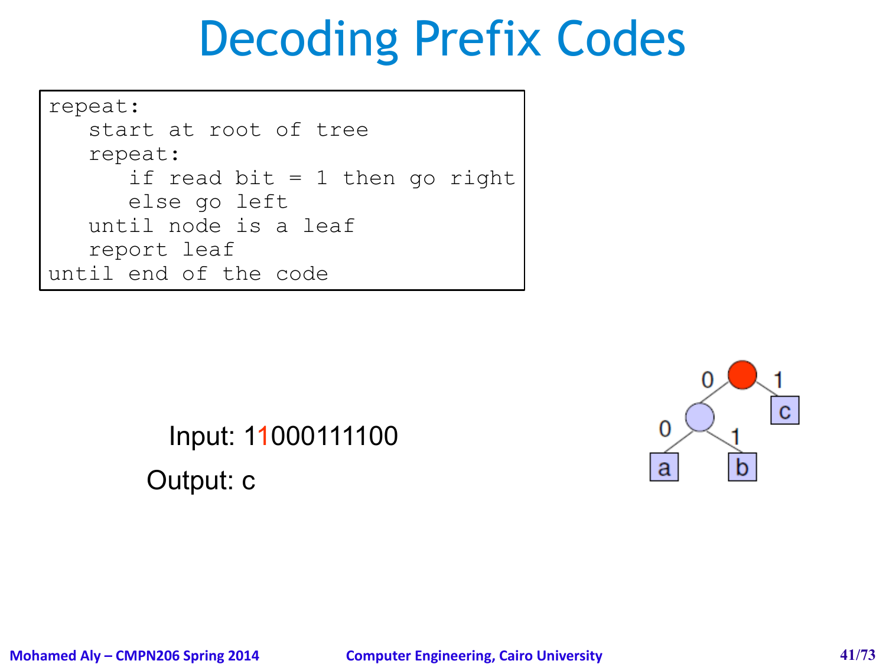# Decoding Prefix Codes

```
repeat:
   start at root of tree
   repeat:
      if read bit = 1 then go right
      else go left
   until node is a leaf
   report leaf
until end of the code
```

Input: 11000111100

Output: c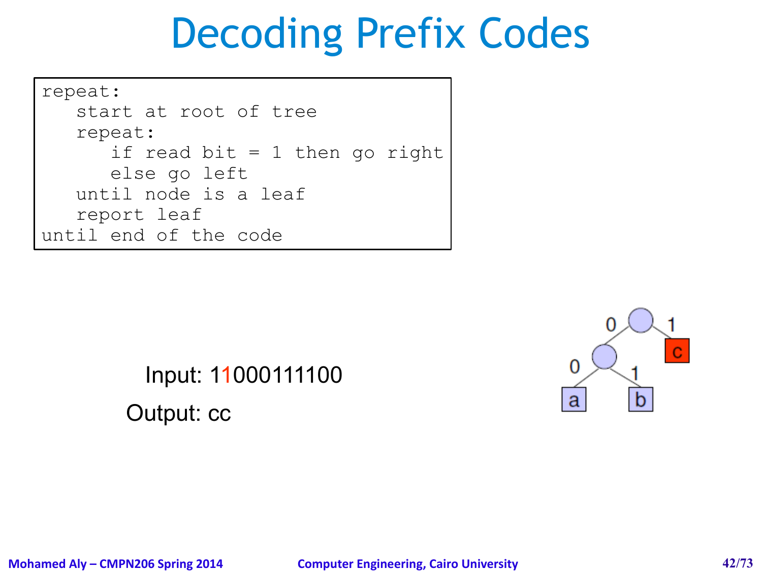# Decoding Prefix Codes

```
repeat:
   start at root of tree
   repeat:
      if read bit = 1 then go right
      else go left
   until node is a leaf
   report leaf
until end of the code
```

Input: 11000111100

Output: cc

0 1
c
0 1
a b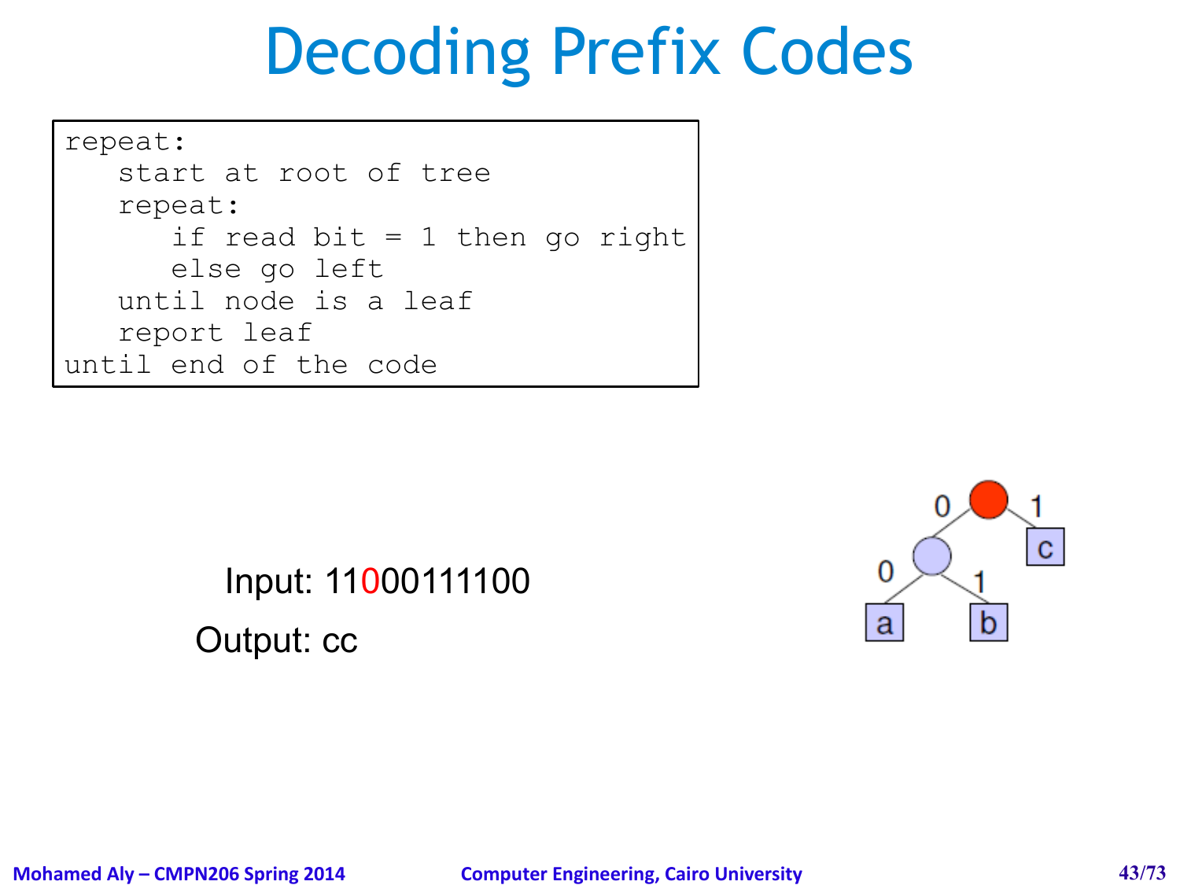# Decoding Prefix Codes

```
repeat:
   start at root of tree
   repeat:
      if read bit = 1 then go right
      else go left
   until node is a leaf
   report leaf
until end of the code
```

Input: 11000111100

Output: cc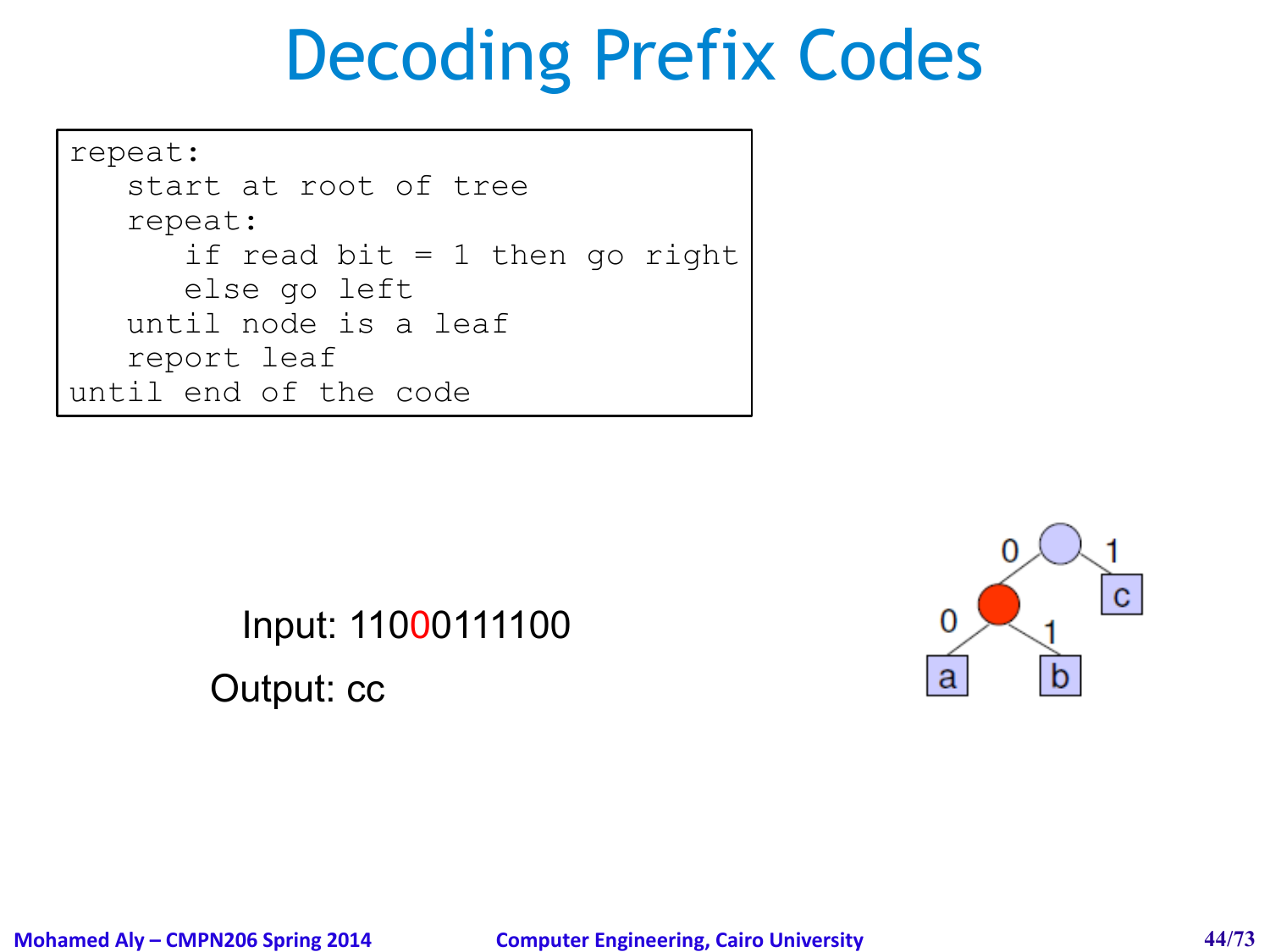# Decoding Prefix Codes

```
repeat:
   start at root of tree
   repeat:
      if read bit = 1 then go right
      else go left
   until node is a leaf
   report leaf
until end of the code
```

Input: 11000111100

Output: cc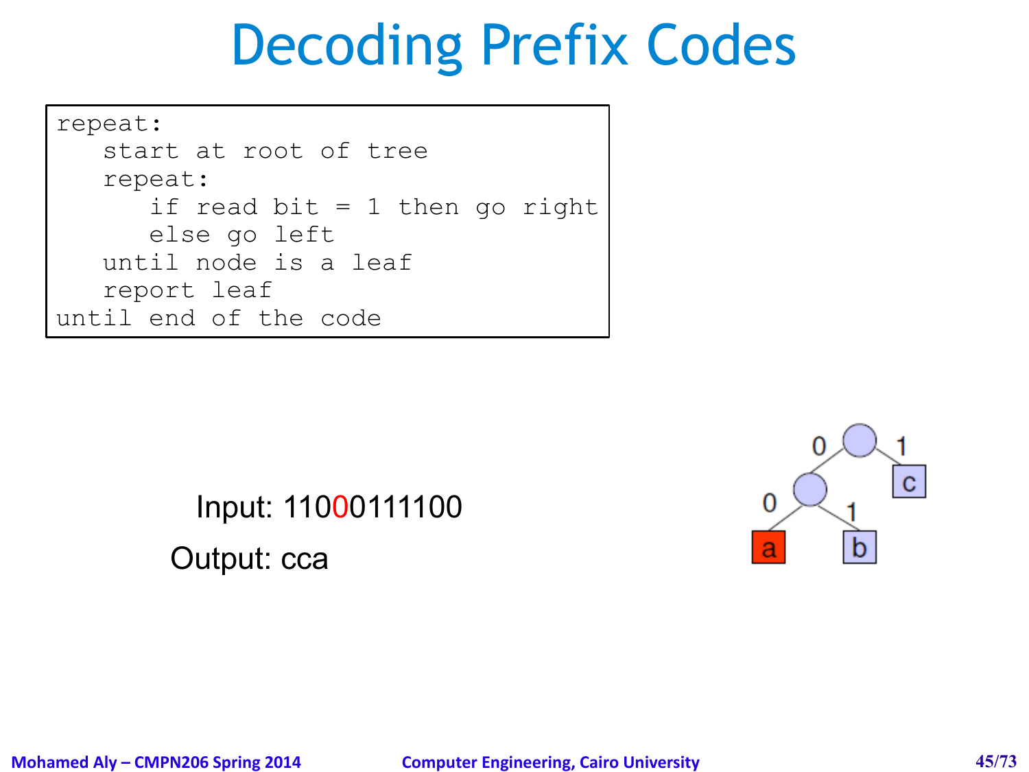# Decoding Prefix Codes

```
repeat:
   start at root of tree
   repeat:
      if read bit = 1 then go right
      else go left
   until node is a leaf
   report leaf
until end of the code
```

Input: 11000111100

Output: cca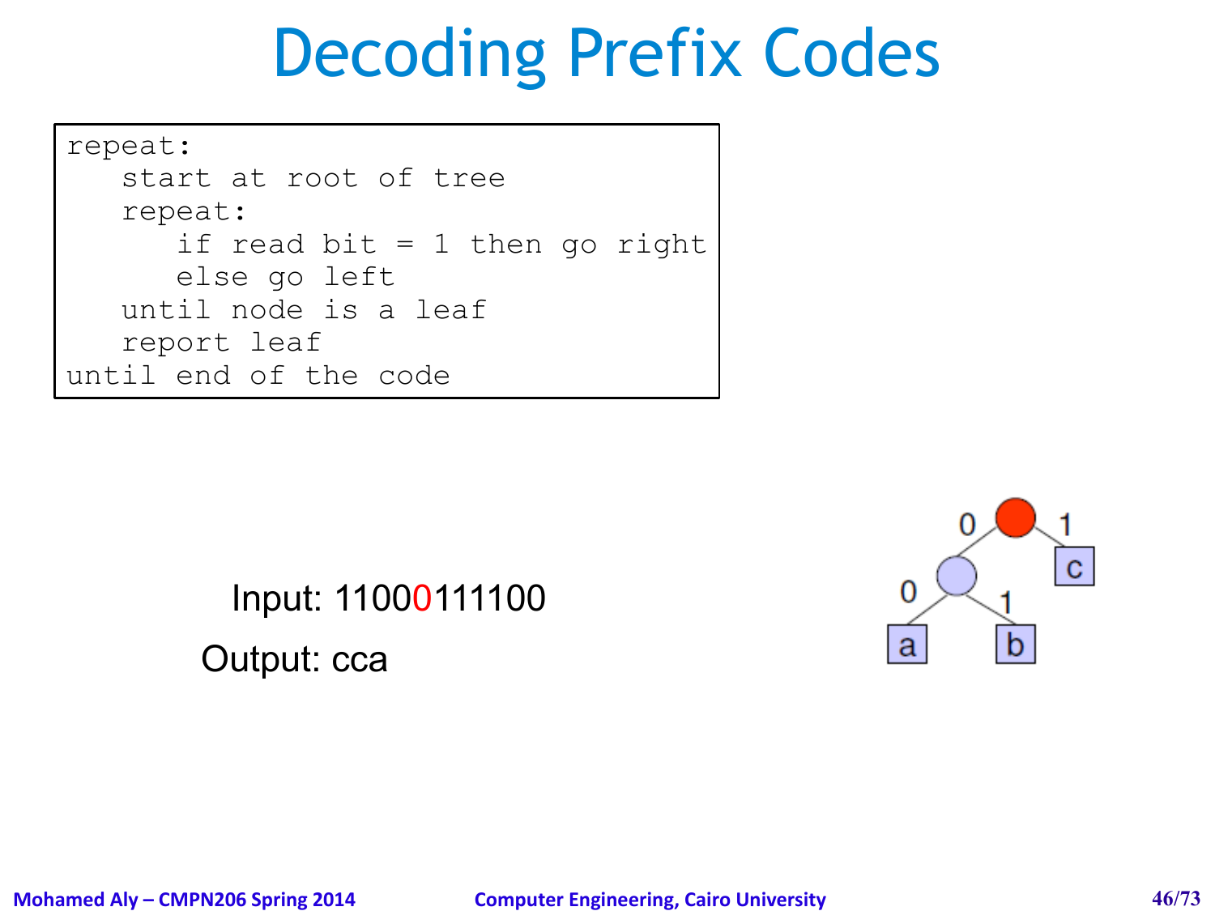# Decoding Prefix Codes

```
repeat:
   start at root of tree
   repeat:
      if read bit = 1 then go right
      else go left
   until node is a leaf
   report leaf
until end of the code
```

Input: 11000111100

Output: cca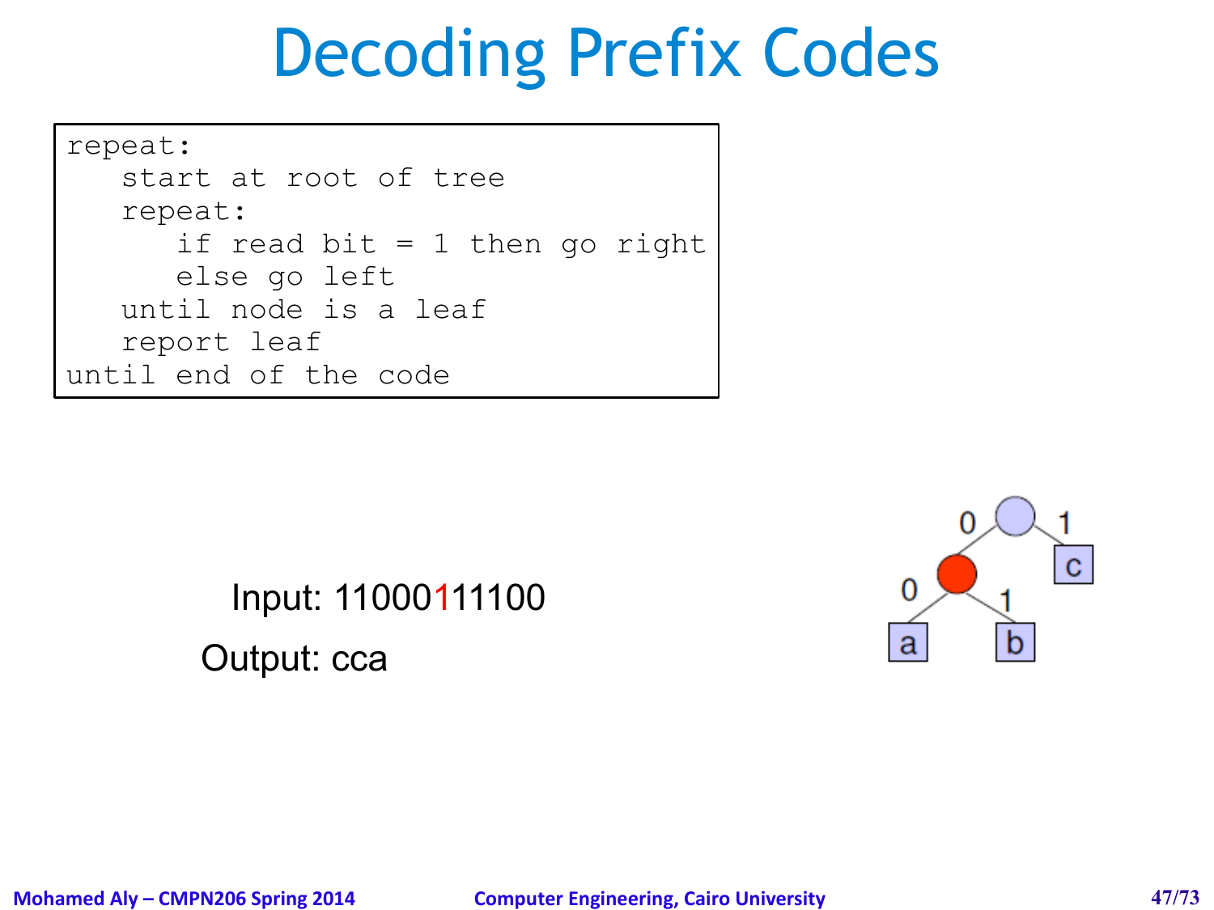# Decoding Prefix Codes

```
repeat:
   start at root of tree
   repeat:
      if read bit = 1 then go right
      else go left
   until node is a leaf
   report leaf
until end of the code
```

Input: 11000111100

Output: cca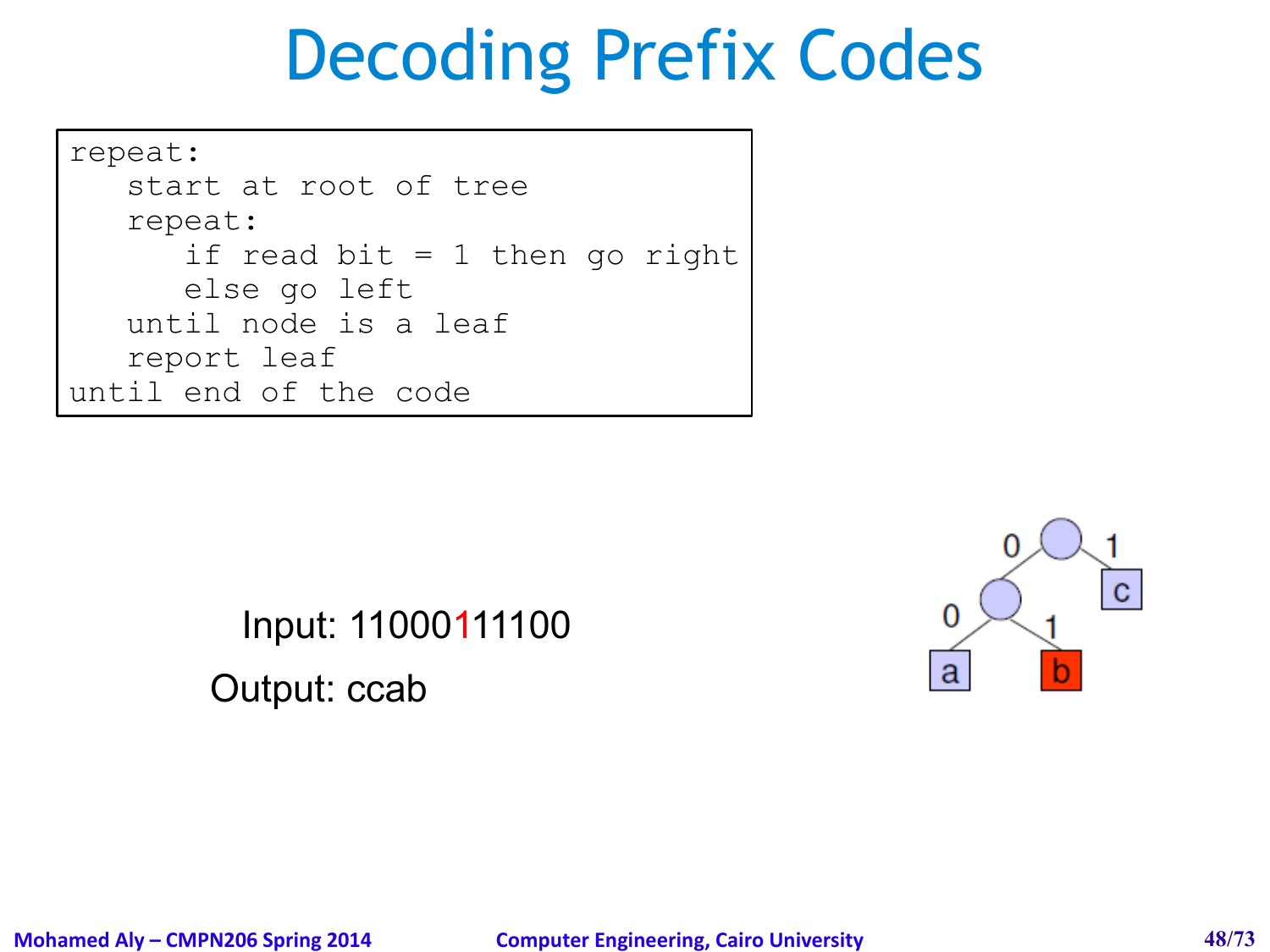# Decoding Prefix Codes

```
repeat:
   start at root of tree
   repeat:
      if read bit = 1 then go right
      else go left
   until node is a leaf
   report leaf
until end of the code
```

Input: 11000111100

Output: ccab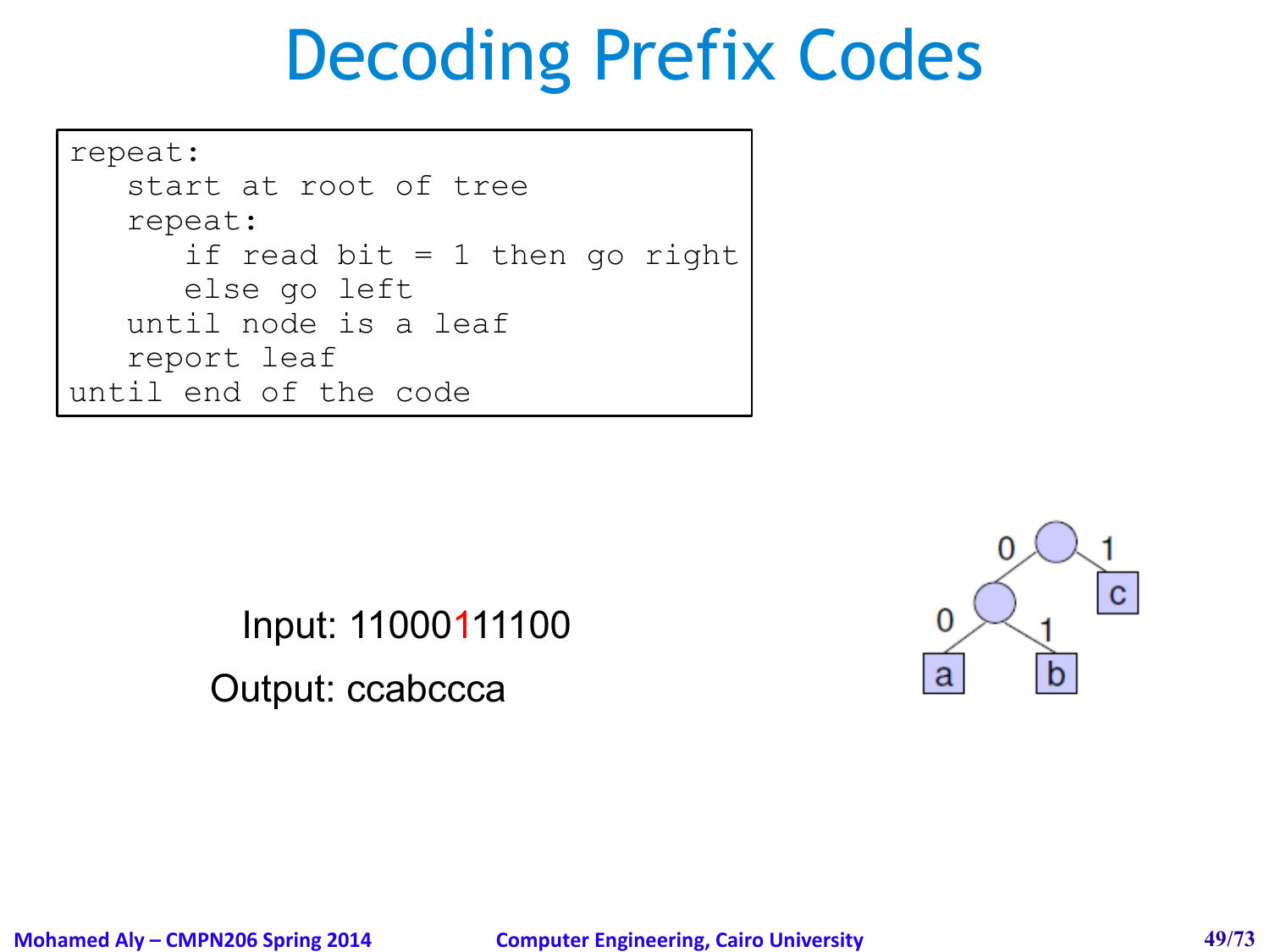# Decoding Prefix Codes

```
repeat:
   start at root of tree
   repeat:
      if read bit = 1 then go right
      else go left
   until node is a leaf
   report leaf
until end of the code
```

Input: 11000111100

Output: ccabccca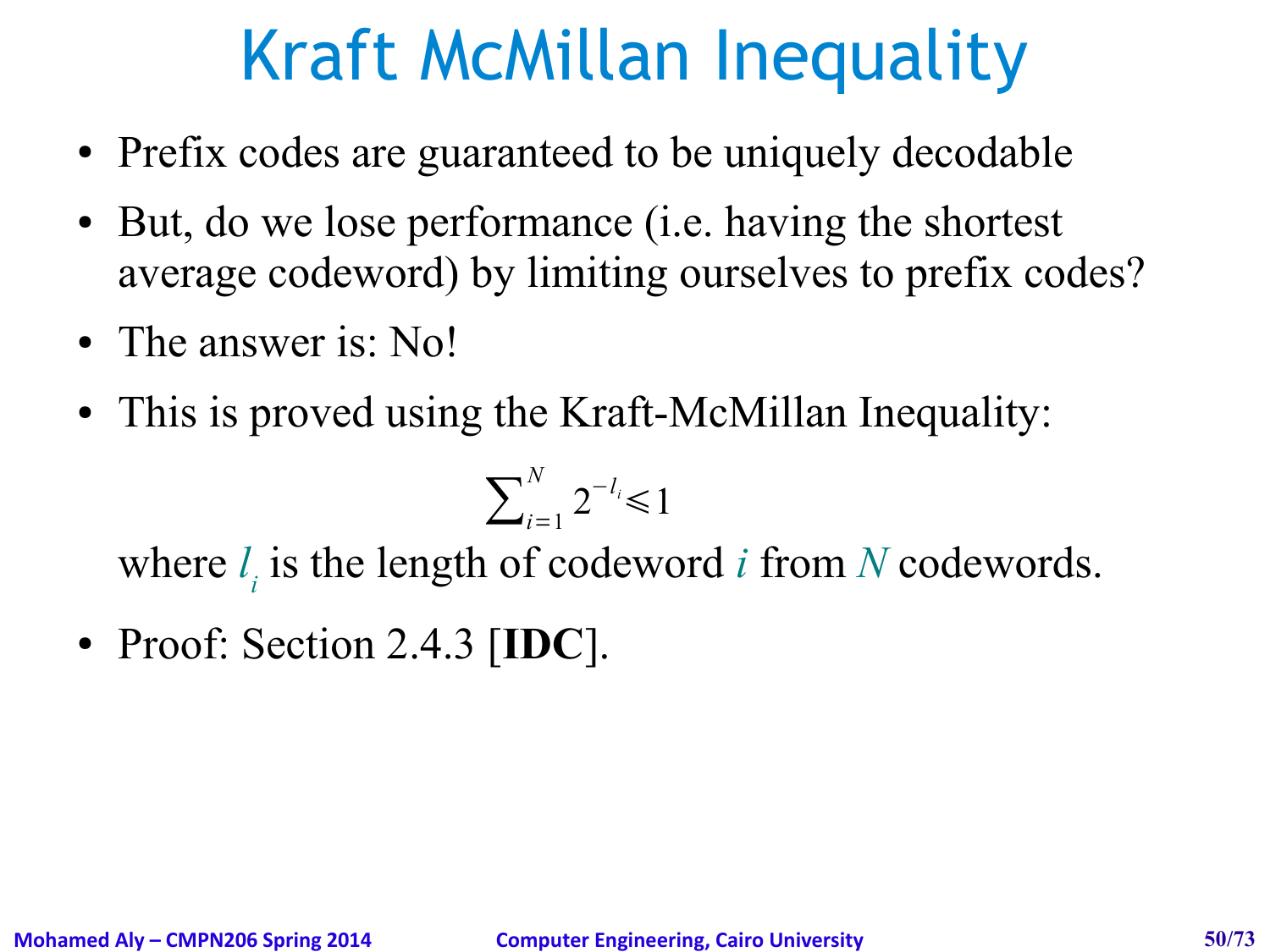# Kraft McMillan Inequality

- Prefix codes are guaranteed to be uniquely decodable
- But, do we lose performance (i.e. having the shortest average codeword) by limiting ourselves to prefix codes?
- The answer is: No!
- This is proved using the Kraft-McMillan Inequality:

$$\sum_{i=1}^{N} 2^{-l_i} \leqslant 1$$

where $l_i$ is the length of codeword $i$ from $N$ codewords.

- Proof: Section 2.4.3 [**IDC**].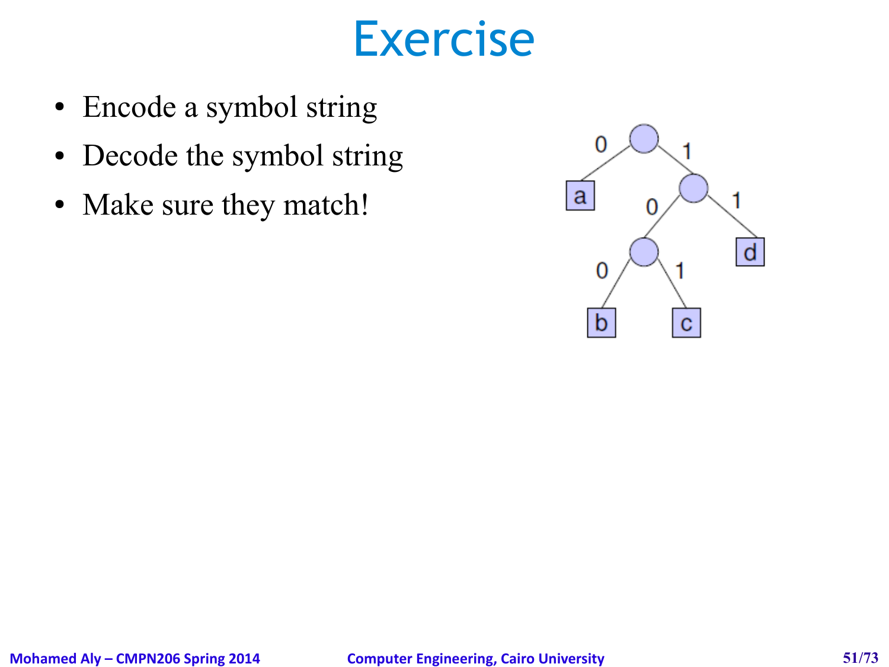# Exercise

- Encode a symbol string
- Decode the symbol string
- Make sure they match!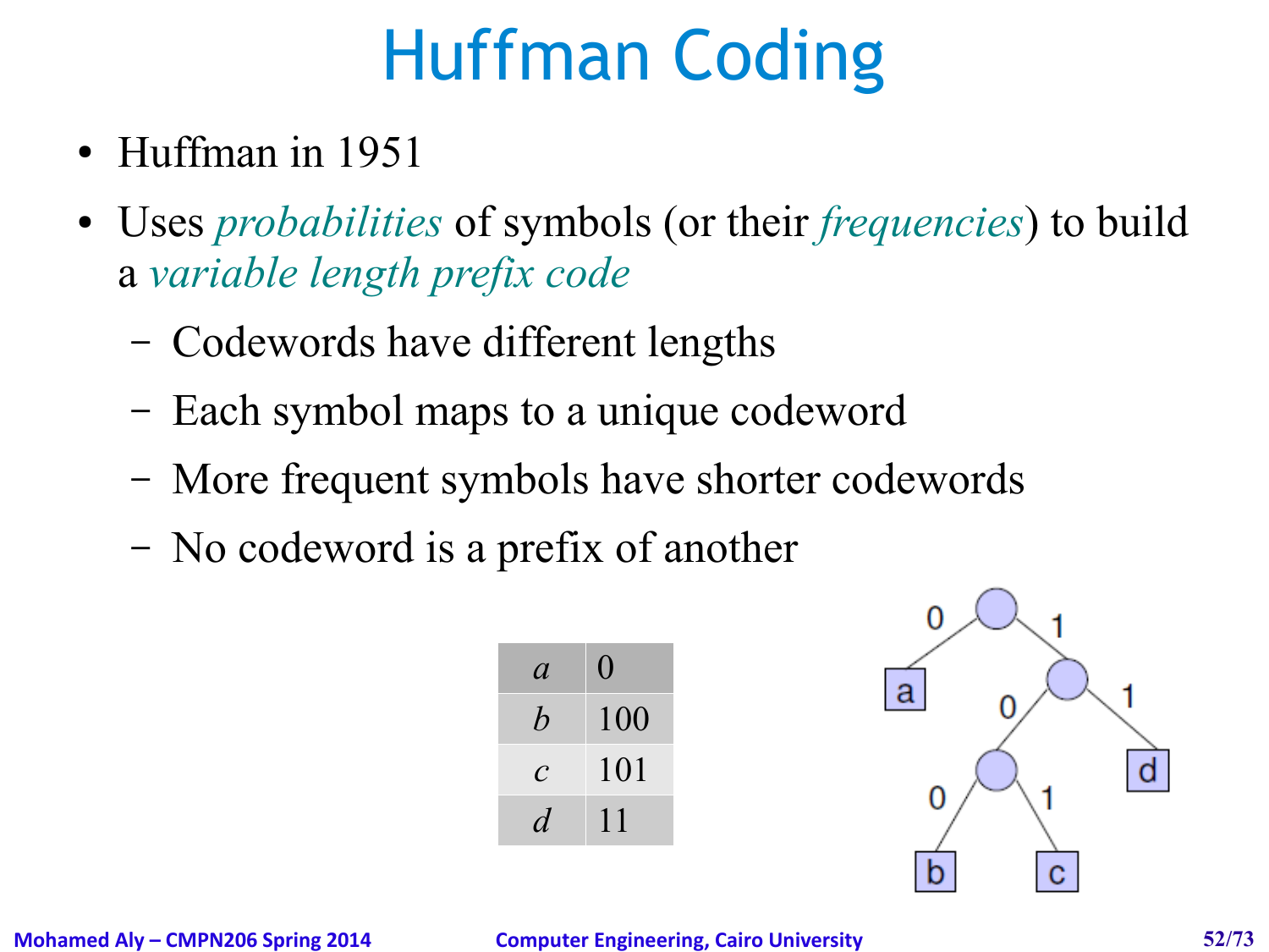# Huffman Coding

- Huffman in 1951
- Uses *probabilities* of symbols (or their *frequencies*) to build a *variable length prefix code*
  - Codewords have different lengths
  - Each symbol maps to a unique codeword
  - More frequent symbols have shorter codewords
  - No codeword is a prefix of another

| *a* | 0 |
|---|---|
| *b* | 100 |
| *c* | 101 |
| *d* | 11 |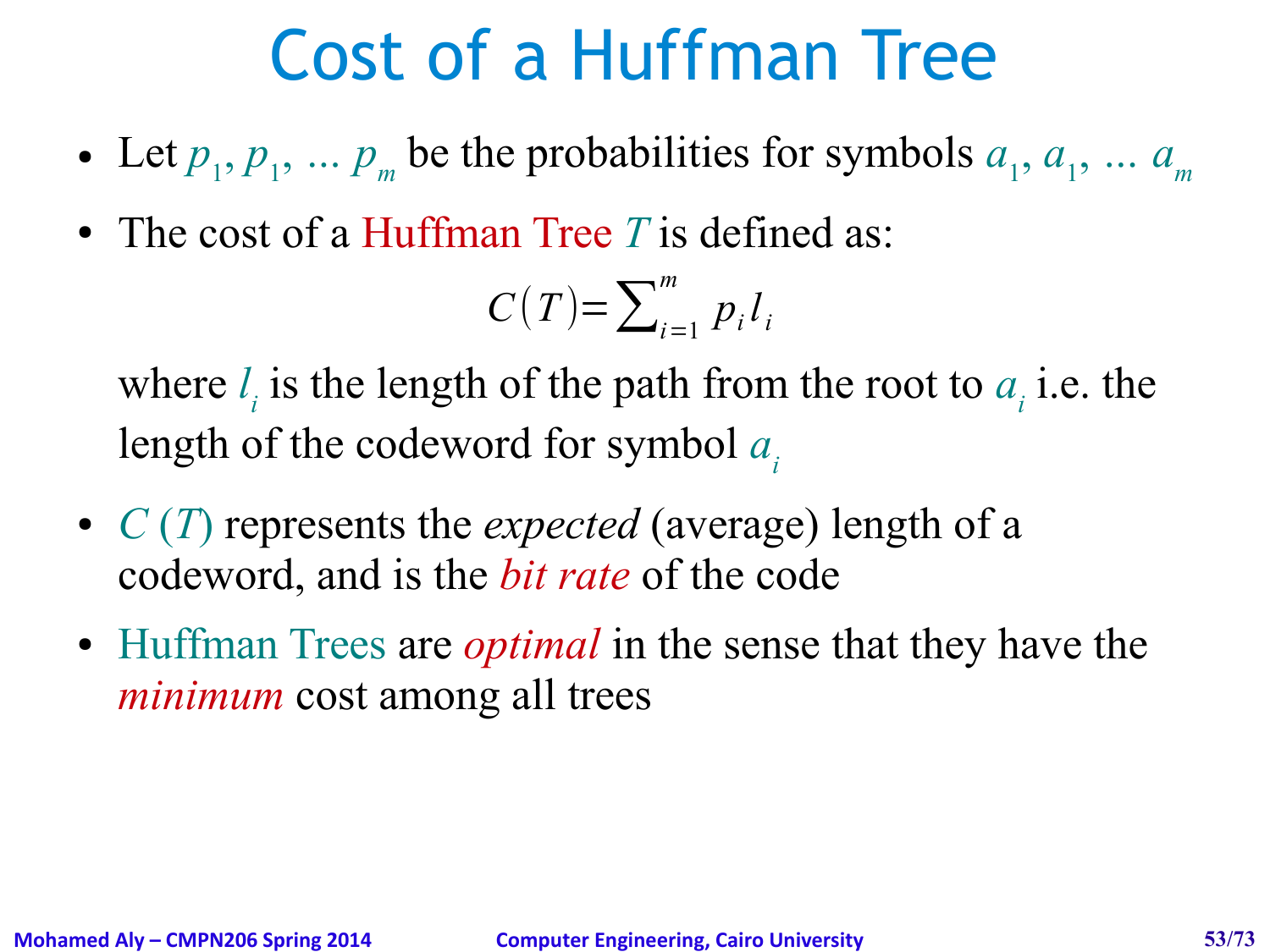# Cost of a Huffman Tree

- Let $p_1, p_1, \ldots p_m$ be the probabilities for symbols $a_1, a_1, \ldots a_m$
- The cost of a Huffman Tree $T$ is defined as:

$$C(T) = \sum_{i=1}^{m} p_i l_i$$

  where $l_i$ is the length of the path from the root to $a_i$ i.e. the length of the codeword for symbol $a_i$

- $C(T)$ represents the *expected* (average) length of a codeword, and is the *bit rate* of the code
- Huffman Trees are *optimal* in the sense that they have the *minimum* cost among all trees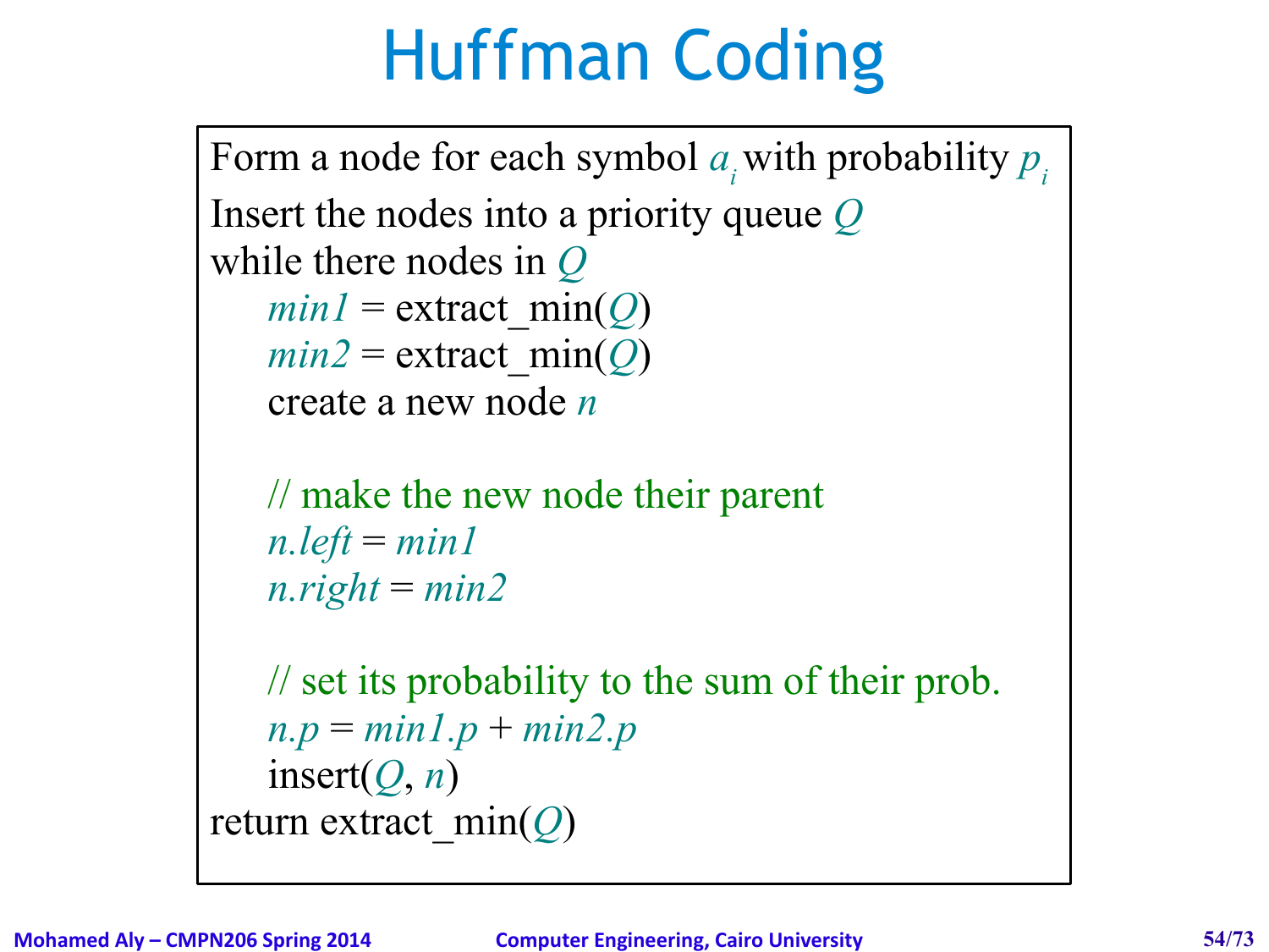# Huffman Coding

```
Form a node for each symbol a_i with probability p_i
Insert the nodes into a priority queue Q
while there nodes in Q
    min1 = extract_min(Q)
    min2 = extract_min(Q)
    create a new node n

    // make the new node their parent
    n.left = min1
    n.right = min2

    // set its probability to the sum of their prob.
    n.p = min1.p + min2.p
    insert(Q, n)
return extract_min(Q)
```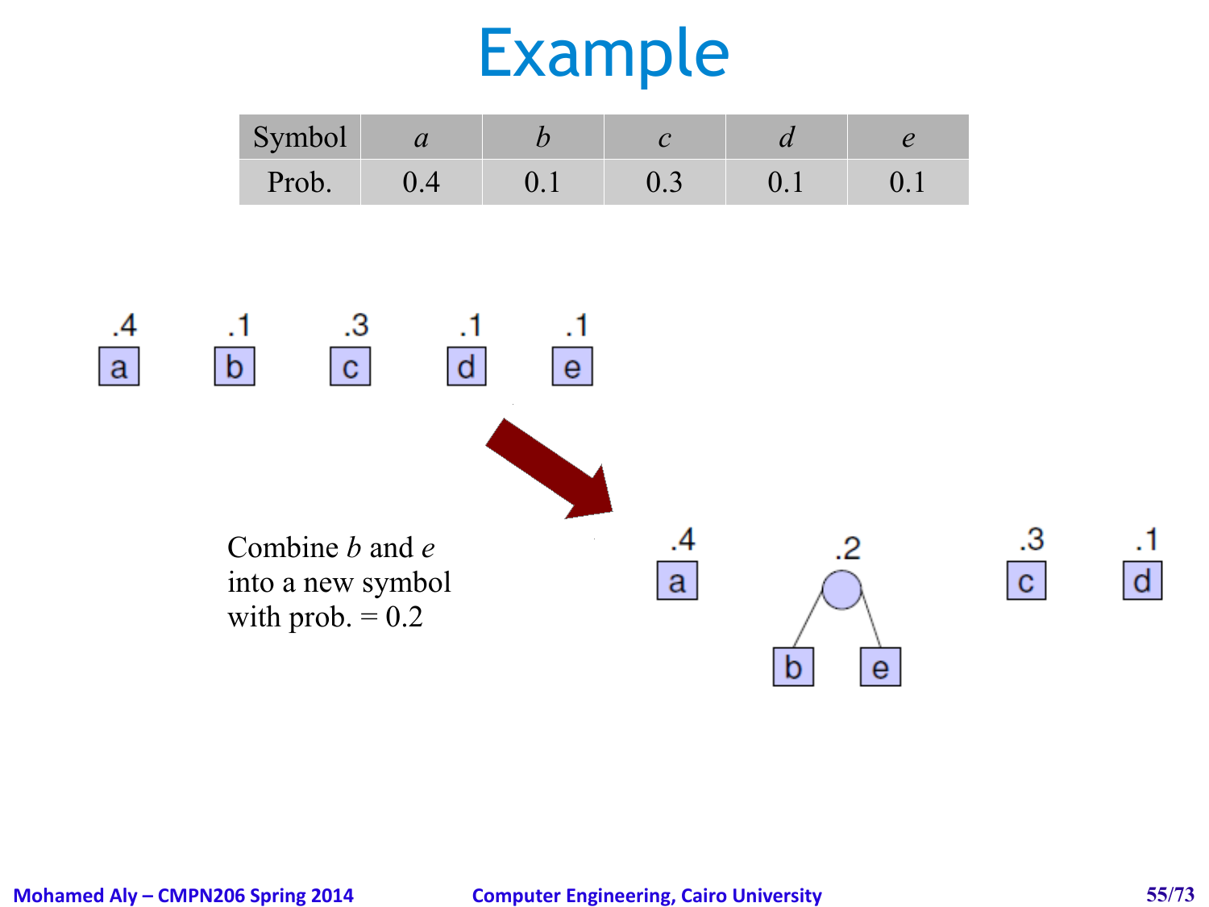# Example

| Symbol | *a* | *b* | *c* | *d* | *e* |
|---|---|---|---|---|---|
| Prob. | 0.4 | 0.1 | 0.3 | 0.1 | 0.1 |

.4 a &nbsp;&nbsp; .1 b &nbsp;&nbsp; .3 c &nbsp;&nbsp; .1 d &nbsp;&nbsp; .1 e

Combine *b* and *e* into a new symbol with prob. = 0.2

.4 a &nbsp;&nbsp; .2 (b, e) &nbsp;&nbsp; .3 c &nbsp;&nbsp; .1 d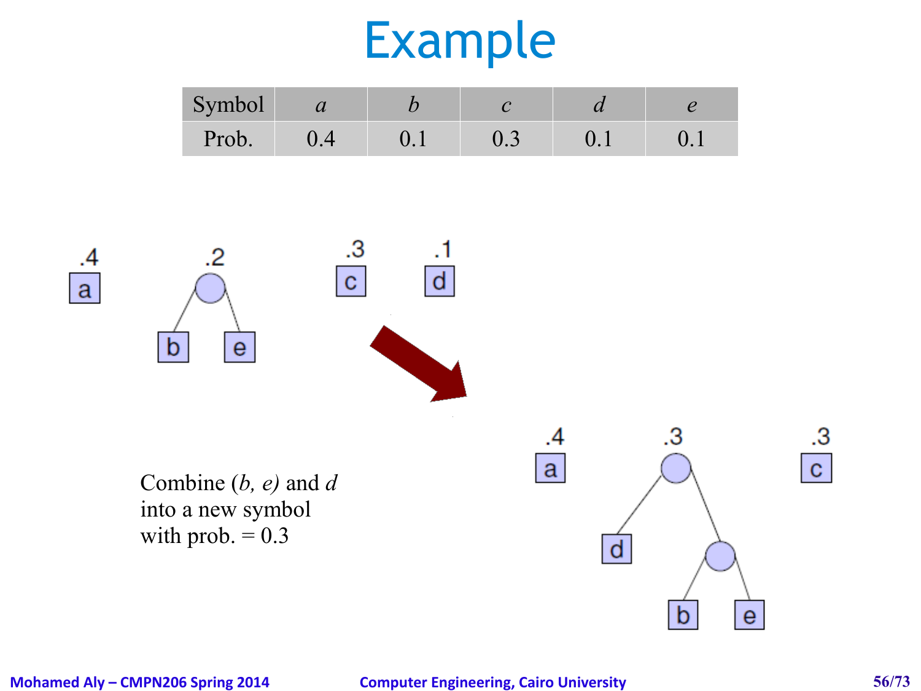# Example

| Symbol | *a* | *b* | *c* | *d* | *e* |
|---|---|---|---|---|---|
| Prob. | 0.4 | 0.1 | 0.3 | 0.1 | 0.1 |

Combine *(b, e)* and *d* into a new symbol with prob. = 0.3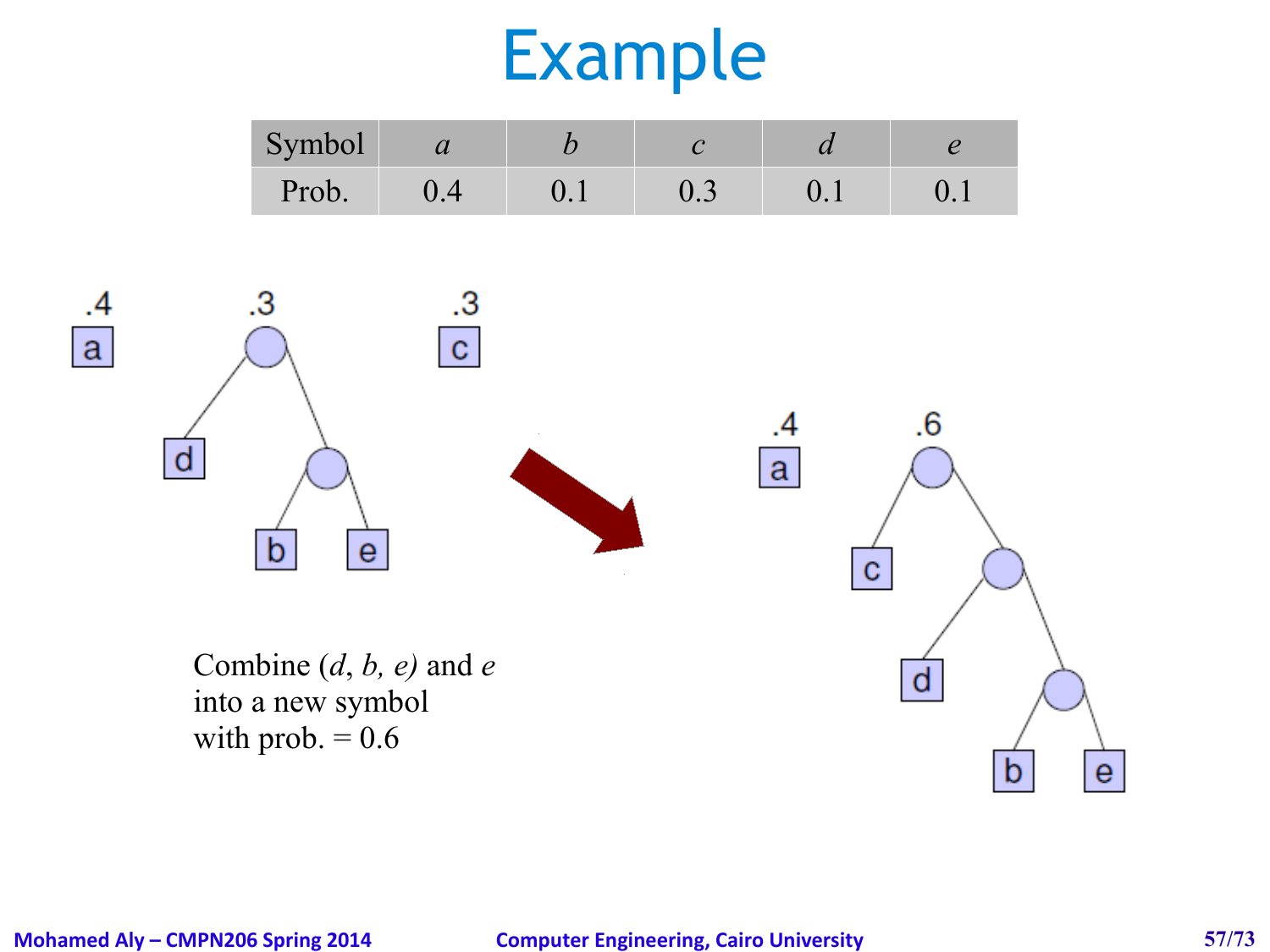# Example

| Symbol | *a* | *b* | *c* | *d* | *e* |
|---|---|---|---|---|---|
| Prob. | 0.4 | 0.1 | 0.3 | 0.1 | 0.1 |

Combine (*d*, *b, e)* and *e* into a new symbol with prob. = 0.6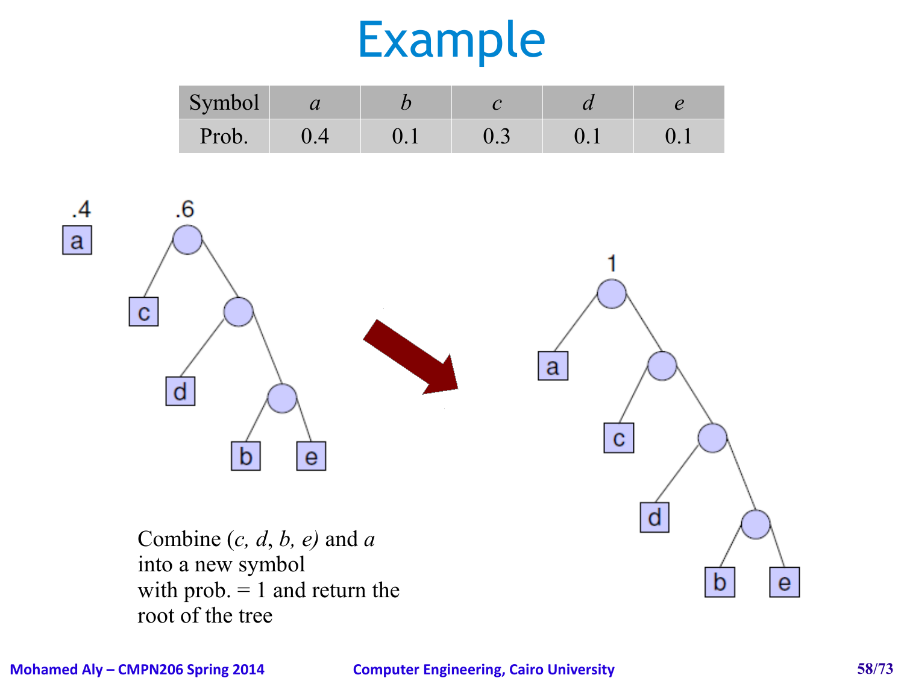# Example

| Symbol | *a* | *b* | *c* | *d* | *e* |
|---|---|---|---|---|---|
| Prob. | 0.4 | 0.1 | 0.3 | 0.1 | 0.1 |

Combine *(c, d, b, e)* and *a* into a new symbol with prob. = 1 and return the root of the tree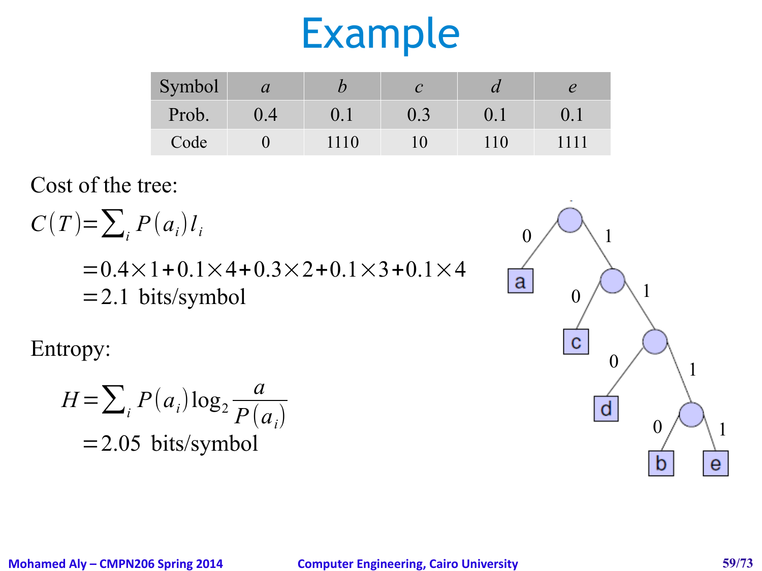# Example

| Symbol | $a$ | $b$ | $c$ | $d$ | $e$ |
|---|---|---|---|---|---|
| Prob. | 0.4 | 0.1 | 0.3 | 0.1 | 0.1 |
| Code | 0 | 1110 | 10 | 110 | 1111 |

Cost of the tree:

$$C(T) = \sum_i P(a_i) l_i$$

$$= 0.4 \times 1 + 0.1 \times 4 + 0.3 \times 2 + 0.1 \times 3 + 0.1 \times 4$$
$$= 2.1 \text{ bits/symbol}$$

Entropy:

$$H = \sum_i P(a_i) \log_2 \frac{a}{P(a_i)}$$
$$= 2.05 \text{ bits/symbol}$$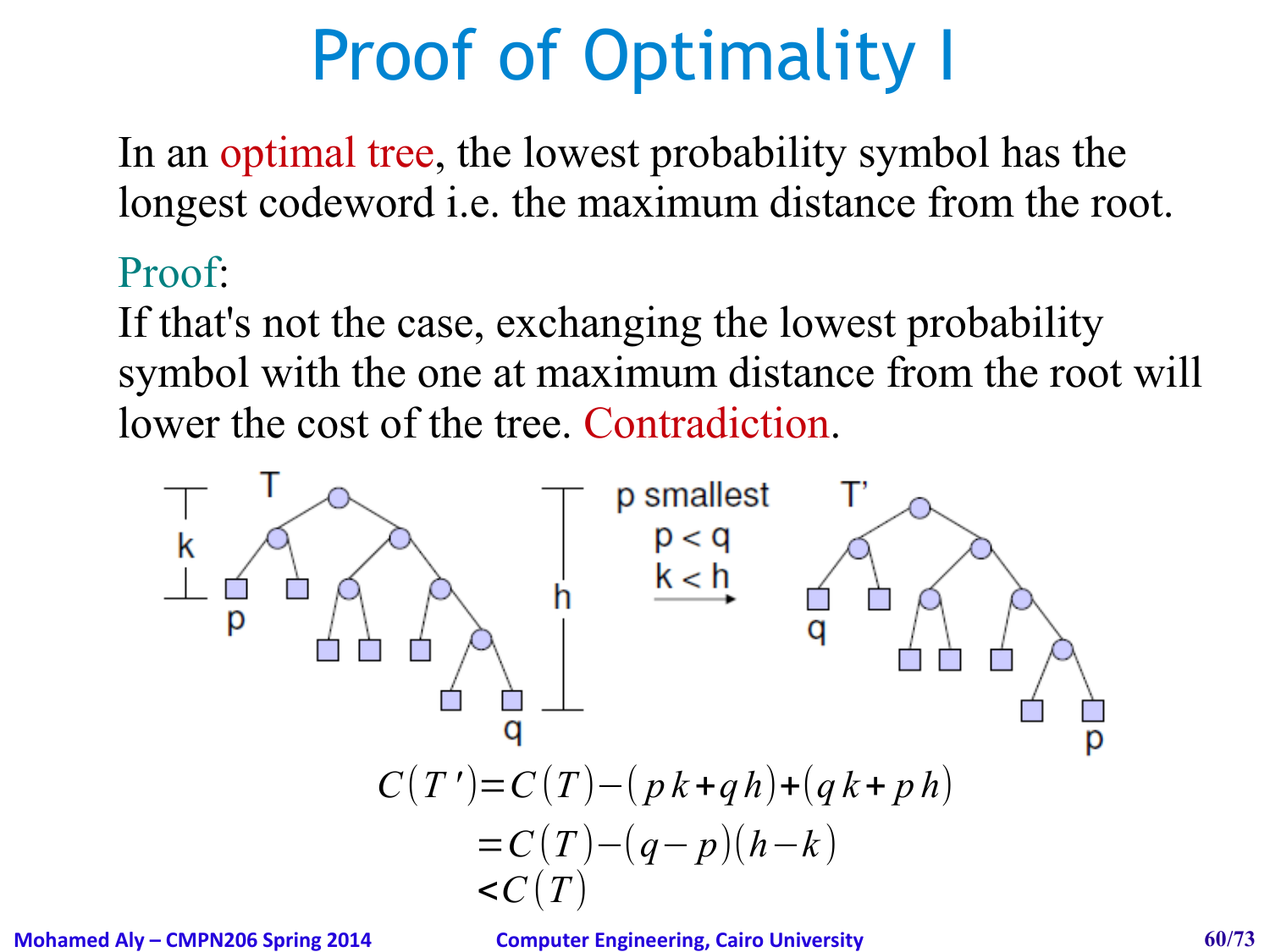# Proof of Optimality I

In an optimal tree, the lowest probability symbol has the longest codeword i.e. the maximum distance from the root.

Proof:

If that's not the case, exchanging the lowest probability symbol with the one at maximum distance from the root will lower the cost of the tree. Contradiction.

p smallest

$p < q$

$k < h$

$$C(T') = C(T) - (pk + qh) + (qk + ph)$$

$$= C(T) - (q - p)(h - k)$$

$$< C(T)$$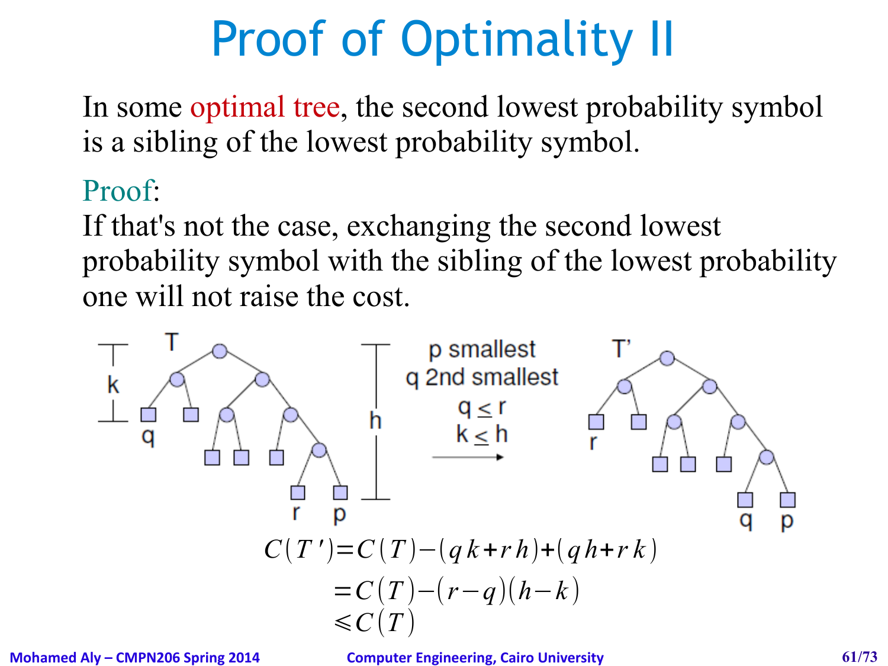# Proof of Optimality II

In some optimal tree, the second lowest probability symbol is a sibling of the lowest probability symbol.

Proof:
If that's not the case, exchanging the second lowest probability symbol with the sibling of the lowest probability one will not raise the cost.

p smallest
q 2nd smallest
$q \leq r$
$k \leq h$

$$C(T') = C(T) - (qk + rh) + (qh + rk)$$
$$= C(T) - (r - q)(h - k)$$
$$\leqslant C(T)$$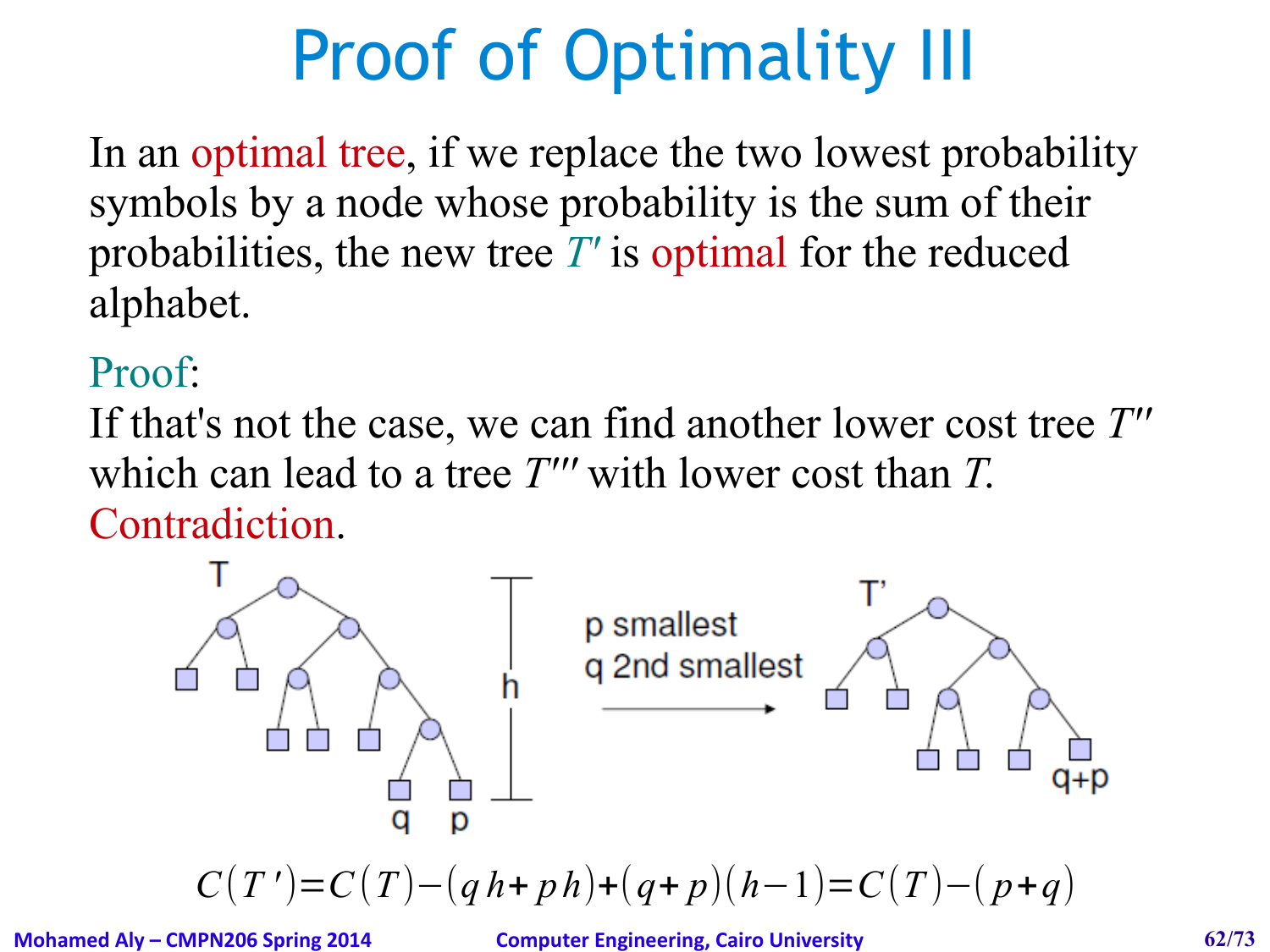# Proof of Optimality III

In an optimal tree, if we replace the two lowest probability symbols by a node whose probability is the sum of their probabilities, the new tree $T'$ is optimal for the reduced alphabet.

Proof:
If that's not the case, we can find another lower cost tree $T''$ which can lead to a tree $T'''$ with lower cost than $T$. Contradiction.

p smallest
q 2nd smallest

$$C(T') = C(T) - (qh + ph) + (q+p)(h-1) = C(T) - (p+q)$$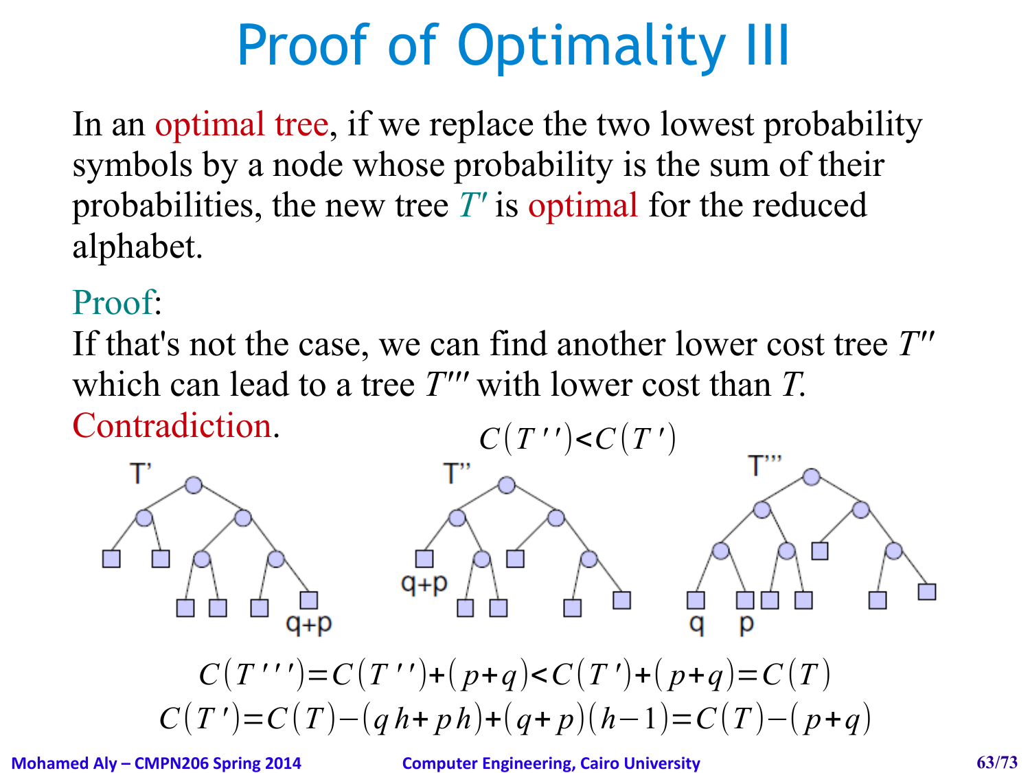# Proof of Optimality III

In an optimal tree, if we replace the two lowest probability symbols by a node whose probability is the sum of their probabilities, the new tree $T'$ is optimal for the reduced alphabet.

Proof:

If that's not the case, we can find another lower cost tree $T''$ which can lead to a tree $T'''$ with lower cost than $T$. Contradiction.

$$C(T'') < C(T')$$

T' T'' T'''

q+p q+p q p

$$C(T''') = C(T'') + (p+q) < C(T') + (p+q) = C(T)$$

$$C(T') = C(T) - (qh + ph) + (q+p)(h-1) = C(T) - (p+q)$$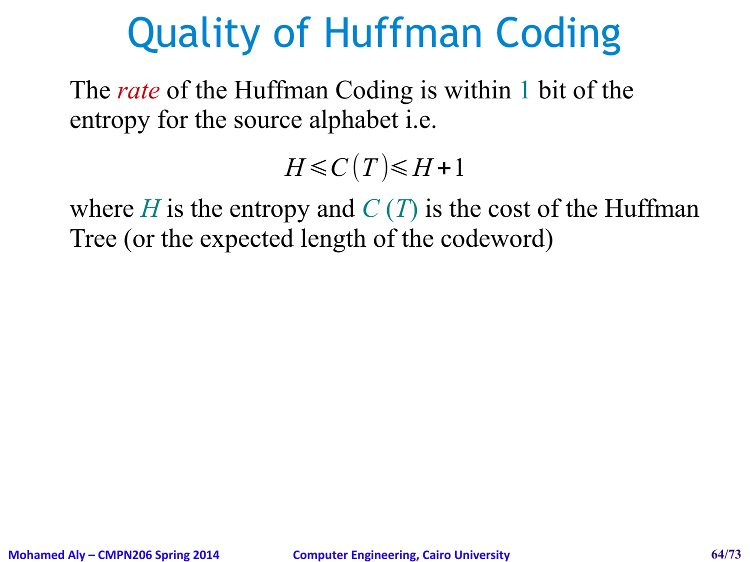# Quality of Huffman Coding

The *rate* of the Huffman Coding is within 1 bit of the entropy for the source alphabet i.e.

$$H \leqslant C(T) \leqslant H + 1$$

where $H$ is the entropy and $C(T)$ is the cost of the Huffman Tree (or the expected length of the codeword)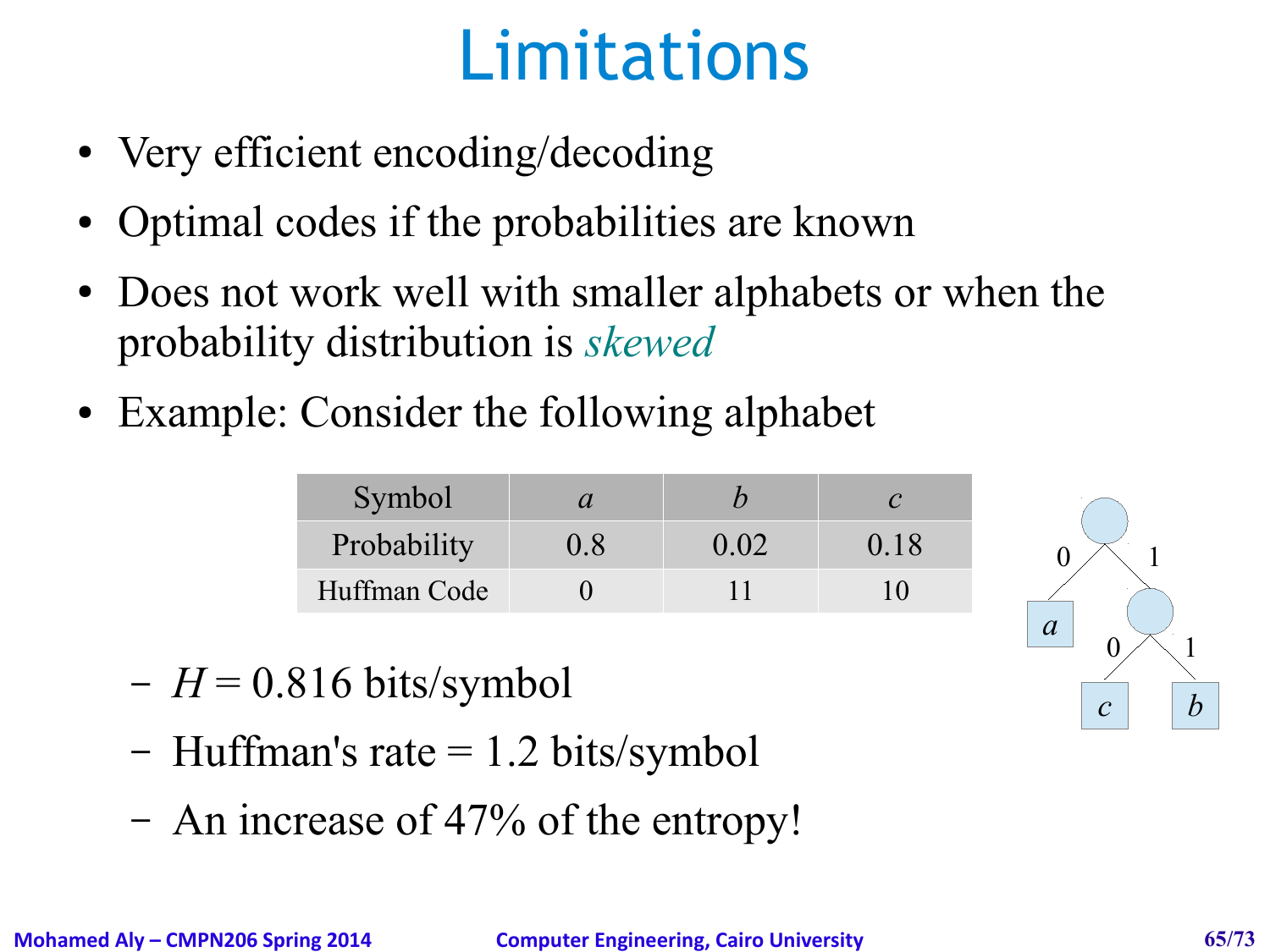# Limitations

- Very efficient encoding/decoding
- Optimal codes if the probabilities are known
- Does not work well with smaller alphabets or when the probability distribution is *skewed*
- Example: Consider the following alphabet

| Symbol | *a* | *b* | *c* |
|---|---|---|---|
| Probability | 0.8 | 0.02 | 0.18 |
| Huffman Code | 0 | 11 | 10 |

  - $H = 0.816$ bits/symbol
  - Huffman's rate = 1.2 bits/symbol
  - An increase of 47% of the entropy!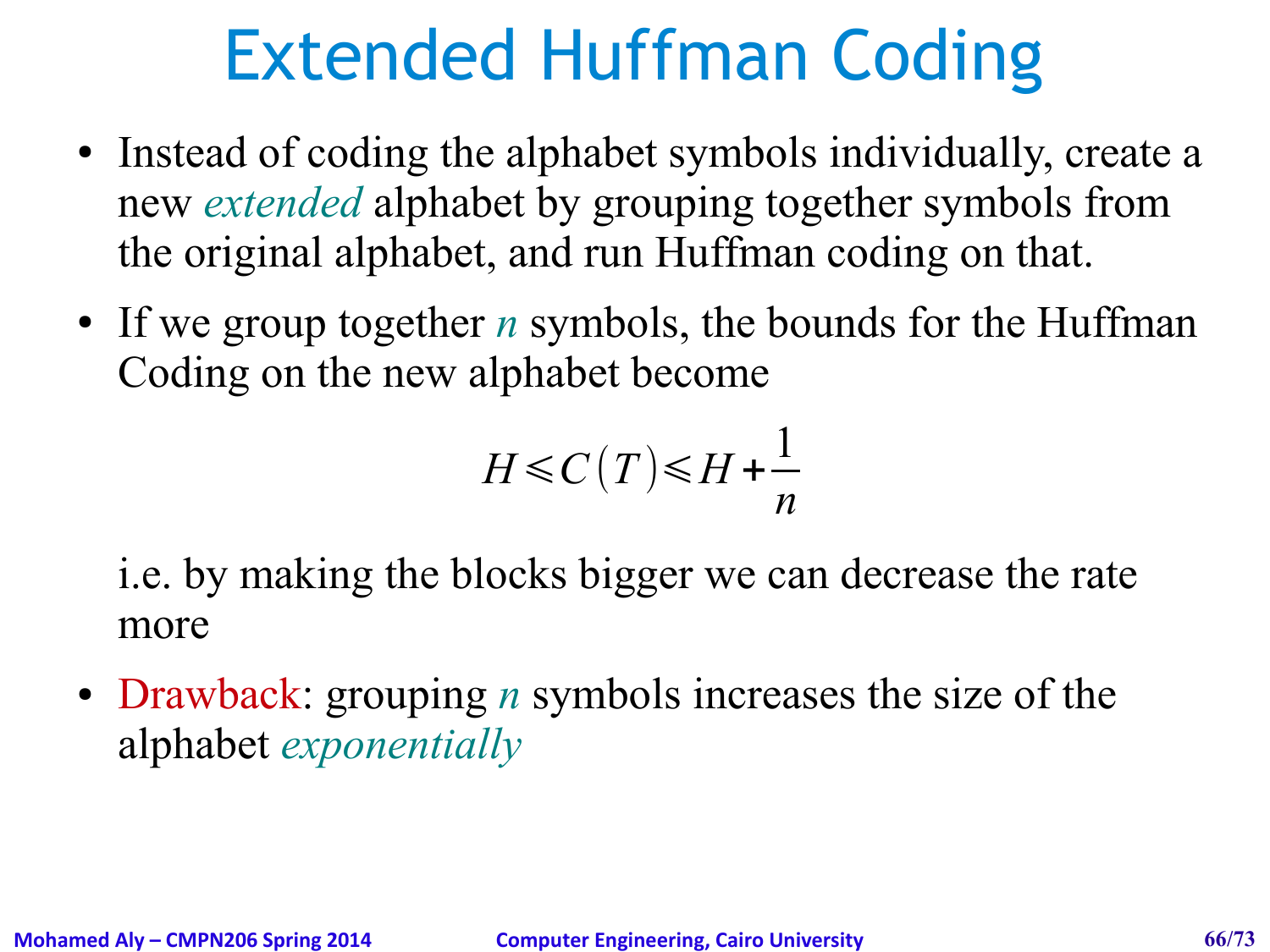# Extended Huffman Coding

- Instead of coding the alphabet symbols individually, create a new *extended* alphabet by grouping together symbols from the original alphabet, and run Huffman coding on that.
- If we group together $n$ symbols, the bounds for the Huffman Coding on the new alphabet become

$$H \leqslant C(T) \leqslant H + \frac{1}{n}$$

  i.e. by making the blocks bigger we can decrease the rate more

- Drawback: grouping $n$ symbols increases the size of the alphabet *exponentially*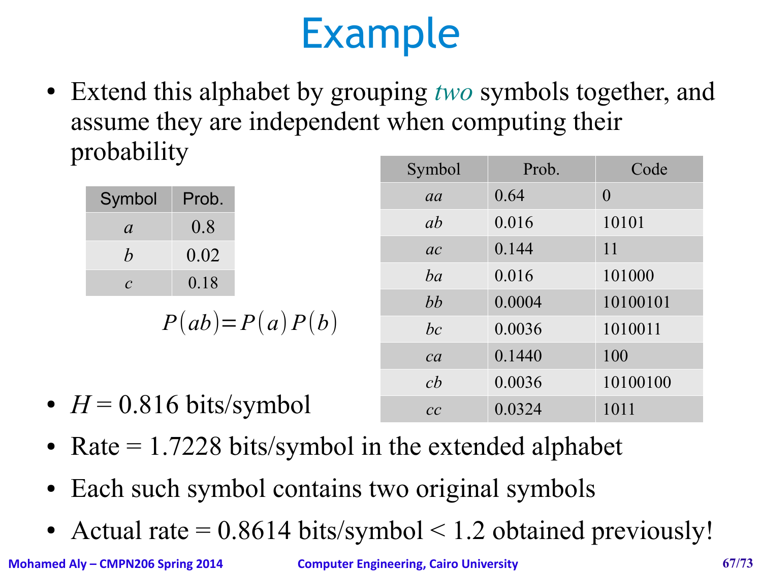# Example

- Extend this alphabet by grouping *two* symbols together, and assume they are independent when computing their probability

| Symbol | Prob. |
|---|---|
| *a* | 0.8 |
| *b* | 0.02 |
| *c* | 0.18 |

$$P(ab) = P(a)\,P(b)$$

| Symbol | Prob. | Code |
|---|---|---|
| *aa* | 0.64 | 0 |
| *ab* | 0.016 | 10101 |
| *ac* | 0.144 | 11 |
| *ba* | 0.016 | 101000 |
| *bb* | 0.0004 | 10100101 |
| *bc* | 0.0036 | 1010011 |
| *ca* | 0.1440 | 100 |
| *cb* | 0.0036 | 10100100 |
| *cc* | 0.0324 | 1011 |

- $H$ = 0.816 bits/symbol
- Rate = 1.7228 bits/symbol in the extended alphabet
- Each such symbol contains two original symbols
- Actual rate = 0.8614 bits/symbol < 1.2 obtained previously!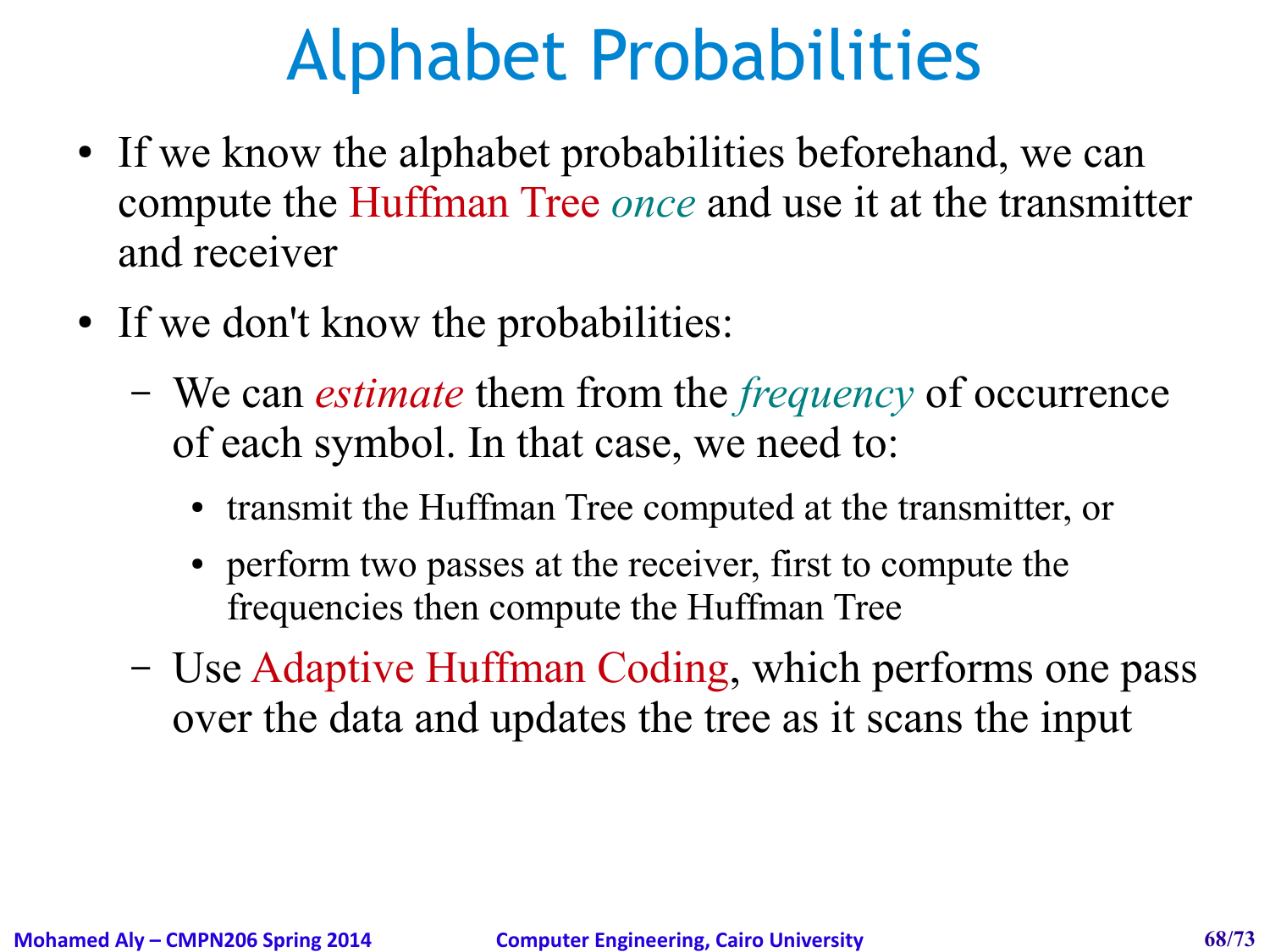# Alphabet Probabilities

- If we know the alphabet probabilities beforehand, we can compute the Huffman Tree *once* and use it at the transmitter and receiver
- If we don't know the probabilities:
  - We can *estimate* them from the *frequency* of occurrence of each symbol. In that case, we need to:
    - transmit the Huffman Tree computed at the transmitter, or
    - perform two passes at the receiver, first to compute the frequencies then compute the Huffman Tree
  - Use Adaptive Huffman Coding, which performs one pass over the data and updates the tree as it scans the input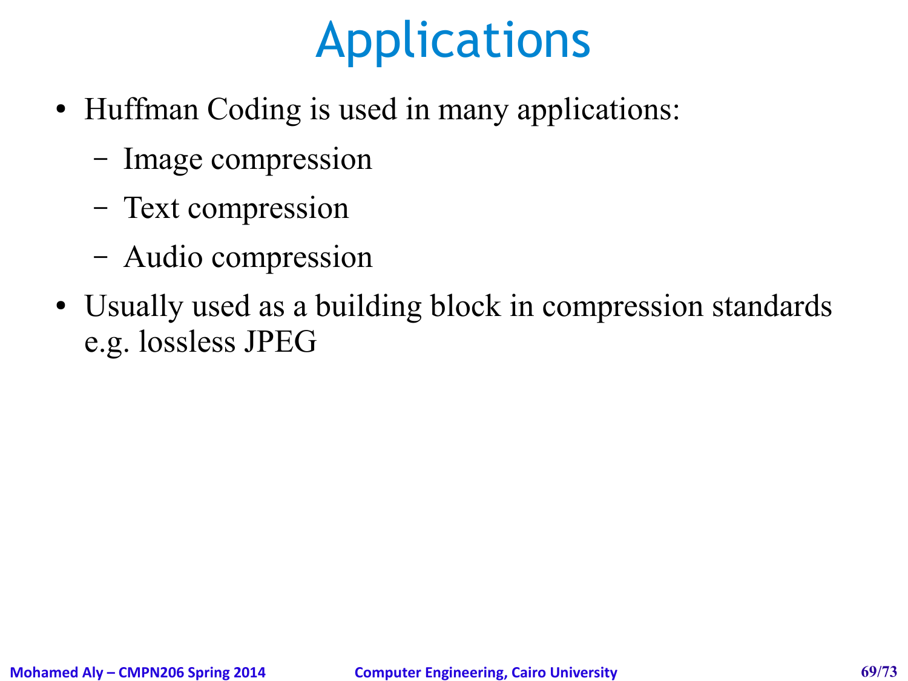# Applications

- Huffman Coding is used in many applications:
  - Image compression
  - Text compression
  - Audio compression
- Usually used as a building block in compression standards e.g. lossless JPEG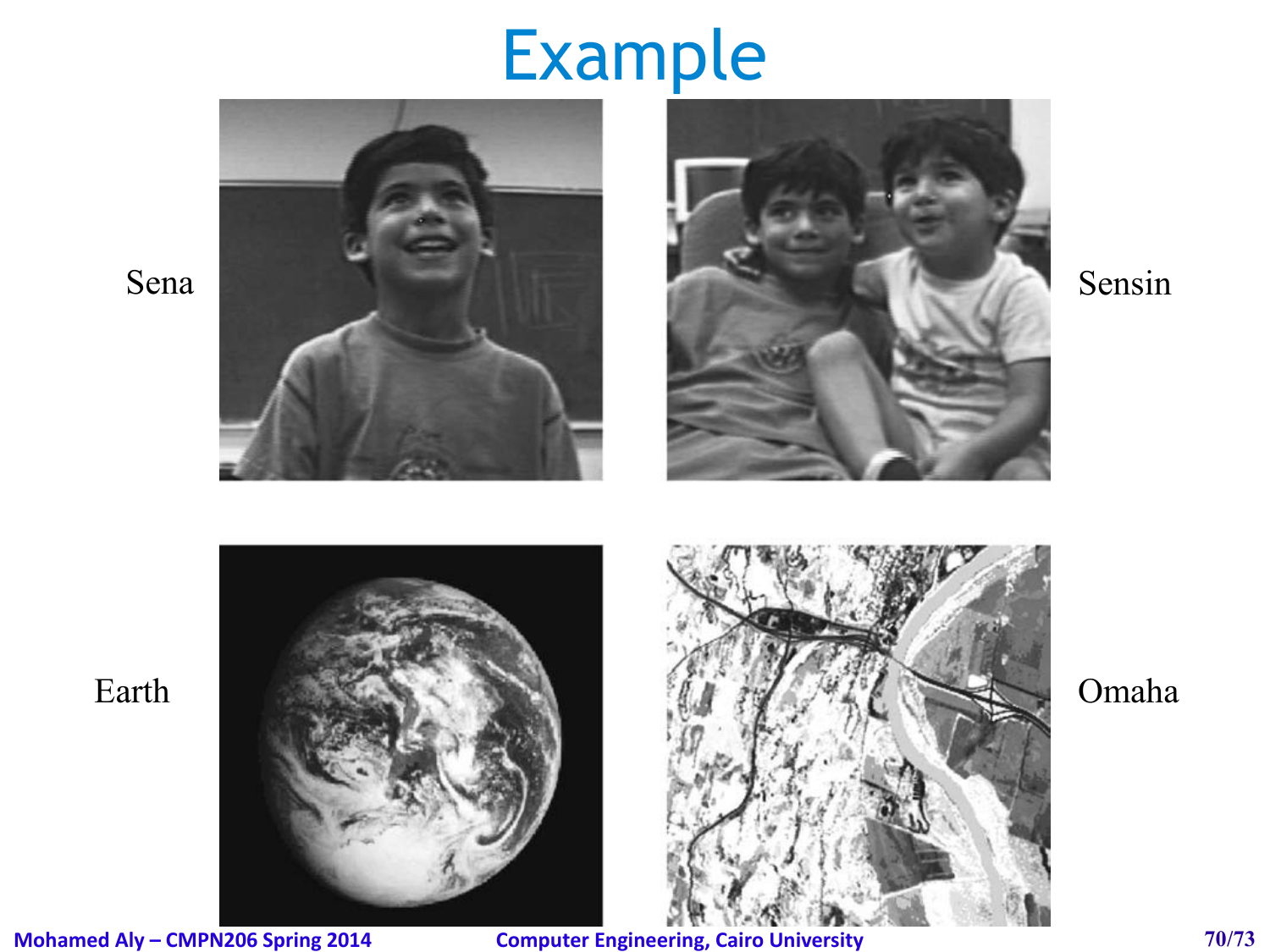# Example

Sena

Sensin

Earth

Omaha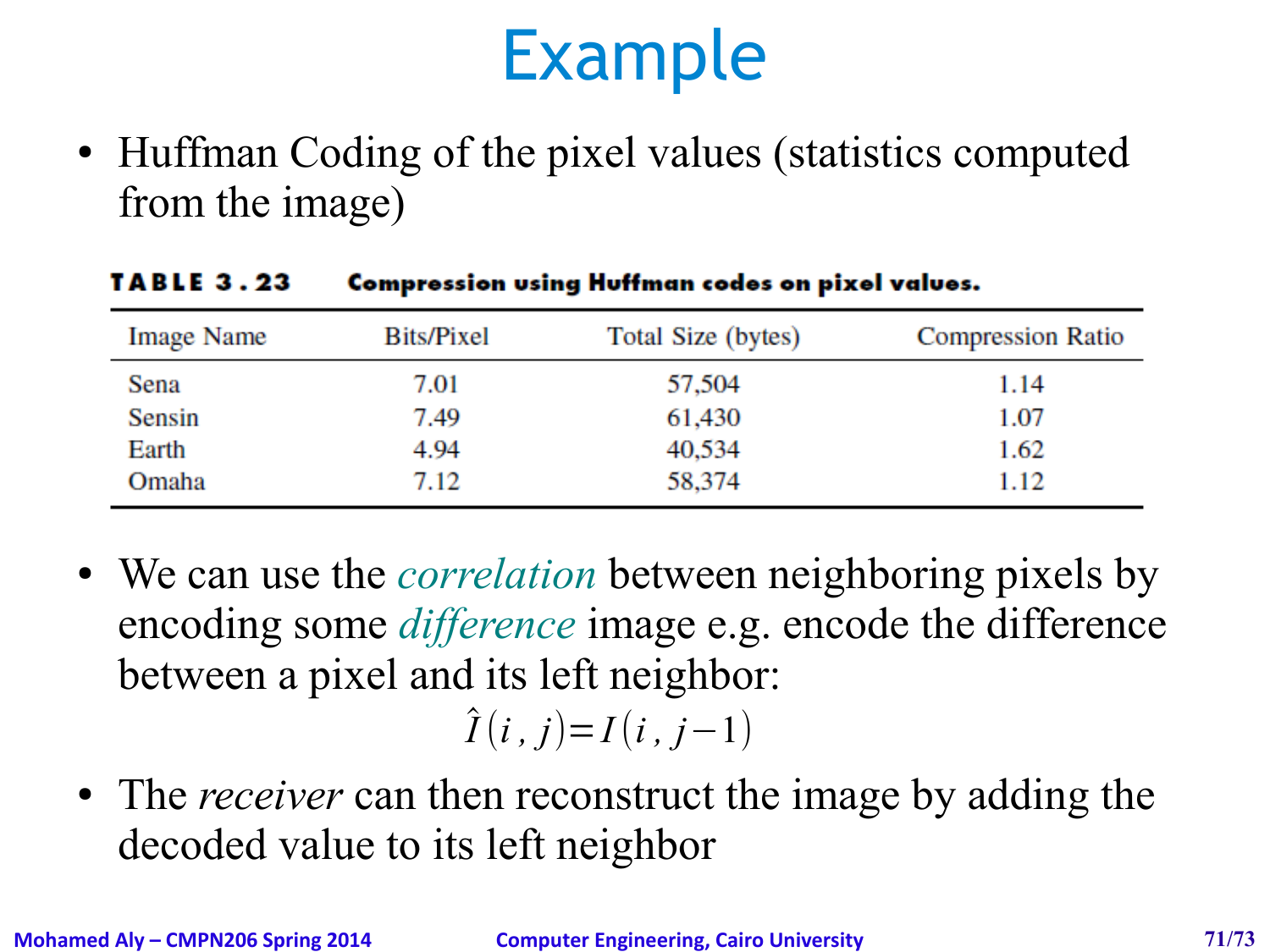# Example

- Huffman Coding of the pixel values (statistics computed from the image)

**TABLE 3.23 Compression using Huffman codes on pixel values.**

| Image Name | Bits/Pixel | Total Size (bytes) | Compression Ratio |
|---|---|---|---|
| Sena | 7.01 | 57,504 | 1.14 |
| Sensin | 7.49 | 61,430 | 1.07 |
| Earth | 4.94 | 40,534 | 1.62 |
| Omaha | 7.12 | 58,374 | 1.12 |

- We can use the *correlation* between neighboring pixels by encoding some *difference* image e.g. encode the difference between a pixel and its left neighbor:

$$\hat{I}(i,j) = I(i,j-1)$$

- The *receiver* can then reconstruct the image by adding the decoded value to its left neighbor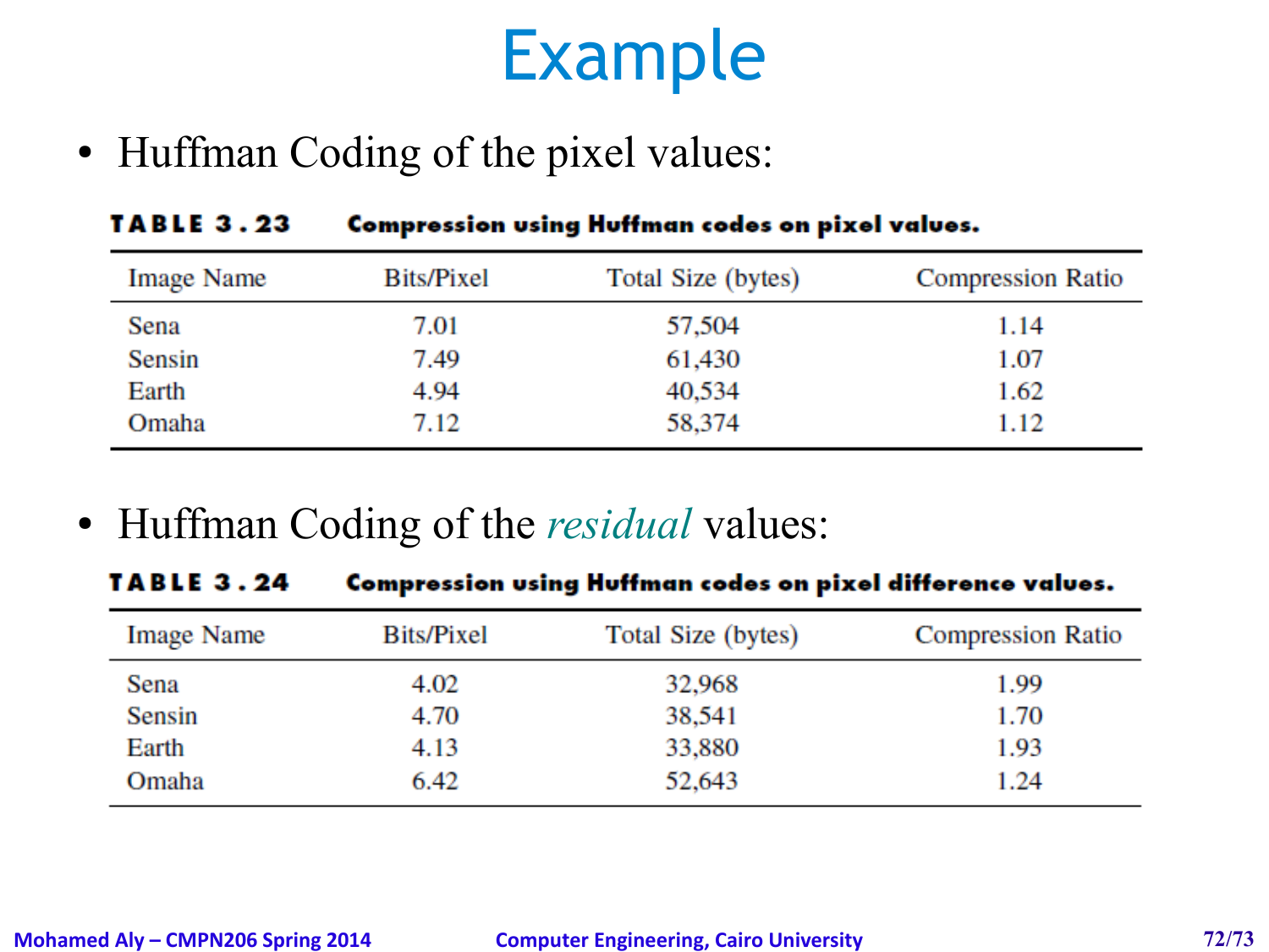# Example

- Huffman Coding of the pixel values:

**TABLE 3.23** **Compression using Huffman codes on pixel values.**

| Image Name | Bits/Pixel | Total Size (bytes) | Compression Ratio |
|---|---|---|---|
| Sena | 7.01 | 57,504 | 1.14 |
| Sensin | 7.49 | 61,430 | 1.07 |
| Earth | 4.94 | 40,534 | 1.62 |
| Omaha | 7.12 | 58,374 | 1.12 |

- Huffman Coding of the *residual* values:

**TABLE 3.24** **Compression using Huffman codes on pixel difference values.**

| Image Name | Bits/Pixel | Total Size (bytes) | Compression Ratio |
|---|---|---|---|
| Sena | 4.02 | 32,968 | 1.99 |
| Sensin | 4.70 | 38,541 | 1.70 |
| Earth | 4.13 | 33,880 | 1.93 |
| Omaha | 6.42 | 52,643 | 1.24 |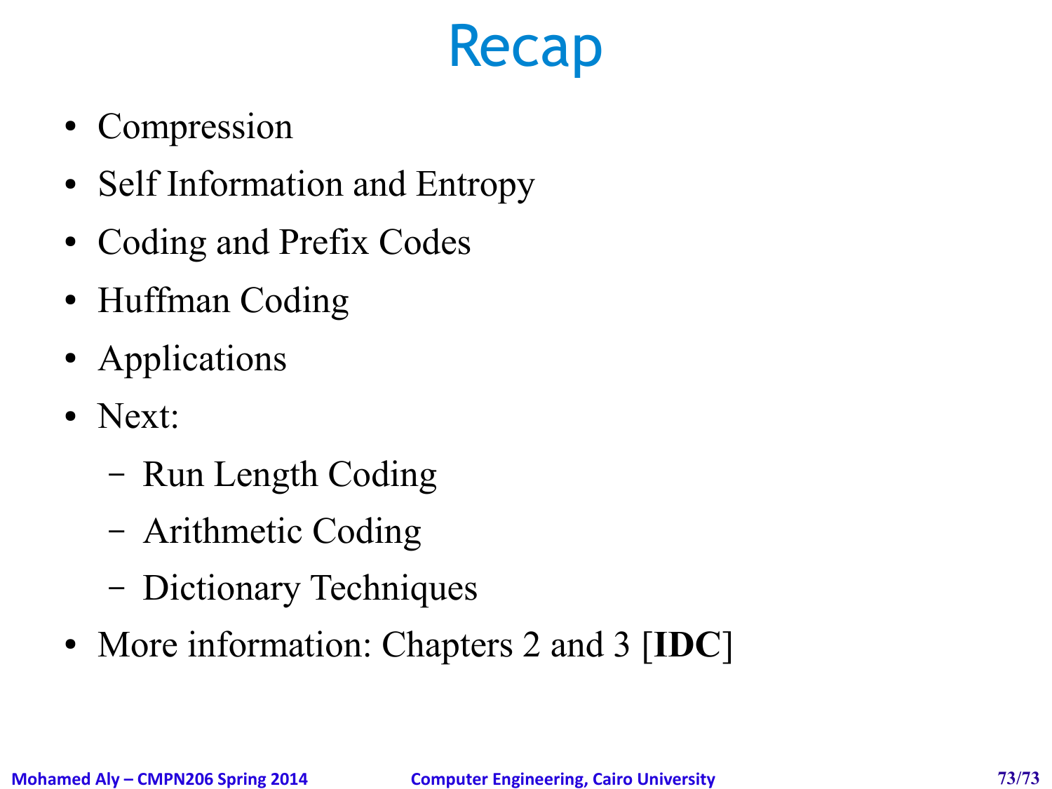# Recap

- Compression
- Self Information and Entropy
- Coding and Prefix Codes
- Huffman Coding
- Applications
- Next:
  - Run Length Coding
  - Arithmetic Coding
  - Dictionary Techniques
- More information: Chapters 2 and 3 [**IDC**]